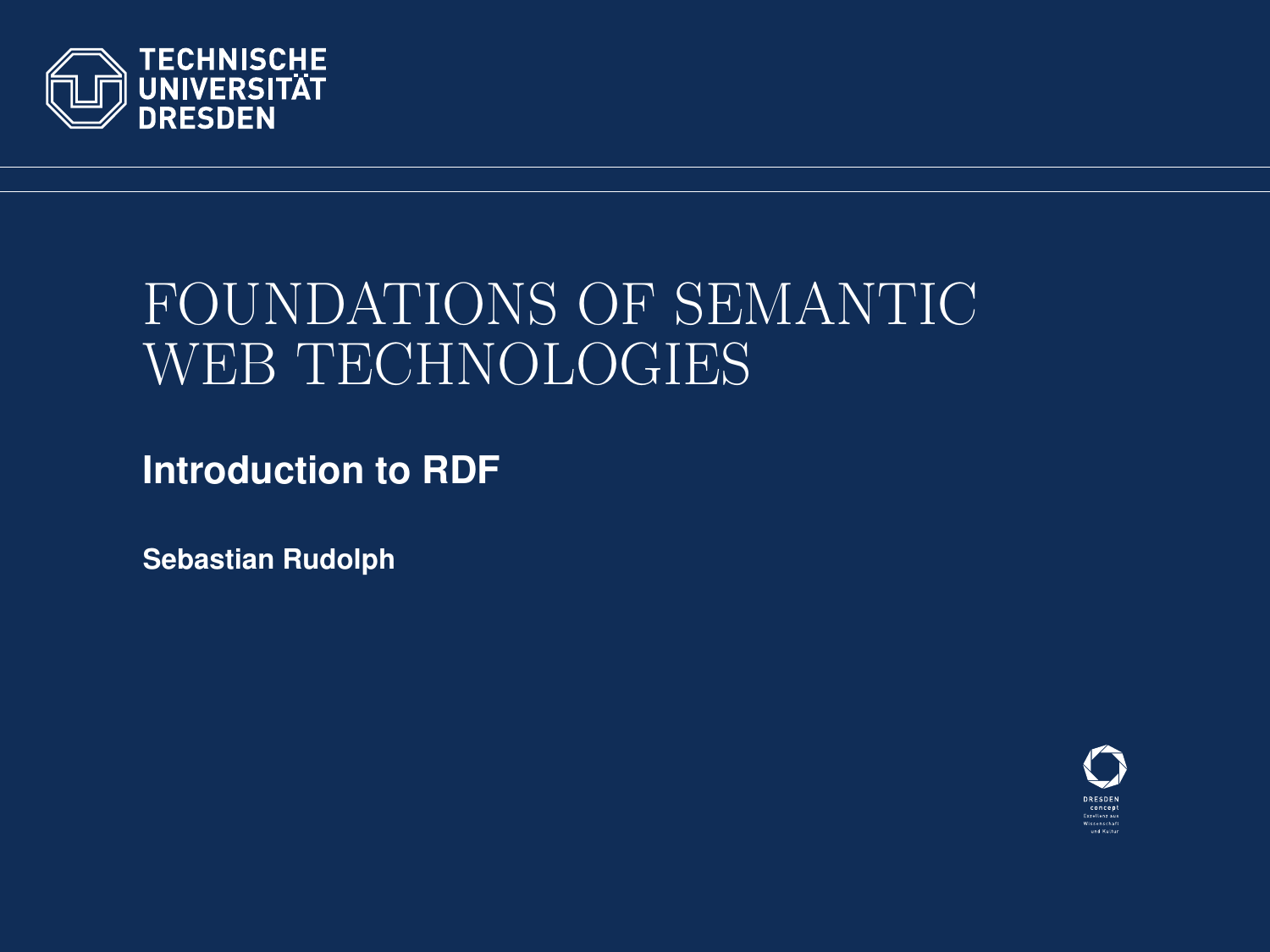TECHNISCHE UNIVERSITÄT DRESDEN

# FOUNDATIONS OF SEMANTIC WEB TECHNOLOGIES

## Introduction to RDF

**Sebastian Rudolph**

DRESDEN concept
Exzellenz aus Wissenschaft und Kultur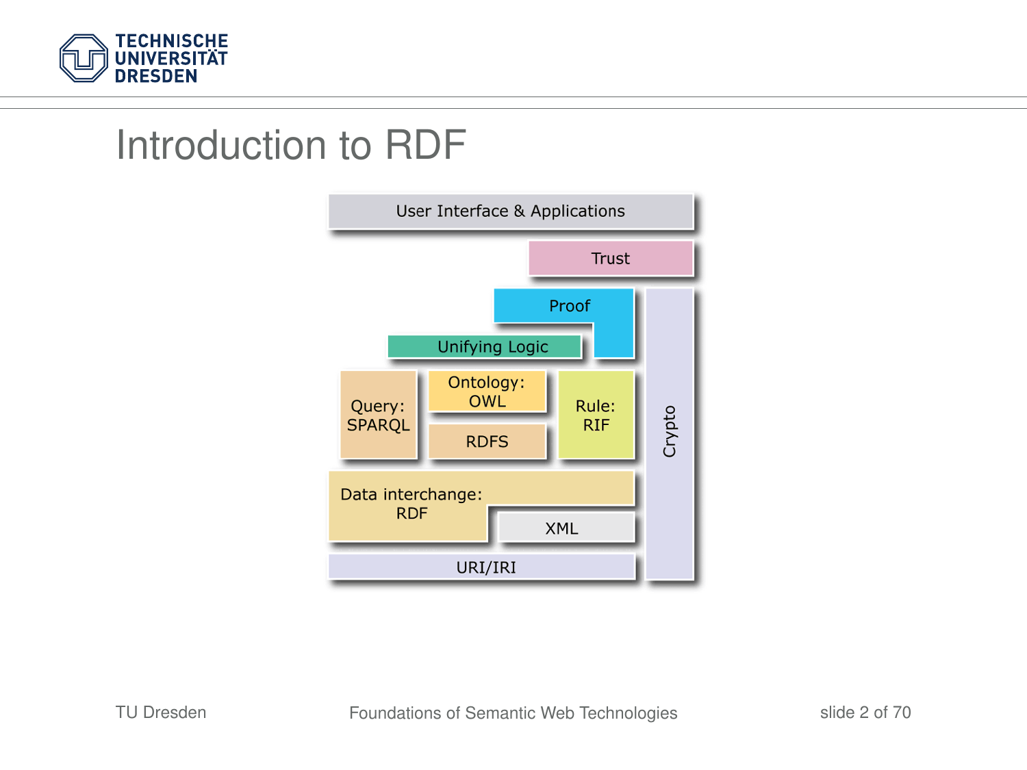# Introduction to RDF

User Interface & Applications

Trust

Proof

Unifying Logic

Query: SPARQL

Ontology: OWL

RDFS

Rule: RIF

Crypto

Data interchange: RDF

XML

URI/IRI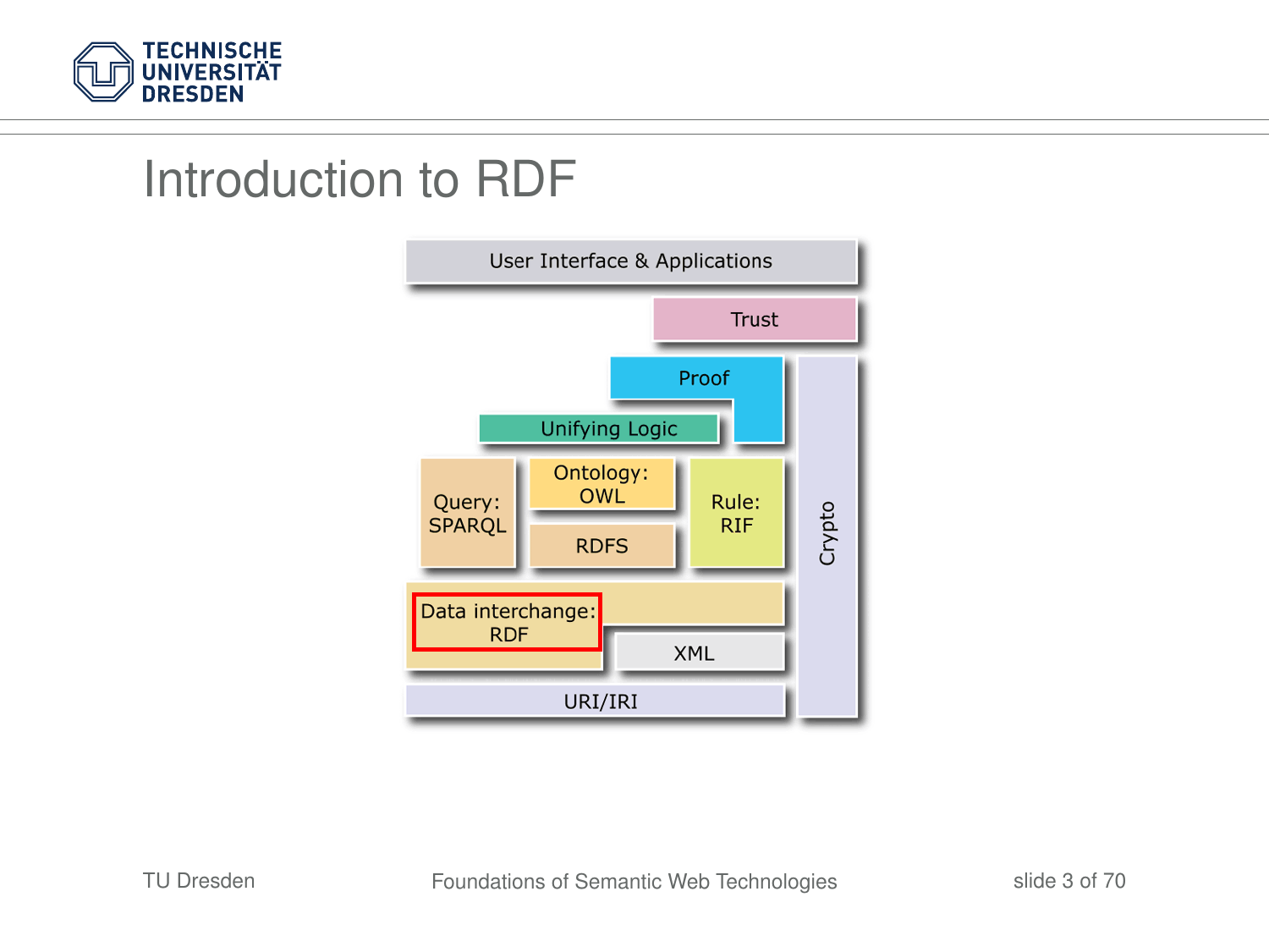# Introduction to RDF

User Interface & Applications

Trust

Proof

Unifying Logic

Query: SPARQL

Ontology: OWL

RDFS

Rule: RIF

Crypto

Data interchange: RDF

XML

URI/IRI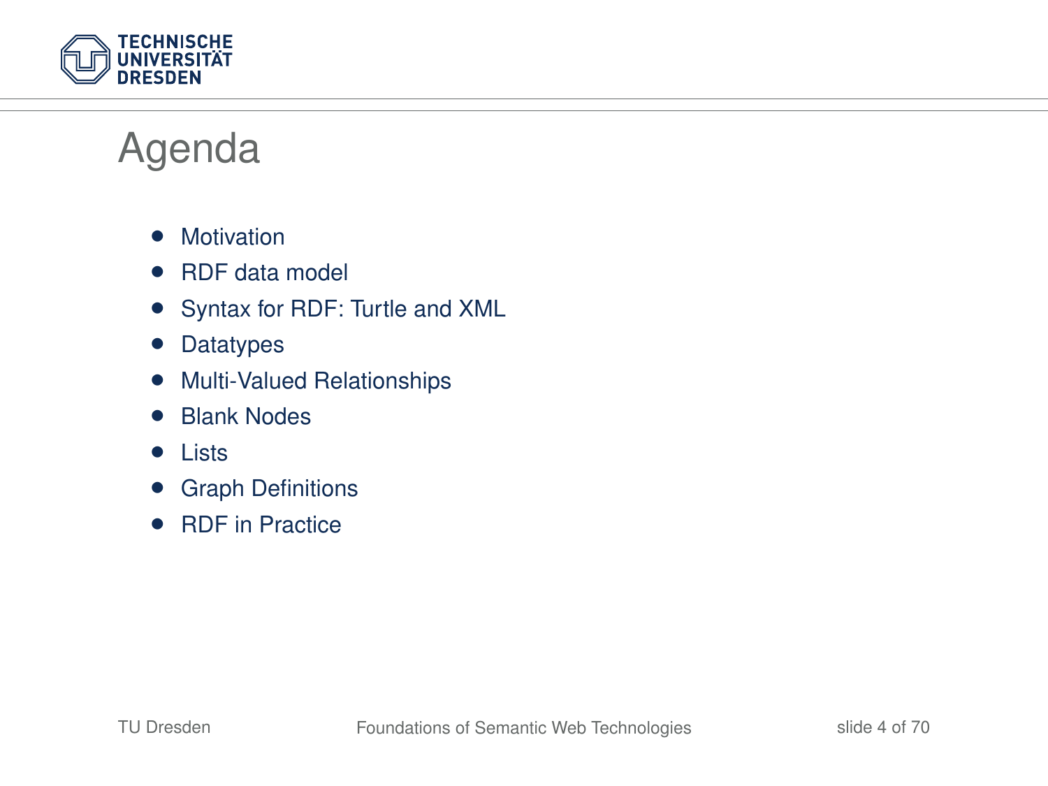# Agenda

- Motivation
- RDF data model
- Syntax for RDF: Turtle and XML
- Datatypes
- Multi-Valued Relationships
- Blank Nodes
- Lists
- Graph Definitions
- RDF in Practice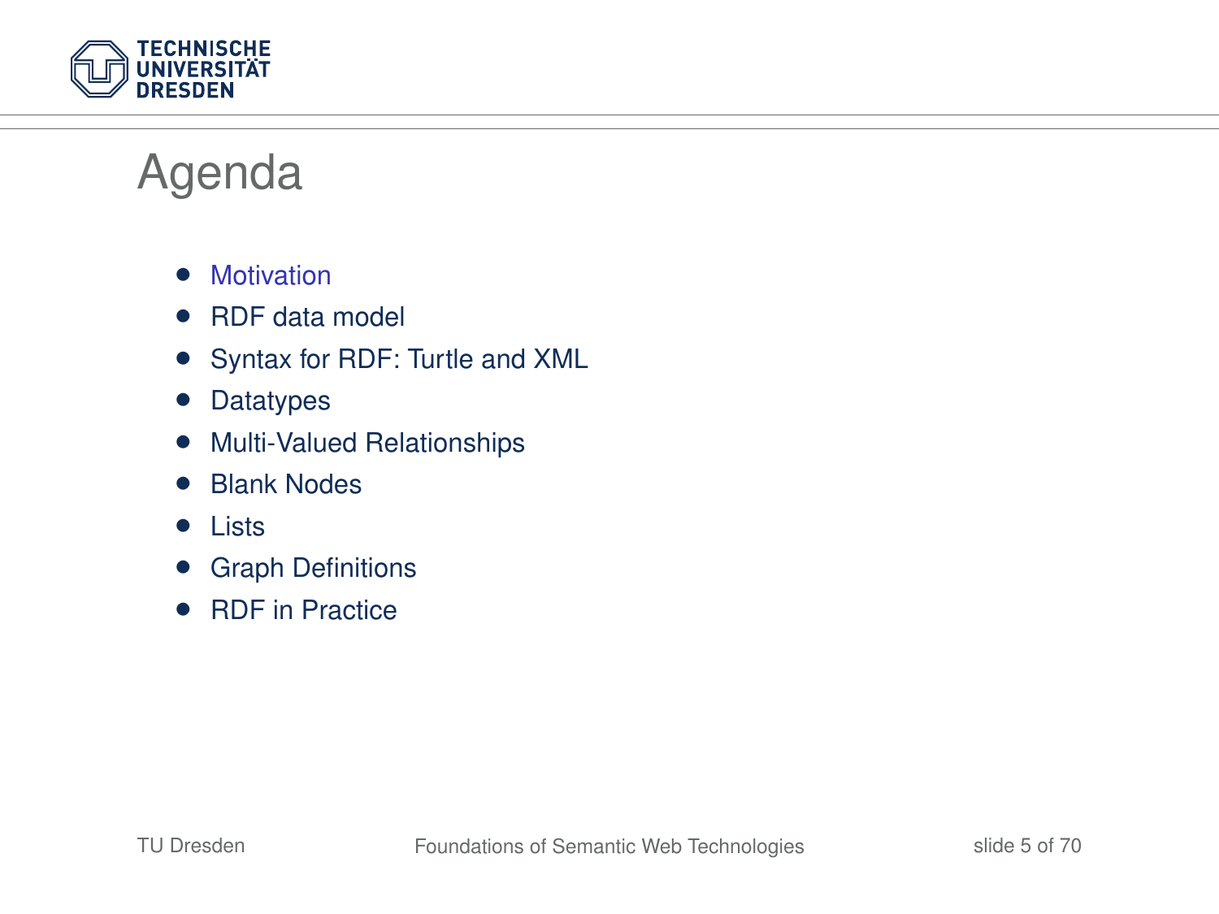# Agenda

- Motivation
- RDF data model
- Syntax for RDF: Turtle and XML
- Datatypes
- Multi-Valued Relationships
- Blank Nodes
- Lists
- Graph Definitions
- RDF in Practice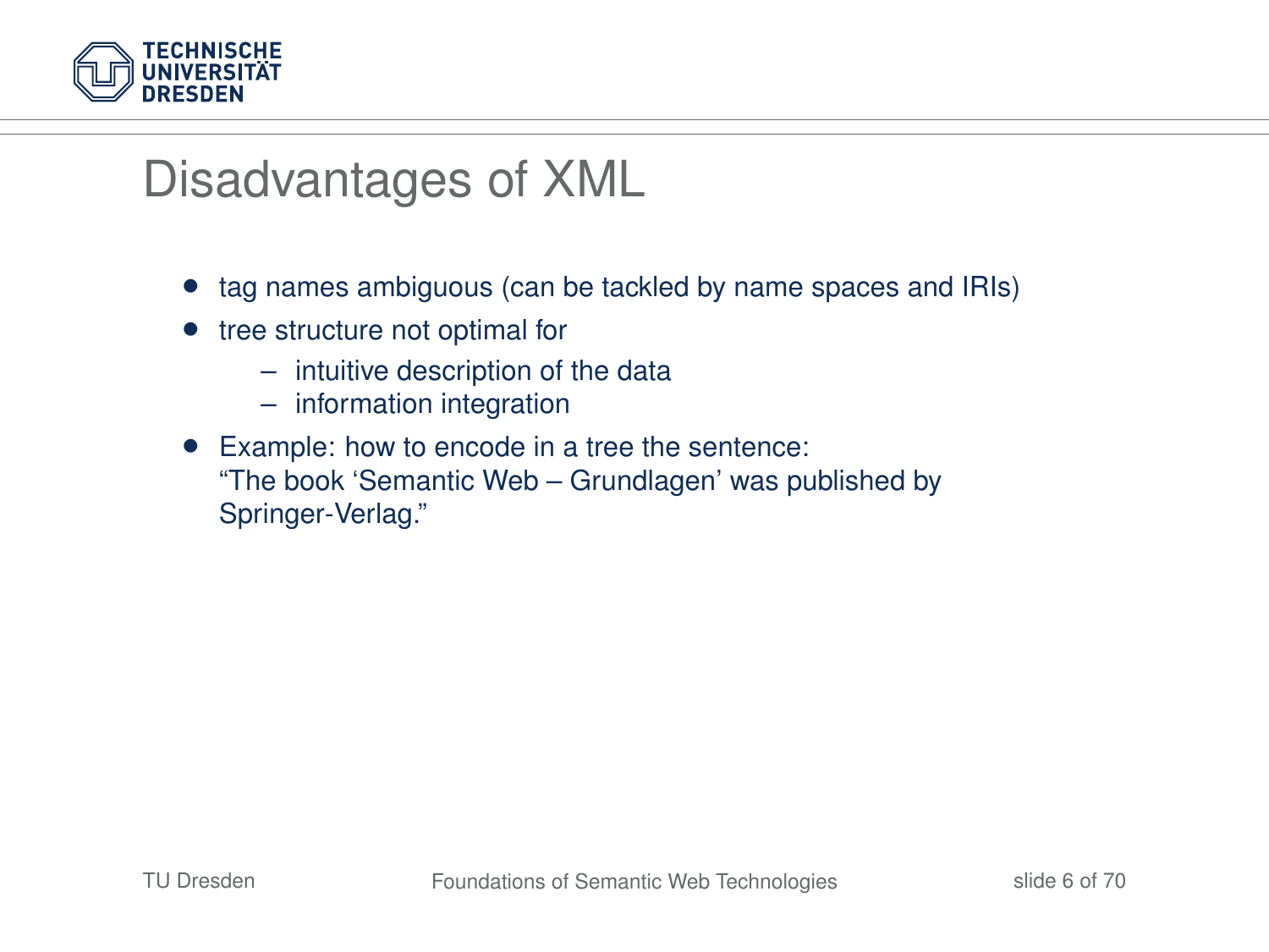# Disadvantages of XML

- tag names ambiguous (can be tackled by name spaces and IRIs)
- tree structure not optimal for
  - intuitive description of the data
  - information integration
- Example: how to encode in a tree the sentence:
  "The book 'Semantic Web – Grundlagen' was published by Springer-Verlag."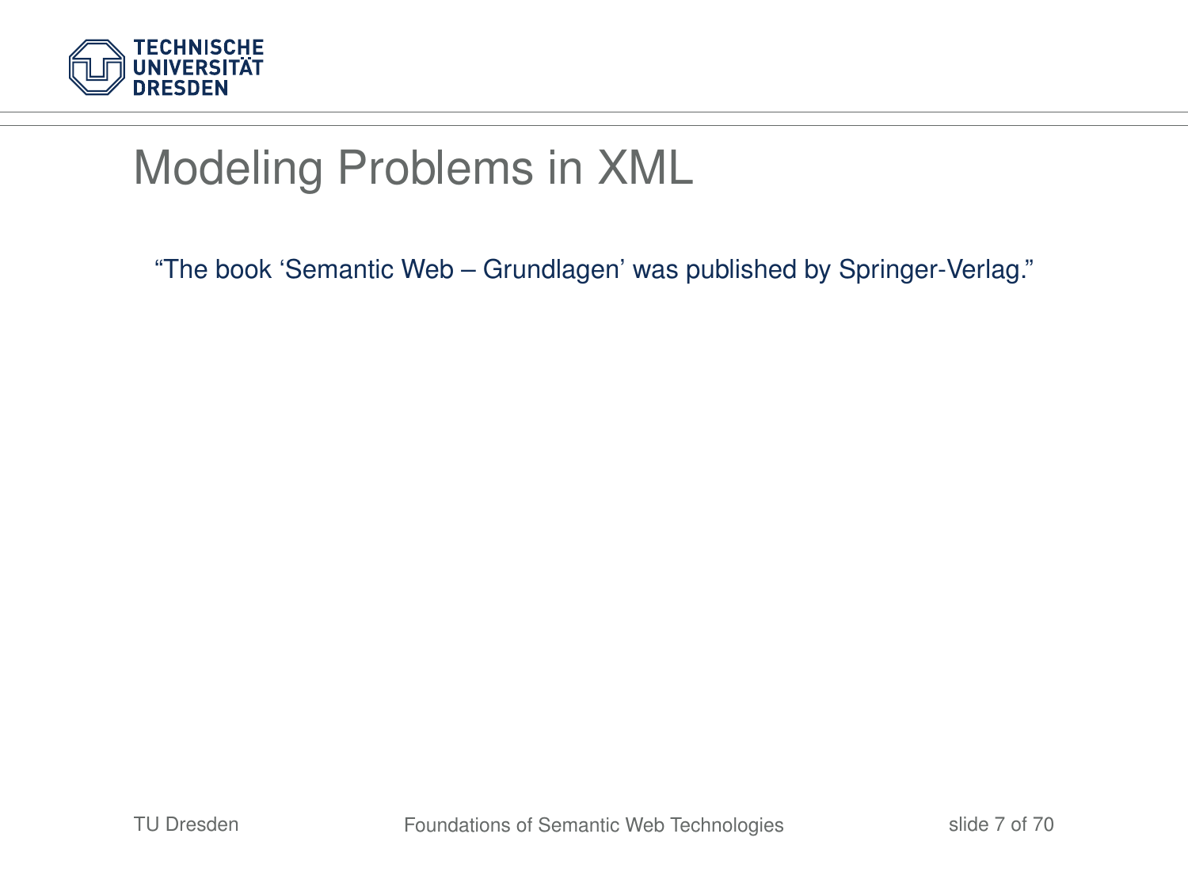# Modeling Problems in XML

"The book 'Semantic Web – Grundlagen' was published by Springer-Verlag."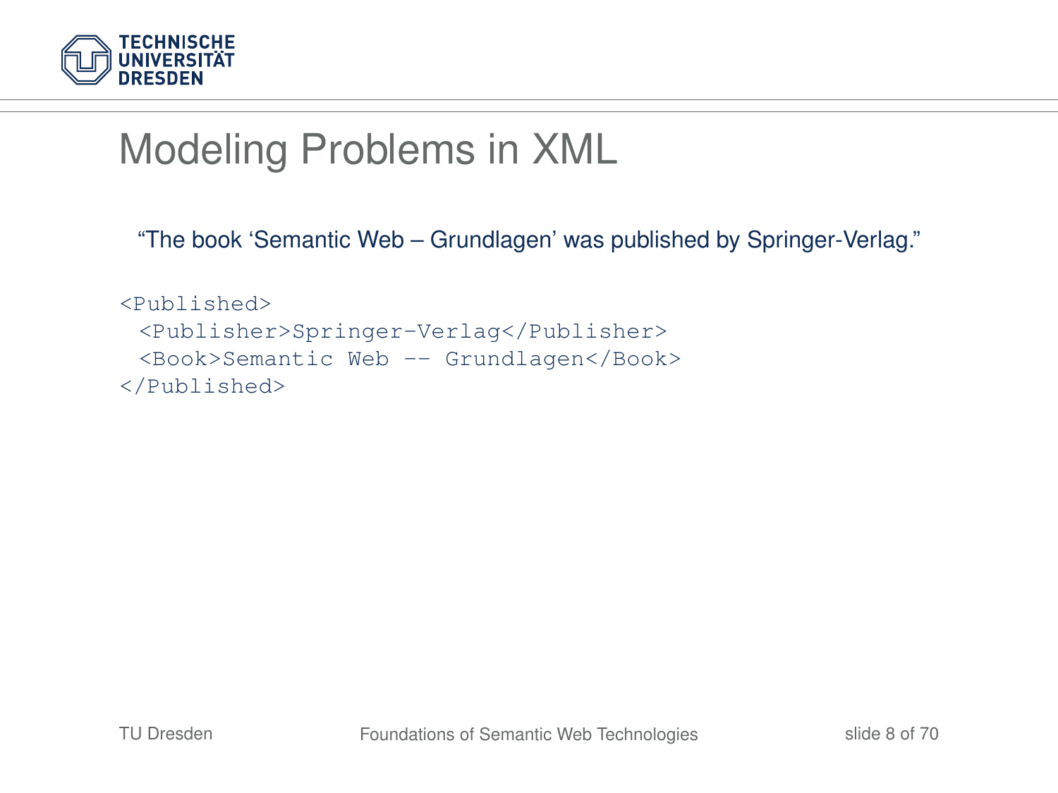# Modeling Problems in XML

"The book 'Semantic Web – Grundlagen' was published by Springer-Verlag."

```
<Published>
 <Publisher>Springer-Verlag</Publisher>
 <Book>Semantic Web -- Grundlagen</Book>
</Published>
```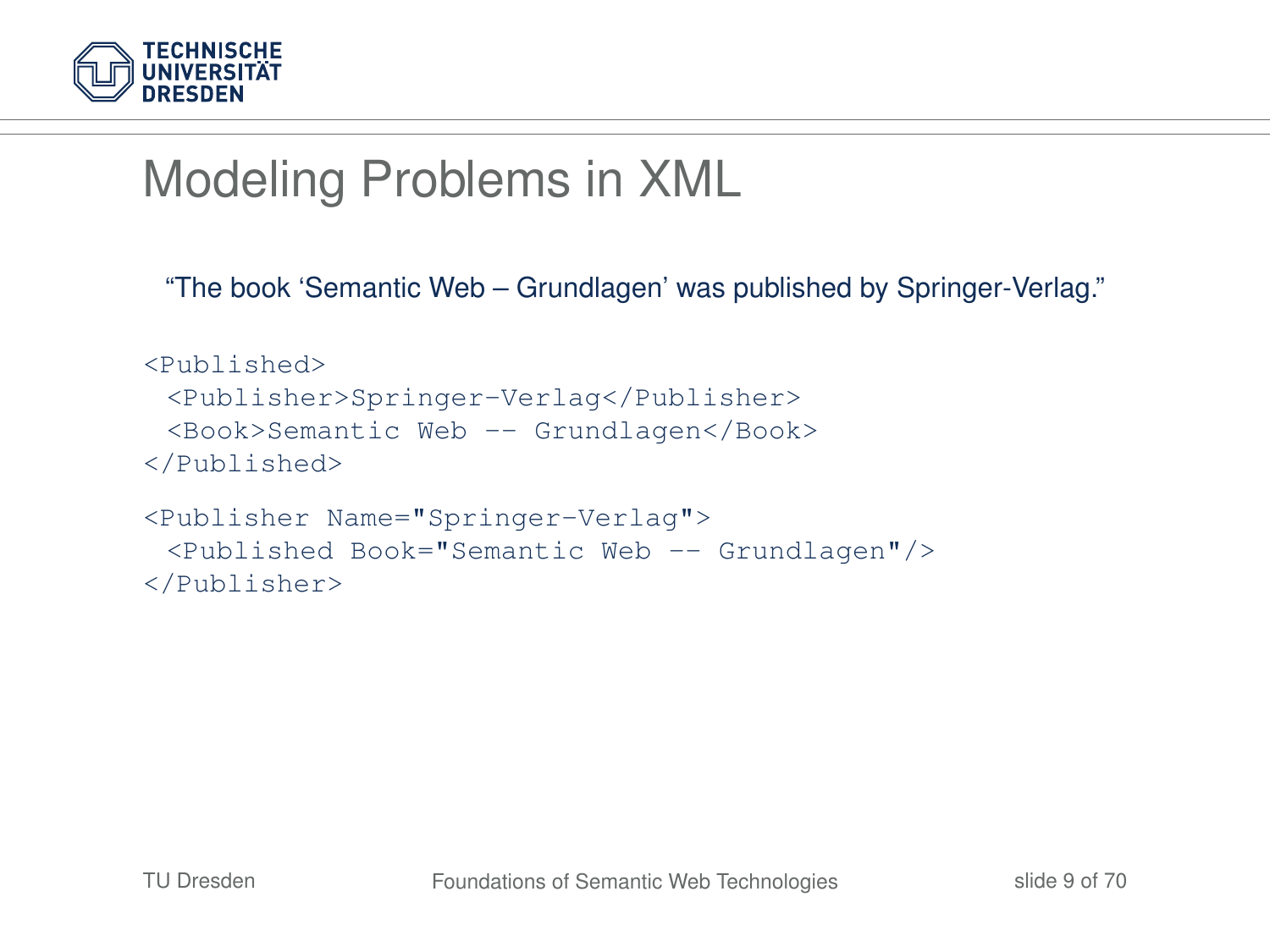# Modeling Problems in XML

"The book 'Semantic Web – Grundlagen' was published by Springer-Verlag."

```
<Published>
 <Publisher>Springer-Verlag</Publisher>
 <Book>Semantic Web -- Grundlagen</Book>
</Published>
```

```
<Publisher Name="Springer-Verlag">
 <Published Book="Semantic Web -- Grundlagen"/>
</Publisher>
```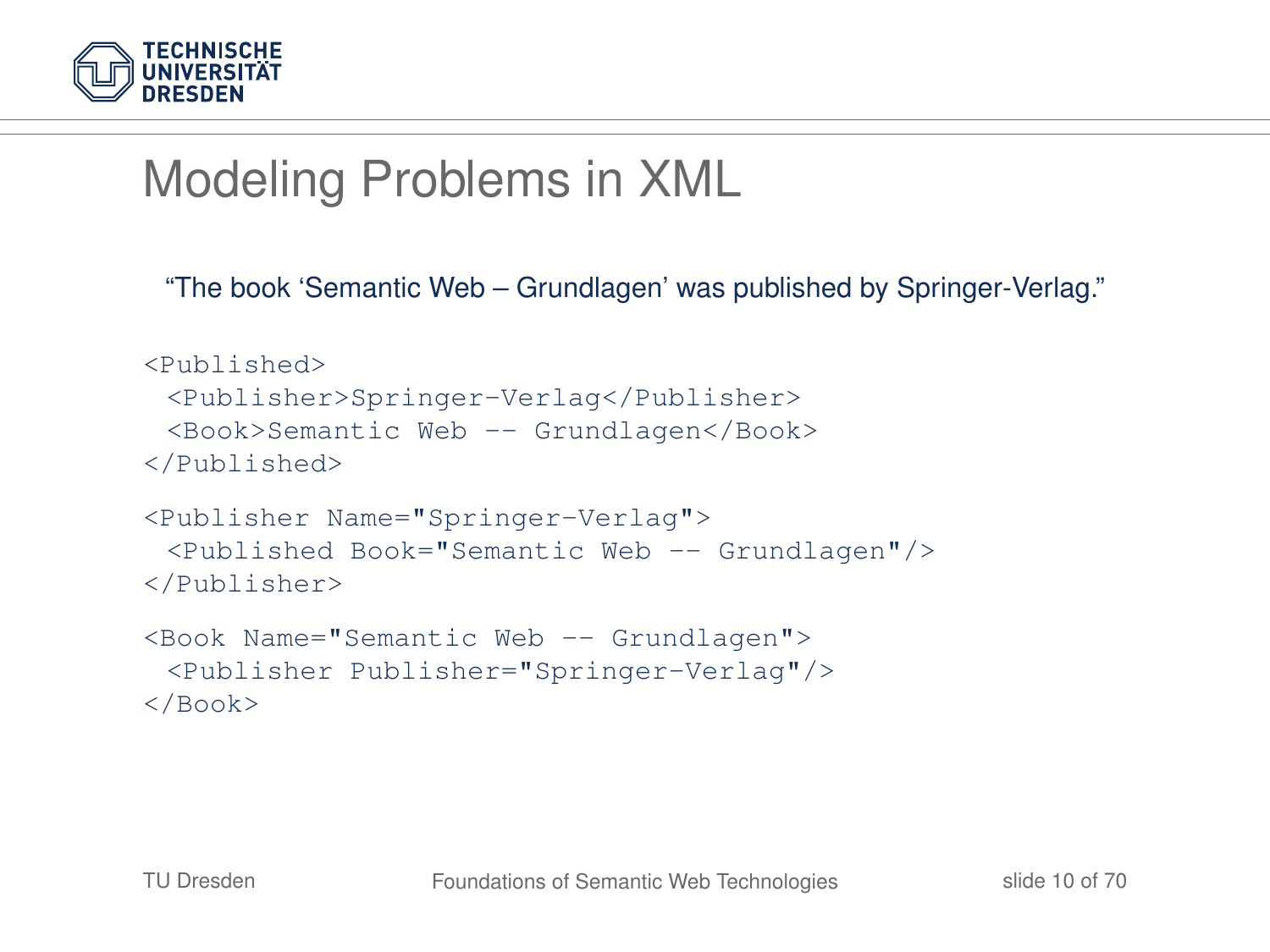# Modeling Problems in XML

"The book 'Semantic Web – Grundlagen' was published by Springer-Verlag."

```
<Published>
 <Publisher>Springer-Verlag</Publisher>
 <Book>Semantic Web -- Grundlagen</Book>
</Published>
```

```
<Publisher Name="Springer-Verlag">
 <Published Book="Semantic Web -- Grundlagen"/>
</Publisher>
```

```
<Book Name="Semantic Web -- Grundlagen">
 <Publisher Publisher="Springer-Verlag"/>
</Book>
```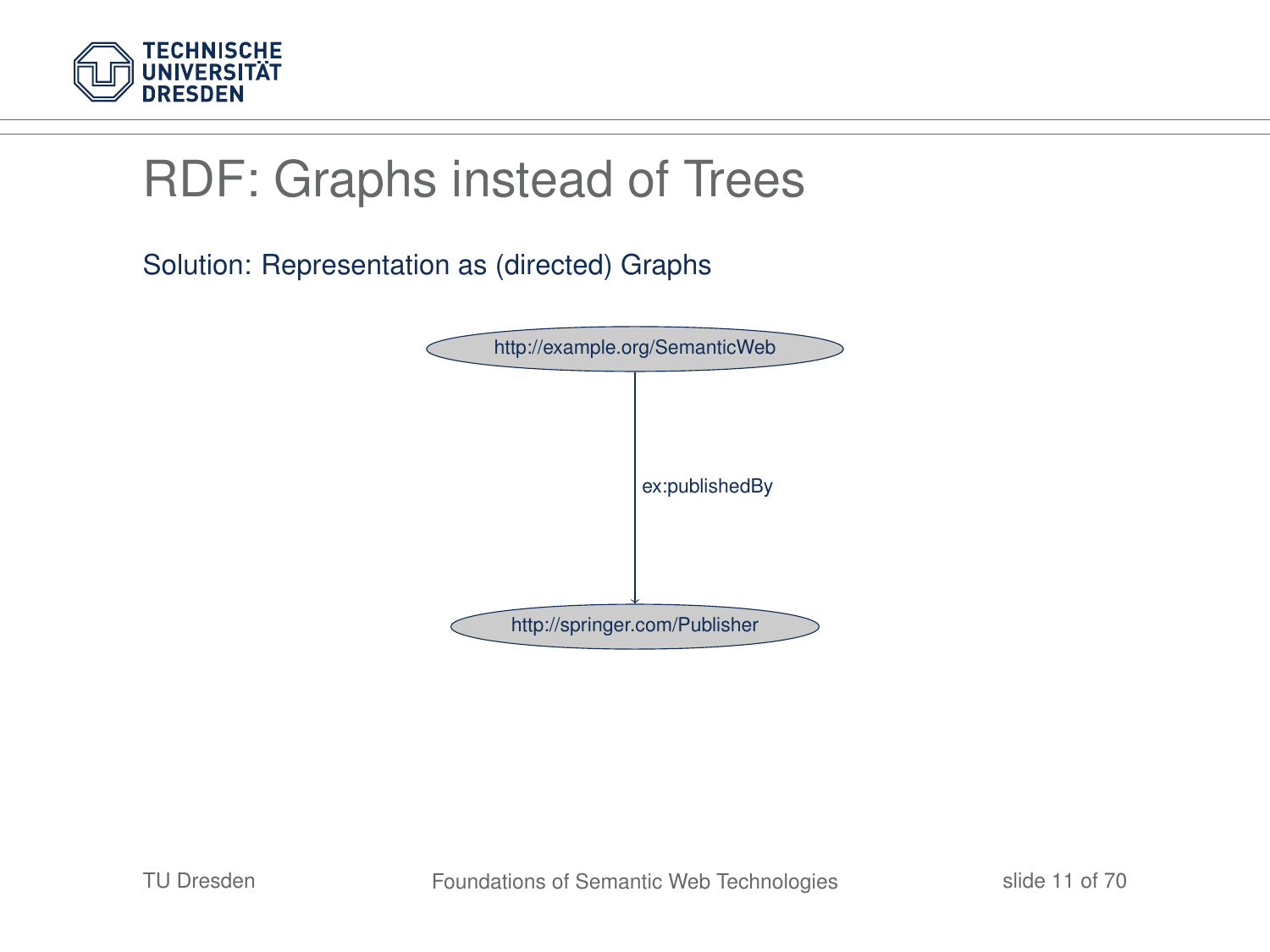# RDF: Graphs instead of Trees

Solution: Representation as (directed) Graphs

http://example.org/SemanticWeb

ex:publishedBy

http://springer.com/Publisher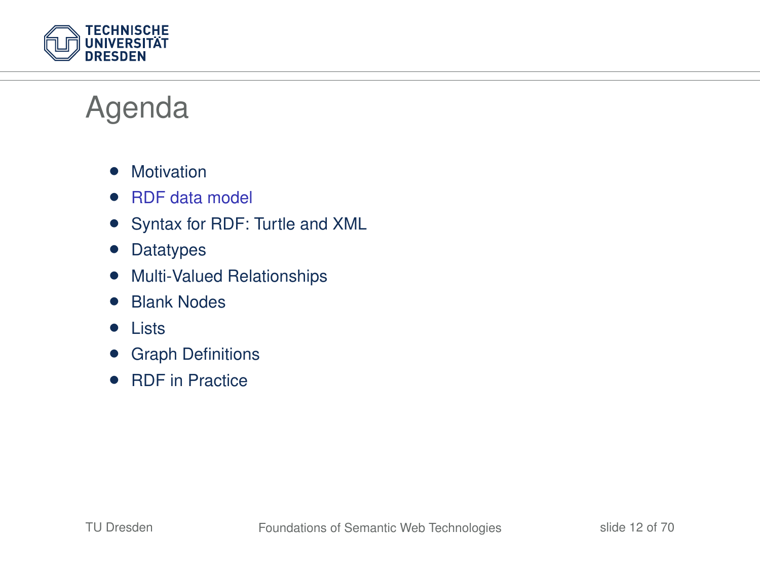# Agenda

- Motivation
- RDF data model
- Syntax for RDF: Turtle and XML
- Datatypes
- Multi-Valued Relationships
- Blank Nodes
- Lists
- Graph Definitions
- RDF in Practice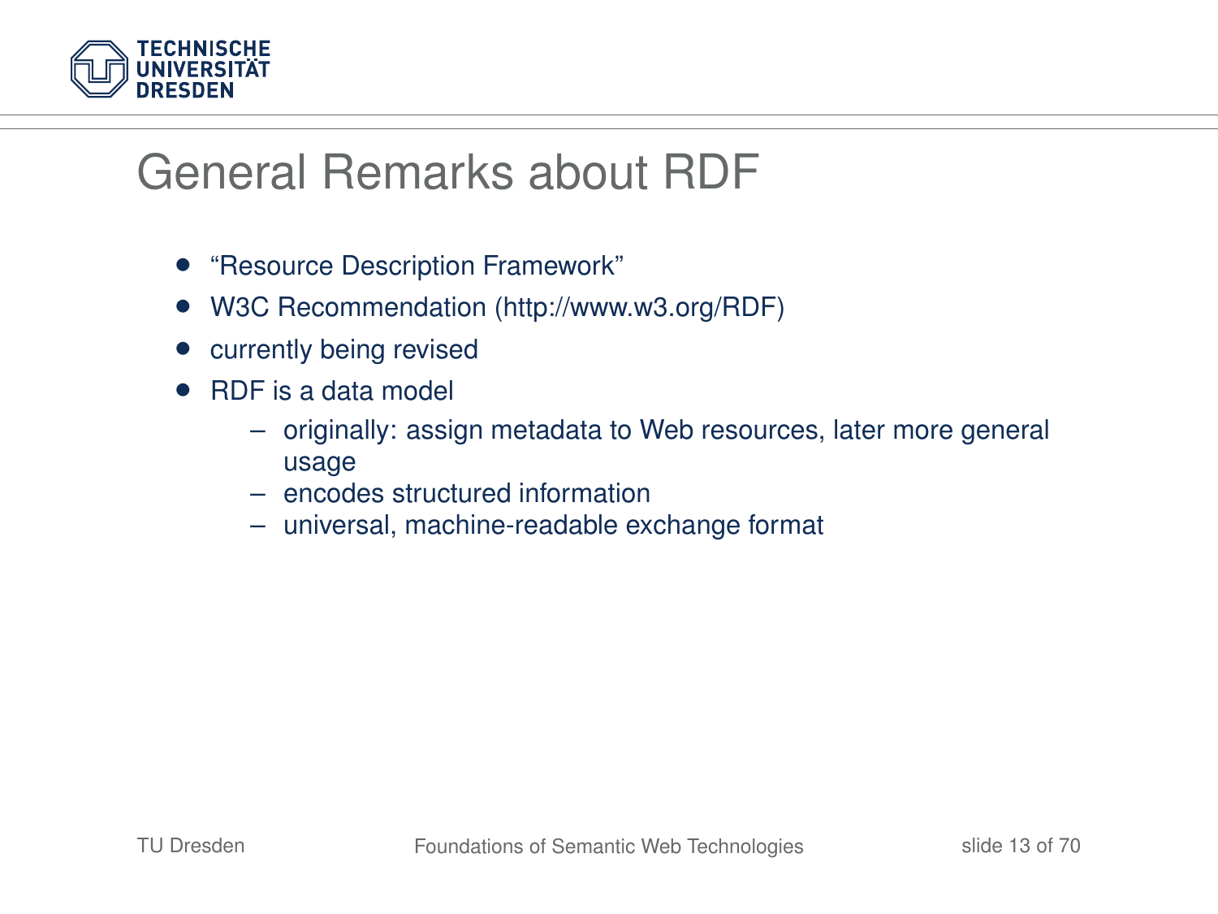# General Remarks about RDF

- "Resource Description Framework"
- W3C Recommendation (http://www.w3.org/RDF)
- currently being revised
- RDF is a data model
  - originally: assign metadata to Web resources, later more general usage
  - encodes structured information
  - universal, machine-readable exchange format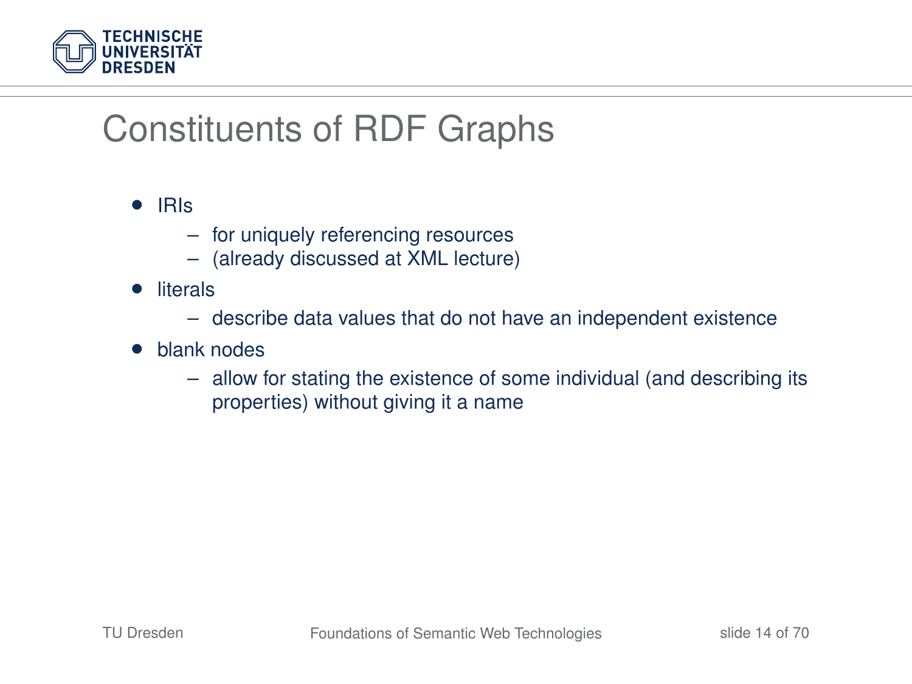# Constituents of RDF Graphs

- IRIs
  - for uniquely referencing resources
  - (already discussed at XML lecture)
- literals
  - describe data values that do not have an independent existence
- blank nodes
  - allow for stating the existence of some individual (and describing its properties) without giving it a name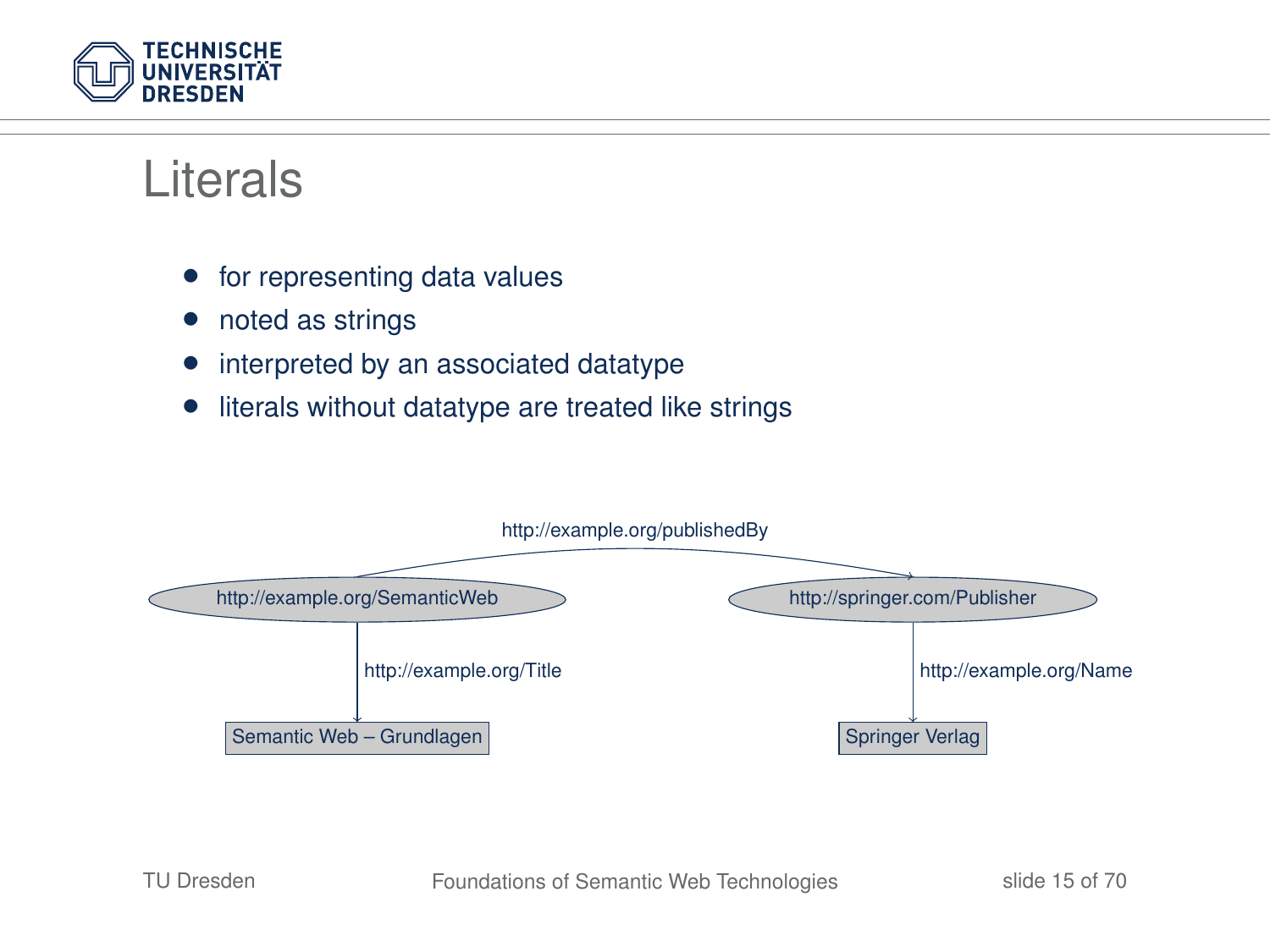# Literals

- for representing data values
- noted as strings
- interpreted by an associated datatype
- literals without datatype are treated like strings

http://example.org/publishedBy

http://example.org/SemanticWeb

http://springer.com/Publisher

http://example.org/Title

http://example.org/Name

Semantic Web – Grundlagen

Springer Verlag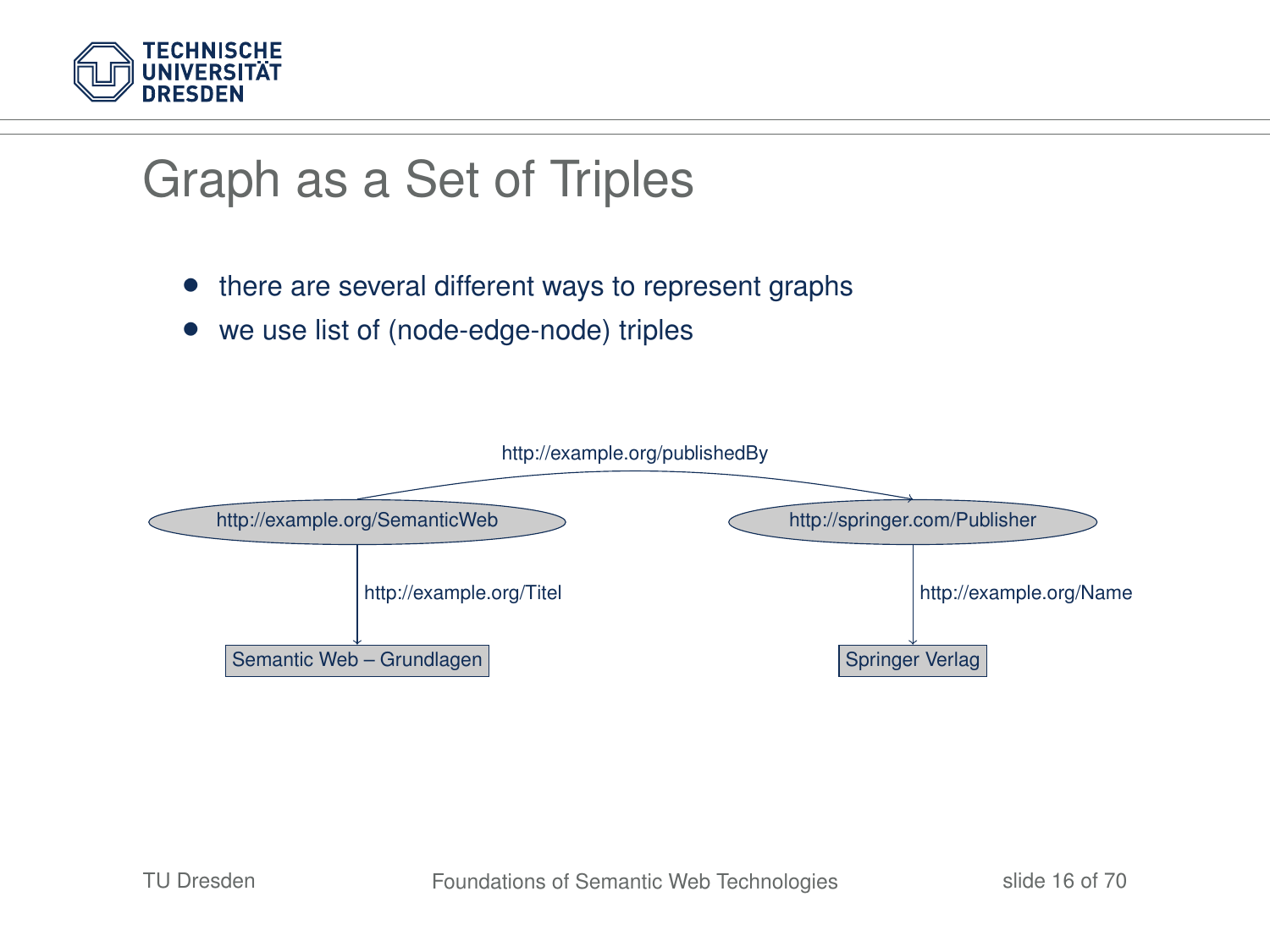# Graph as a Set of Triples

- there are several different ways to represent graphs
- we use list of (node-edge-node) triples

http://example.org/publishedBy

http://example.org/SemanticWeb

http://springer.com/Publisher

http://example.org/Titel

http://example.org/Name

Semantic Web – Grundlagen

Springer Verlag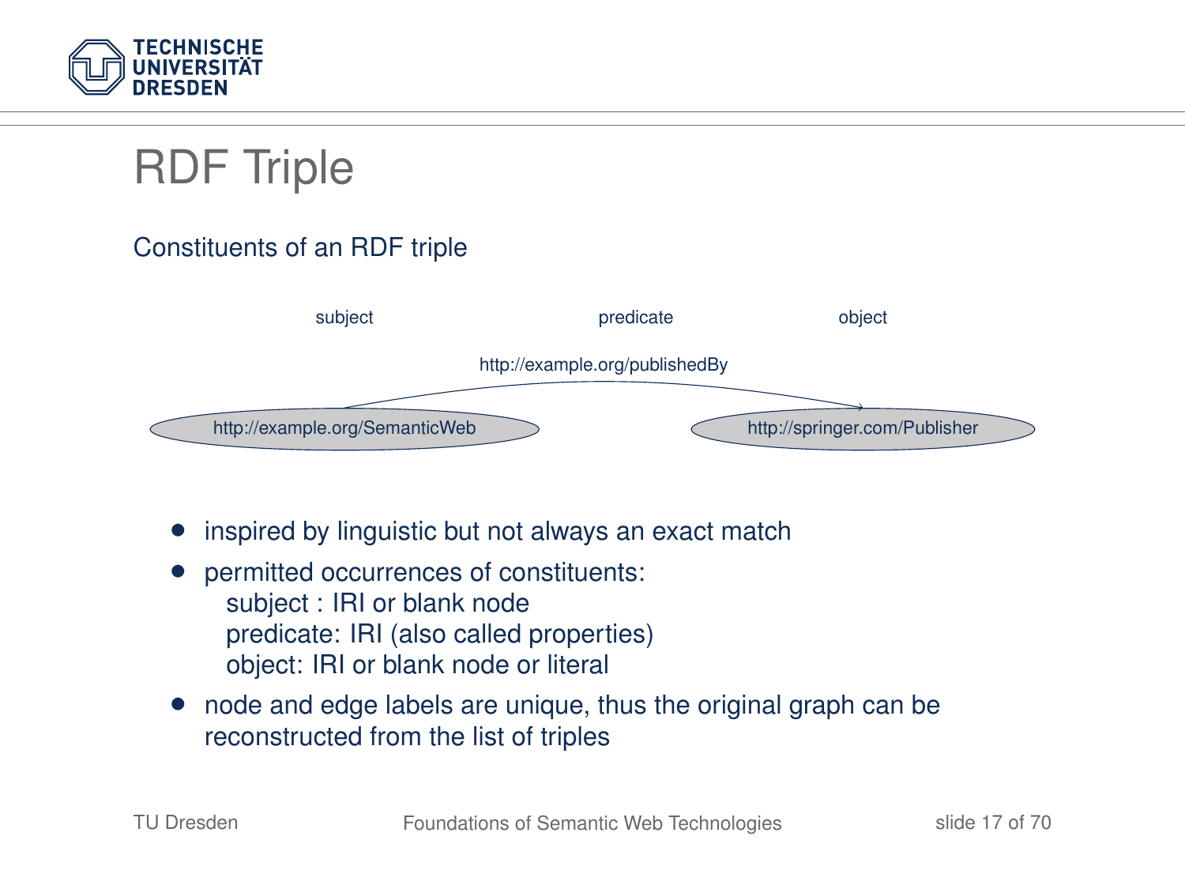# RDF Triple

Constituents of an RDF triple

subject — predicate — object

http://example.org/SemanticWeb — http://example.org/publishedBy → http://springer.com/Publisher

- inspired by linguistic but not always an exact match
- permitted occurrences of constituents:
  subject : IRI or blank node
  predicate: IRI (also called properties)
  object: IRI or blank node or literal
- node and edge labels are unique, thus the original graph can be reconstructed from the list of triples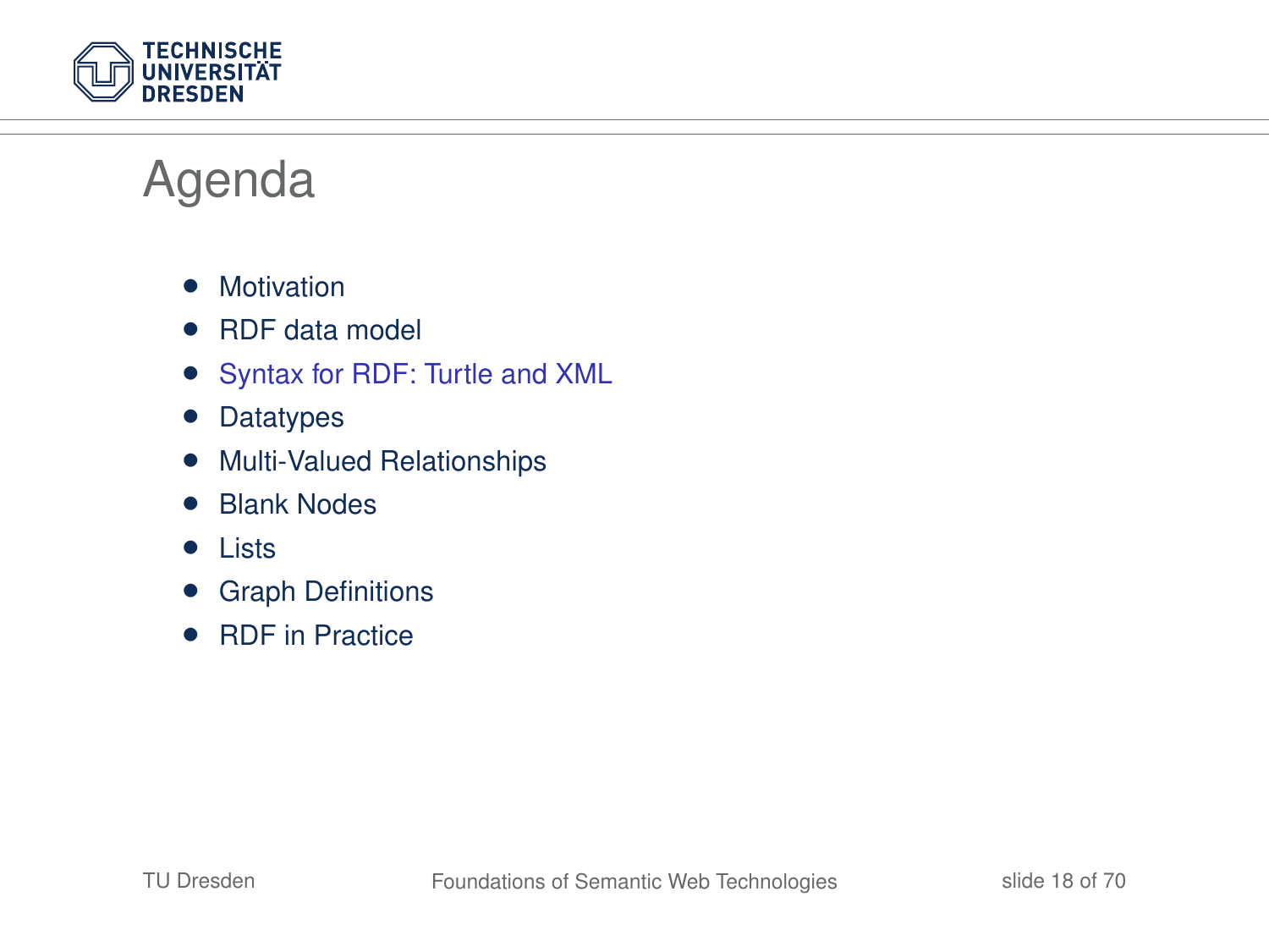# Agenda

- Motivation
- RDF data model
- Syntax for RDF: Turtle and XML
- Datatypes
- Multi-Valued Relationships
- Blank Nodes
- Lists
- Graph Definitions
- RDF in Practice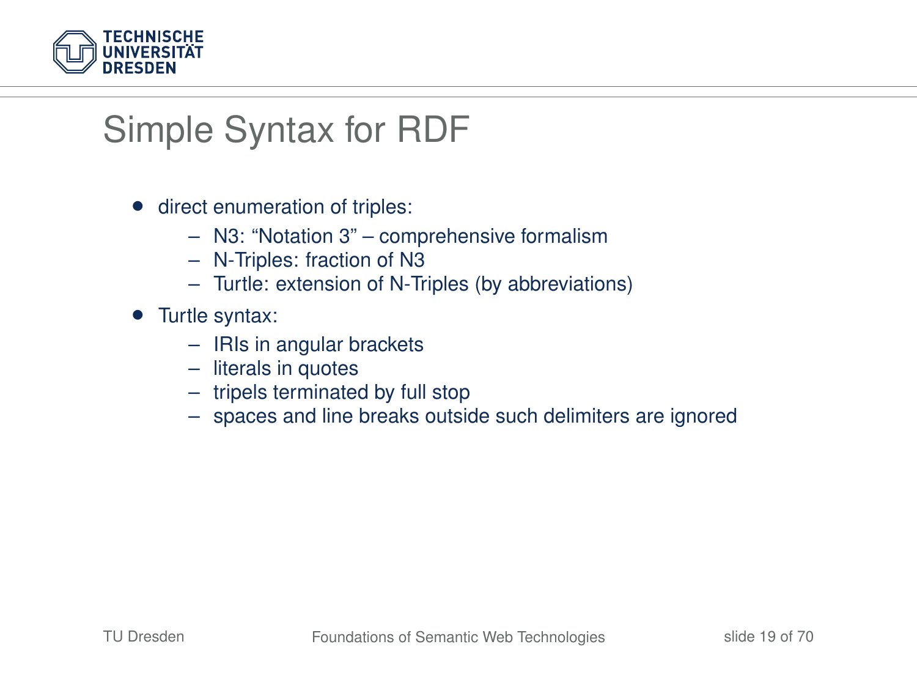# Simple Syntax for RDF

- direct enumeration of triples:
  - N3: “Notation 3” – comprehensive formalism
  - N-Triples: fraction of N3
  - Turtle: extension of N-Triples (by abbreviations)
- Turtle syntax:
  - IRIs in angular brackets
  - literals in quotes
  - tripels terminated by full stop
  - spaces and line breaks outside such delimiters are ignored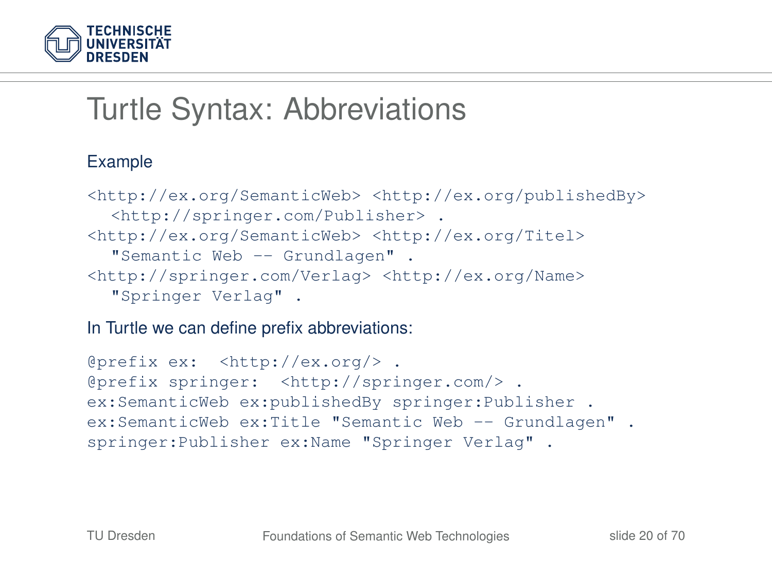# Turtle Syntax: Abbreviations

Example

```
<http://ex.org/SemanticWeb> <http://ex.org/publishedBy>
  <http://springer.com/Publisher> .
<http://ex.org/SemanticWeb> <http://ex.org/Titel>
  "Semantic Web -- Grundlagen" .
<http://springer.com/Verlag> <http://ex.org/Name>
  "Springer Verlag" .
```

In Turtle we can define prefix abbreviations:

```
@prefix ex:  <http://ex.org/> .
@prefix springer:  <http://springer.com/> .
ex:SemanticWeb ex:publishedBy springer:Publisher .
ex:SemanticWeb ex:Title "Semantic Web -- Grundlagen" .
springer:Publisher ex:Name "Springer Verlag" .
```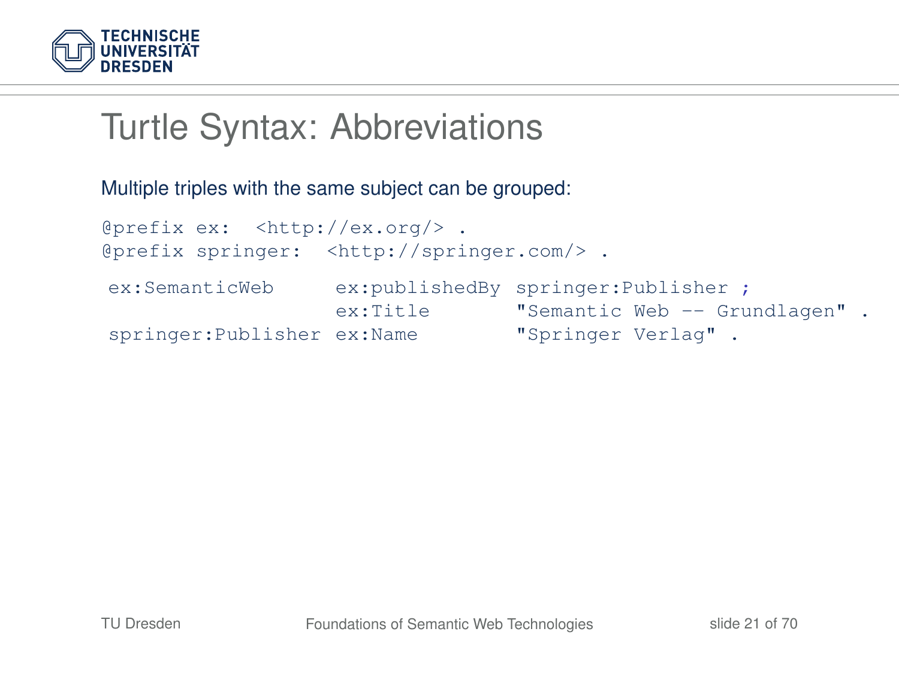# Turtle Syntax: Abbreviations

Multiple triples with the same subject can be grouped:

```
@prefix ex:  <http://ex.org/> .
@prefix springer:  <http://springer.com/> .

ex:SemanticWeb      ex:publishedBy springer:Publisher ;
                    ex:Title       "Semantic Web -- Grundlagen" .
springer:Publisher ex:Name        "Springer Verlag" .
```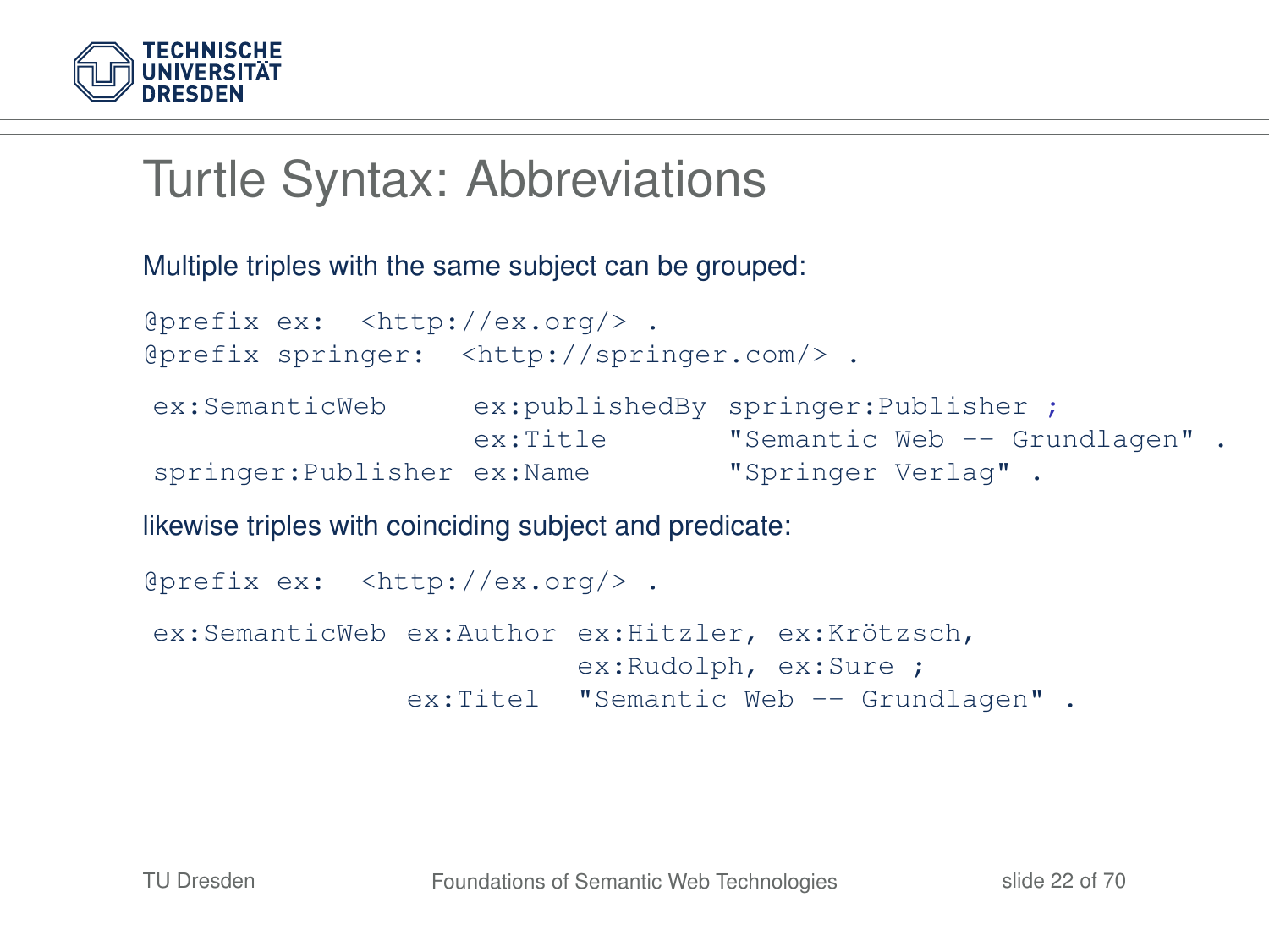# Turtle Syntax: Abbreviations

Multiple triples with the same subject can be grouped:

```
@prefix ex:  <http://ex.org/> .
@prefix springer:  <http://springer.com/> .

ex:SemanticWeb     ex:publishedBy springer:Publisher ;
                   ex:Title       "Semantic Web -- Grundlagen" .
springer:Publisher ex:Name        "Springer Verlag" .
```

likewise triples with coinciding subject and predicate:

```
@prefix ex:  <http://ex.org/> .

ex:SemanticWeb ex:Author ex:Hitzler, ex:Krötzsch,
                         ex:Rudolph, ex:Sure ;
               ex:Titel  "Semantic Web -- Grundlagen" .
```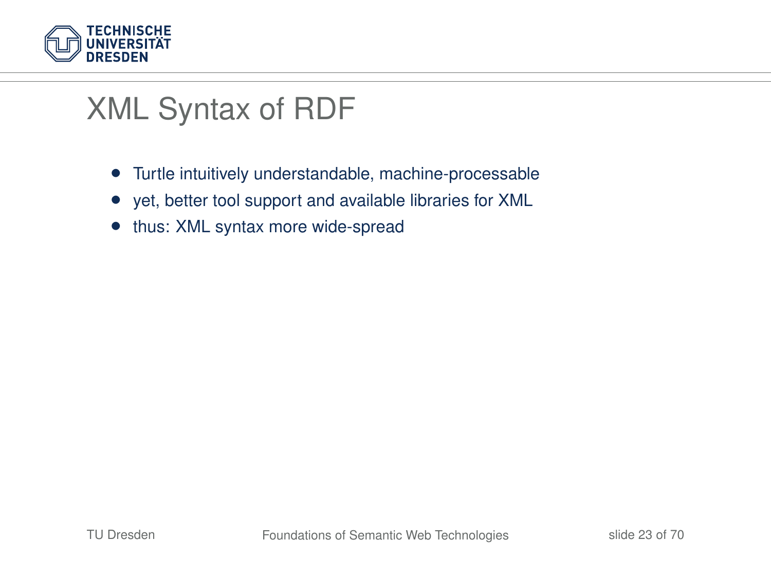# XML Syntax of RDF

- Turtle intuitively understandable, machine-processable
- yet, better tool support and available libraries for XML
- thus: XML syntax more wide-spread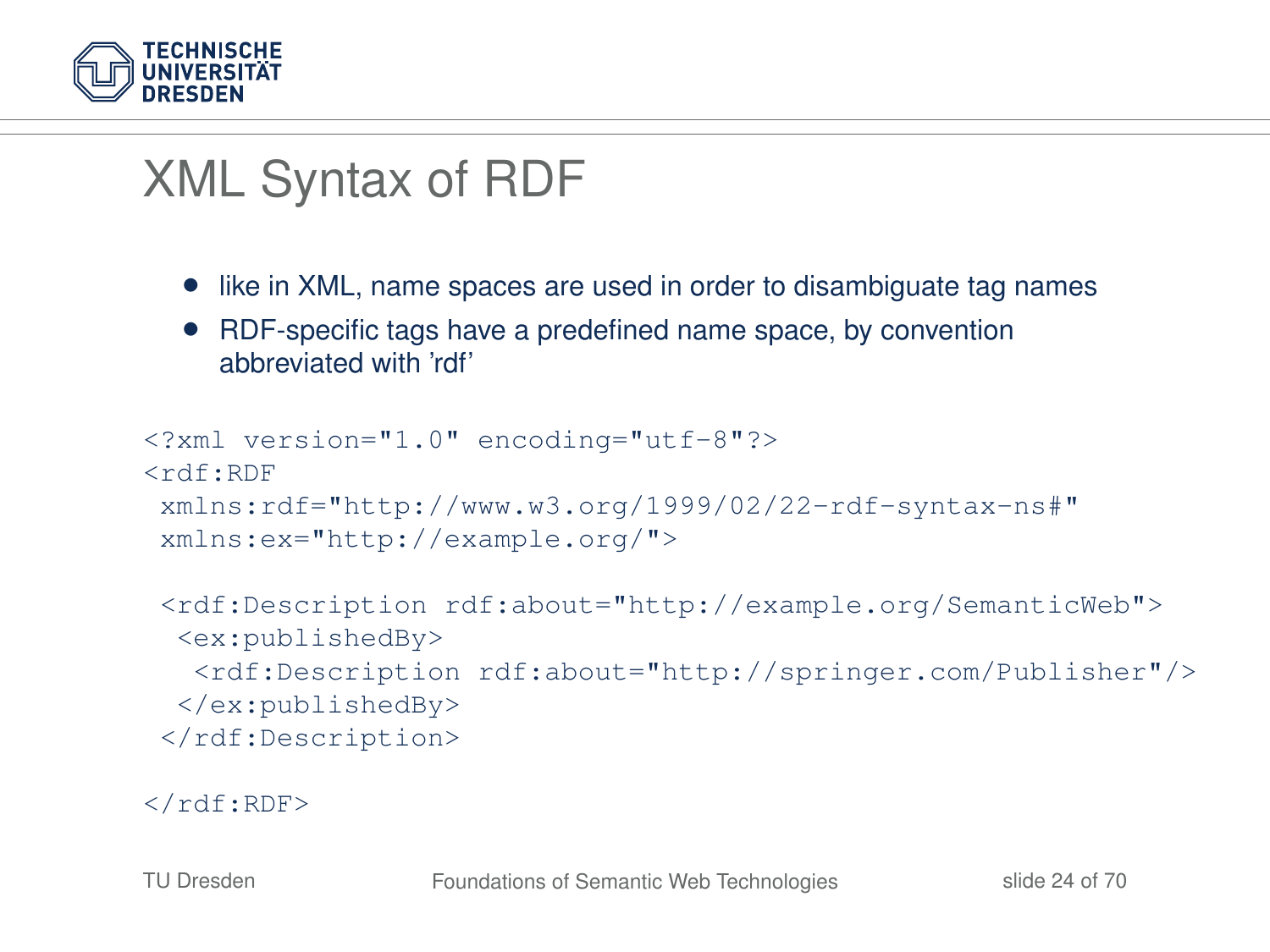# XML Syntax of RDF

- like in XML, name spaces are used in order to disambiguate tag names
- RDF-specific tags have a predefined name space, by convention abbreviated with 'rdf'

```
<?xml version="1.0" encoding="utf-8"?>
<rdf:RDF
 xmlns:rdf="http://www.w3.org/1999/02/22-rdf-syntax-ns#"
 xmlns:ex="http://example.org/">

 <rdf:Description rdf:about="http://example.org/SemanticWeb">
  <ex:publishedBy>
   <rdf:Description rdf:about="http://springer.com/Publisher"/>
  </ex:publishedBy>
 </rdf:Description>

</rdf:RDF>
```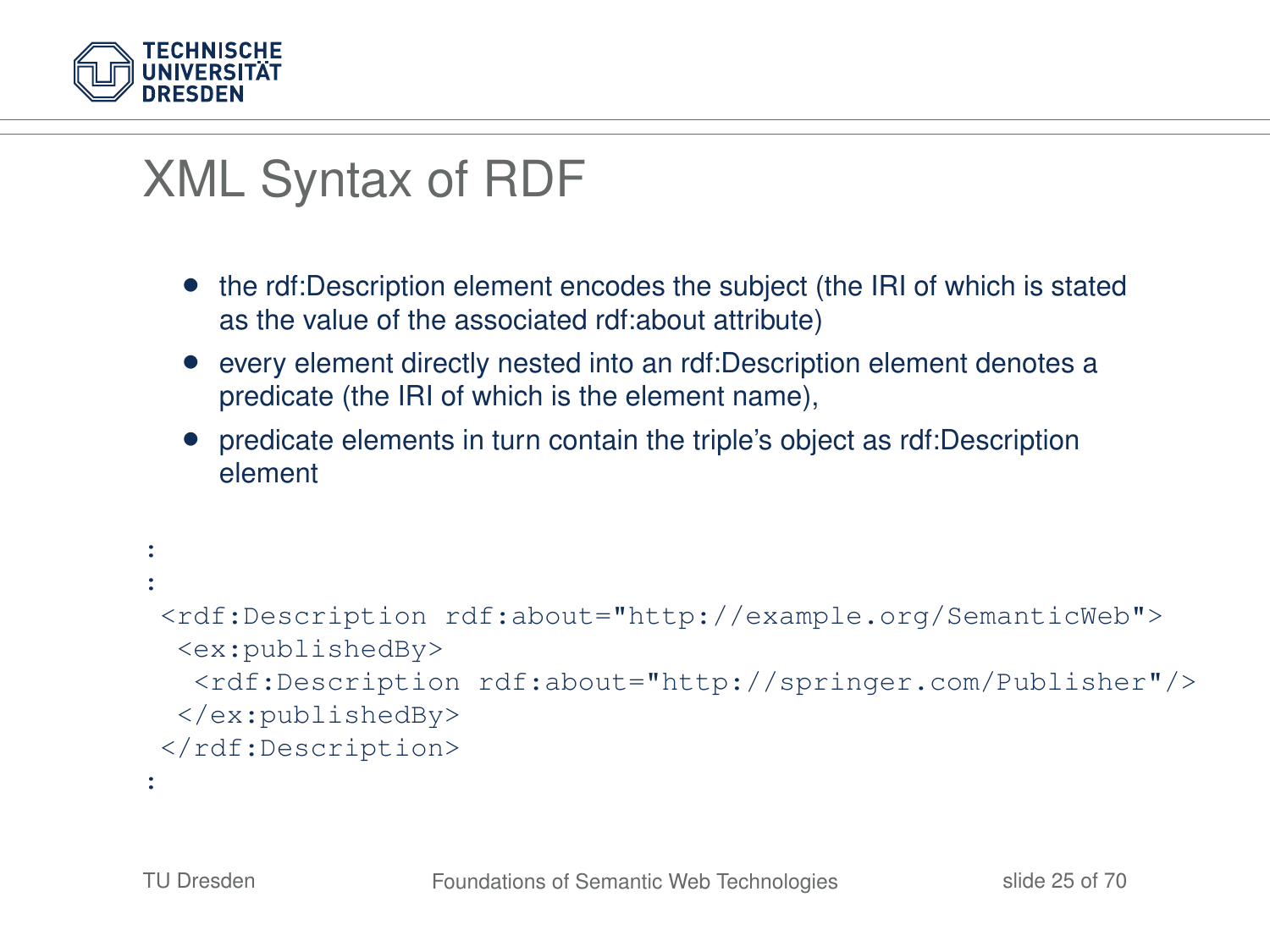# XML Syntax of RDF

- the rdf:Description element encodes the subject (the IRI of which is stated as the value of the associated rdf:about attribute)
- every element directly nested into an rdf:Description element denotes a predicate (the IRI of which is the element name),
- predicate elements in turn contain the triple's object as rdf:Description element

```
:
:
 <rdf:Description rdf:about="http://example.org/SemanticWeb">
  <ex:publishedBy>
   <rdf:Description rdf:about="http://springer.com/Publisher"/>
  </ex:publishedBy>
 </rdf:Description>
:
```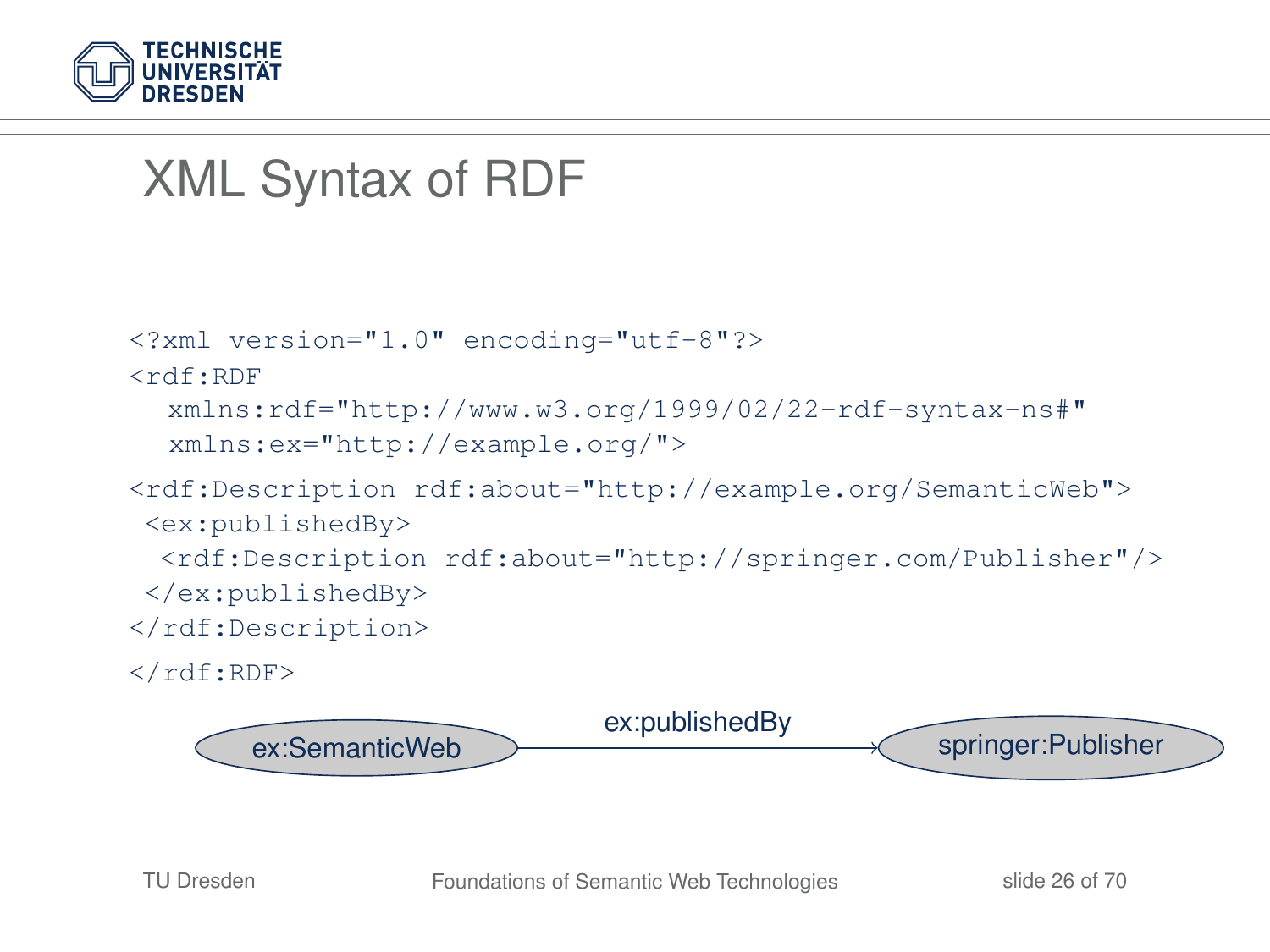# XML Syntax of RDF

```
<?xml version="1.0" encoding="utf-8"?>
<rdf:RDF
  xmlns:rdf="http://www.w3.org/1999/02/22-rdf-syntax-ns#"
  xmlns:ex="http://example.org/">
<rdf:Description rdf:about="http://example.org/SemanticWeb">
 <ex:publishedBy>
  <rdf:Description rdf:about="http://springer.com/Publisher"/>
 </ex:publishedBy>
</rdf:Description>
</rdf:RDF>
```

ex:SemanticWeb —ex:publishedBy→ springer:Publisher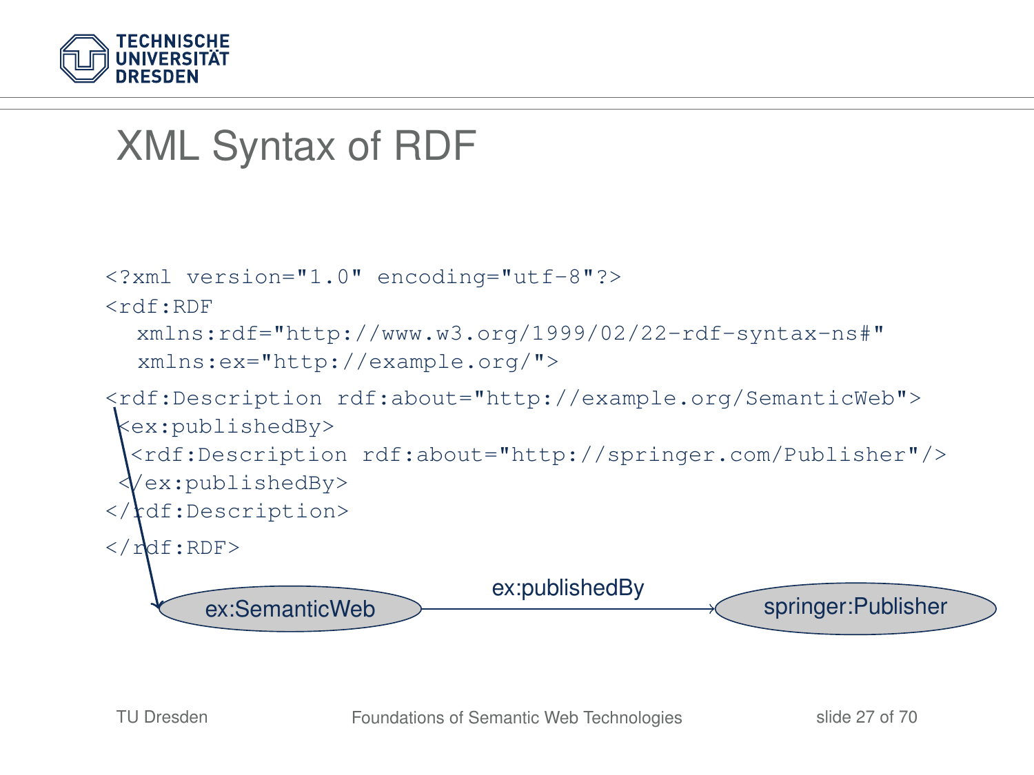# XML Syntax of RDF

```
<?xml version="1.0" encoding="utf-8"?>
<rdf:RDF
  xmlns:rdf="http://www.w3.org/1999/02/22-rdf-syntax-ns#"
  xmlns:ex="http://example.org/">
<rdf:Description rdf:about="http://example.org/SemanticWeb">
 <ex:publishedBy>
  <rdf:Description rdf:about="http://springer.com/Publisher"/>
 </ex:publishedBy>
</rdf:Description>
</rdf:RDF>
```

ex:SemanticWeb → ex:publishedBy → springer:Publisher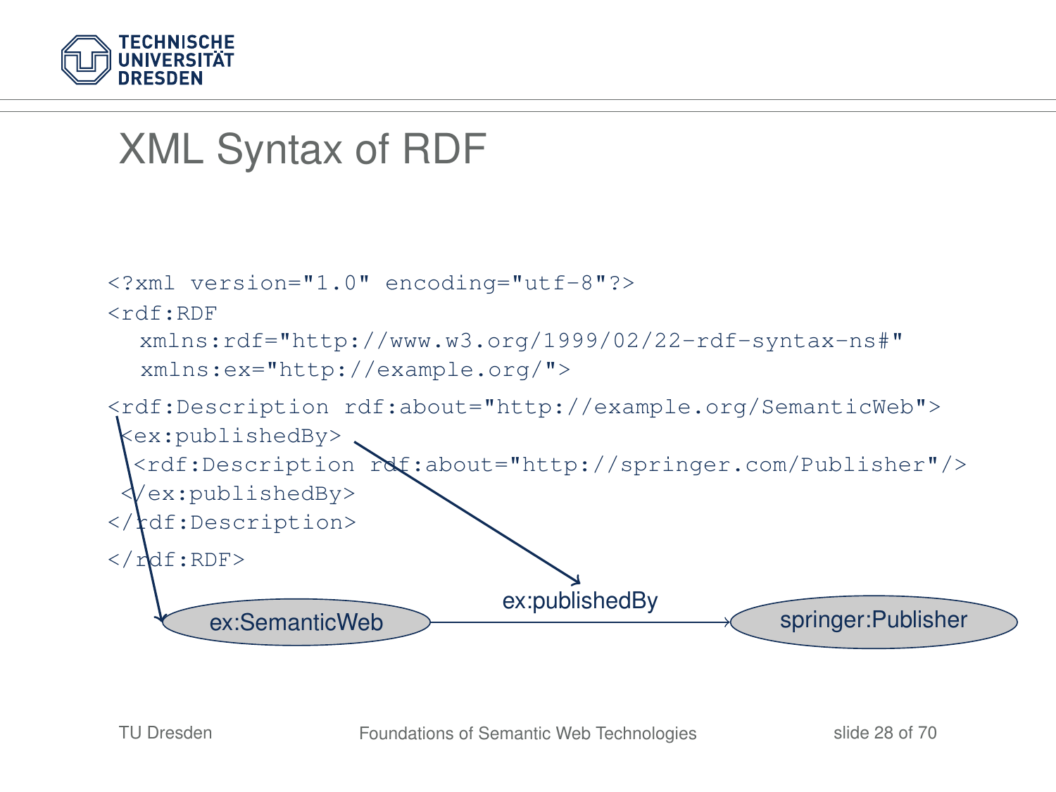# XML Syntax of RDF

```
<?xml version="1.0" encoding="utf-8"?>
<rdf:RDF
  xmlns:rdf="http://www.w3.org/1999/02/22-rdf-syntax-ns#"
  xmlns:ex="http://example.org/">
<rdf:Description rdf:about="http://example.org/SemanticWeb">
 <ex:publishedBy>
  <rdf:Description rdf:about="http://springer.com/Publisher"/>
 </ex:publishedBy>
</rdf:Description>
</rdf:RDF>
```

ex:SemanticWeb —ex:publishedBy→ springer:Publisher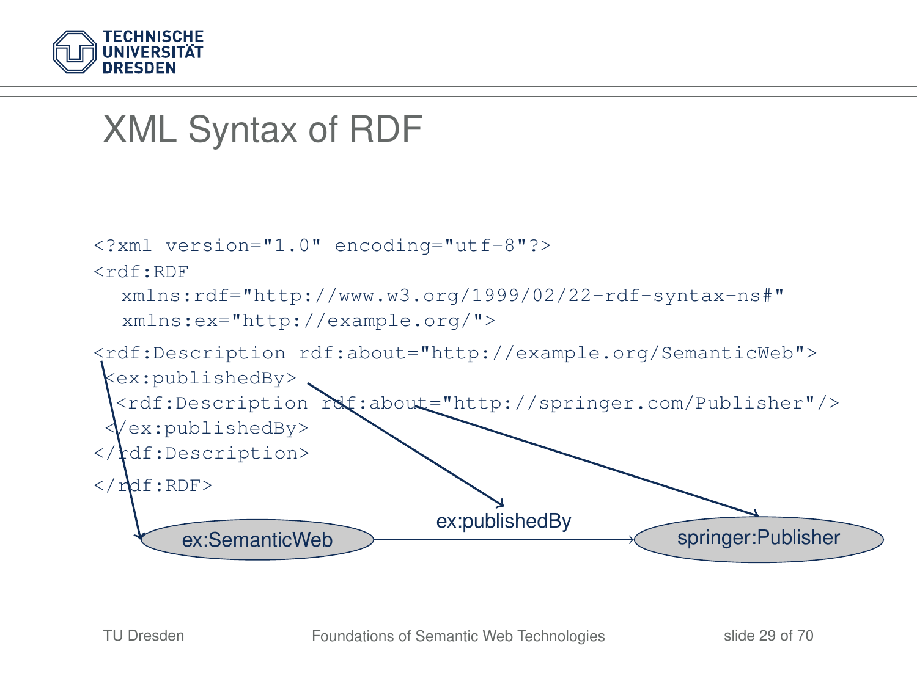# XML Syntax of RDF

```
<?xml version="1.0" encoding="utf-8"?>
<rdf:RDF
  xmlns:rdf="http://www.w3.org/1999/02/22-rdf-syntax-ns#"
  xmlns:ex="http://example.org/">
<rdf:Description rdf:about="http://example.org/SemanticWeb">
 <ex:publishedBy>
  <rdf:Description rdf:about="http://springer.com/Publisher"/>
 </ex:publishedBy>
</rdf:Description>
</rdf:RDF>
```

ex:SemanticWeb → ex:publishedBy → springer:Publisher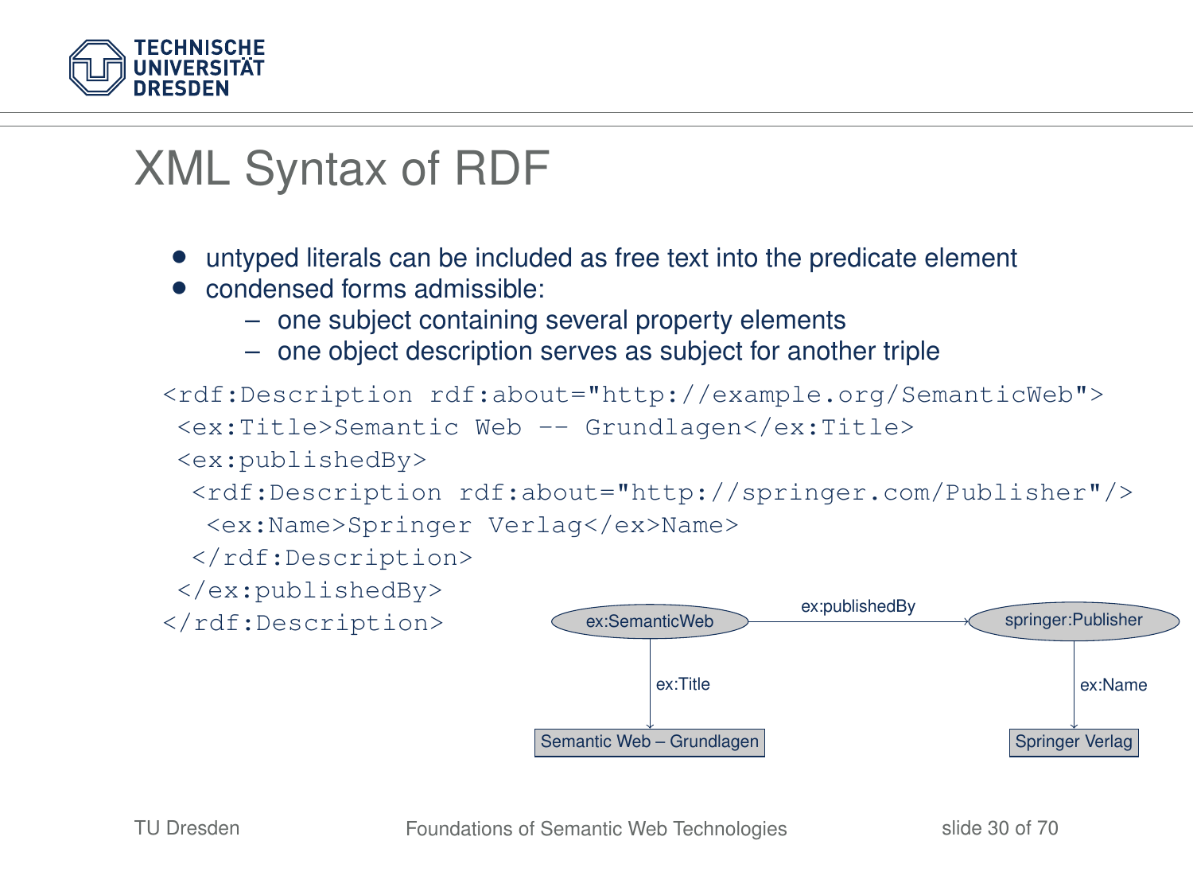# XML Syntax of RDF

- untyped literals can be included as free text into the predicate element
- condensed forms admissible:
  - one subject containing several property elements
  - one object description serves as subject for another triple

```
<rdf:Description rdf:about="http://example.org/SemanticWeb">
 <ex:Title>Semantic Web -- Grundlagen</ex:Title>
 <ex:publishedBy>
  <rdf:Description rdf:about="http://springer.com/Publisher"/>
   <ex:Name>Springer Verlag</ex>Name>
  </rdf:Description>
 </ex:publishedBy>
</rdf:Description>
```

ex:SemanticWeb —ex:publishedBy→ springer:Publisher

ex:SemanticWeb —ex:Title→ Semantic Web – Grundlagen

springer:Publisher —ex:Name→ Springer Verlag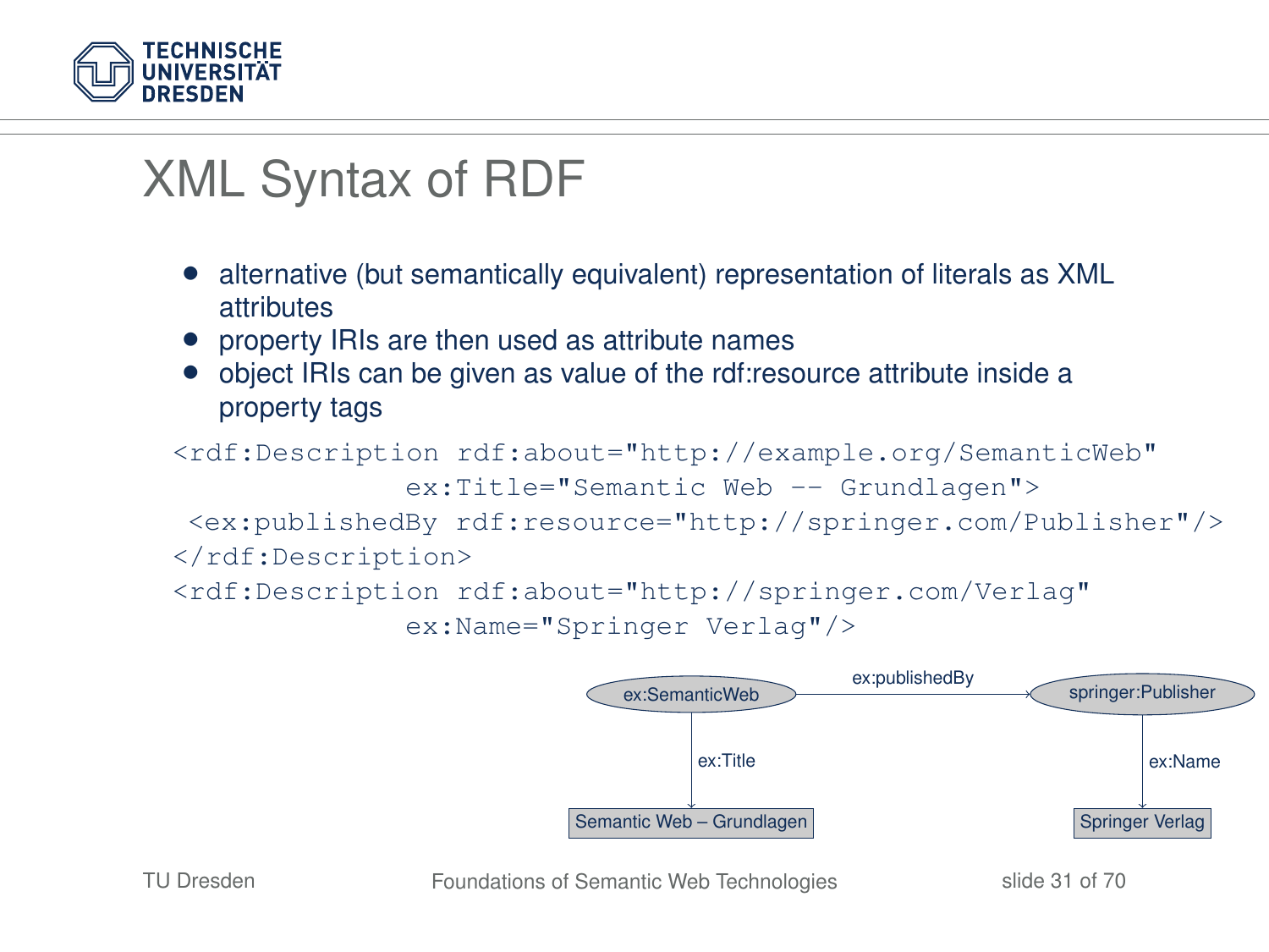# XML Syntax of RDF

- alternative (but semantically equivalent) representation of literals as XML attributes
- property IRIs are then used as attribute names
- object IRIs can be given as value of the rdf:resource attribute inside a property tags

```
<rdf:Description rdf:about="http://example.org/SemanticWeb"
              ex:Title="Semantic Web -- Grundlagen">
 <ex:publishedBy rdf:resource="http://springer.com/Publisher"/>
</rdf:Description>
<rdf:Description rdf:about="http://springer.com/Verlag"
              ex:Name="Springer Verlag"/>
```

ex:SemanticWeb —ex:publishedBy→ springer:Publisher

ex:SemanticWeb —ex:Title→ Semantic Web – Grundlagen

springer:Publisher —ex:Name→ Springer Verlag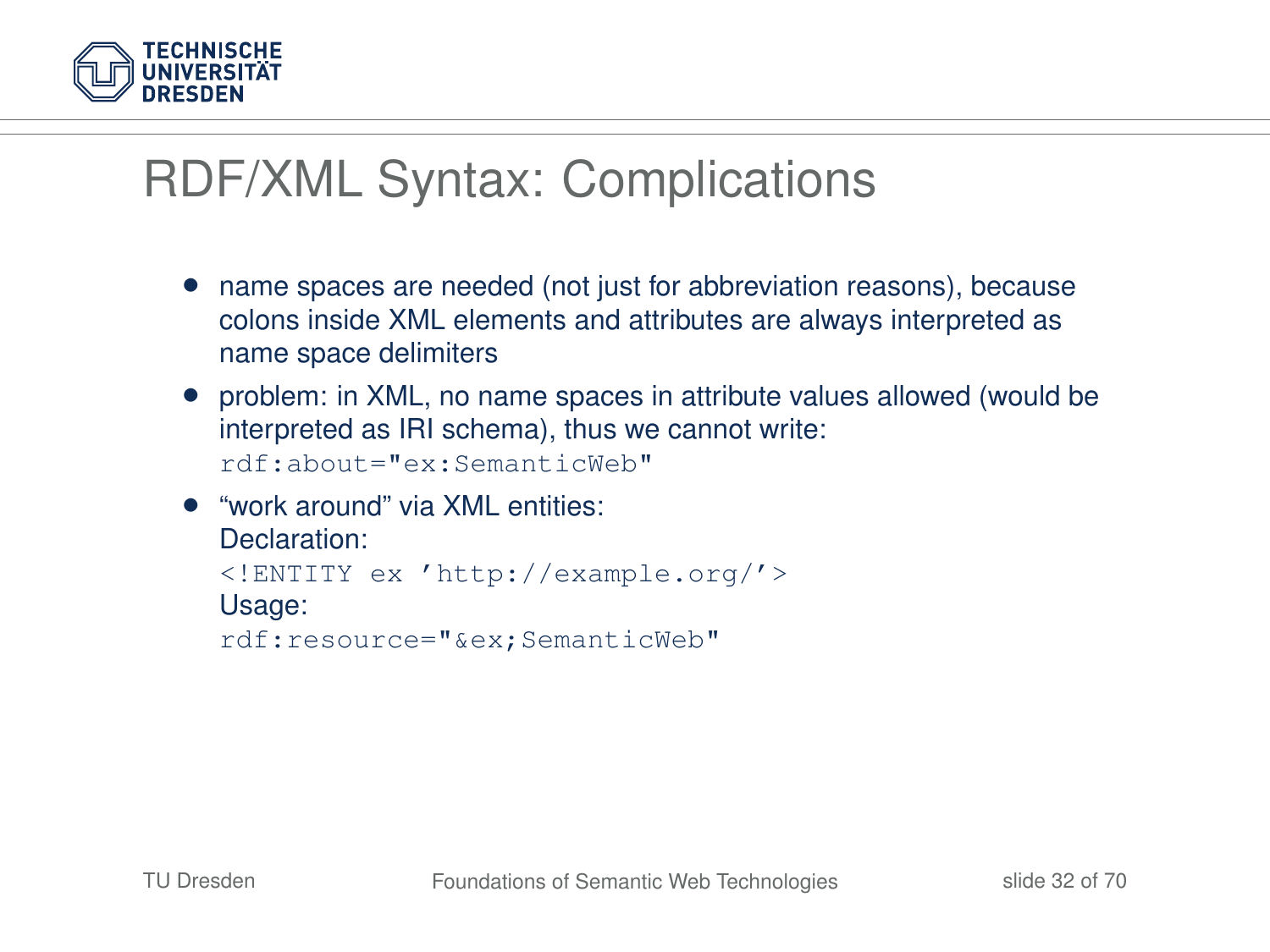# RDF/XML Syntax: Complications

- name spaces are needed (not just for abbreviation reasons), because colons inside XML elements and attributes are always interpreted as name space delimiters
- problem: in XML, no name spaces in attribute values allowed (would be interpreted as IRI schema), thus we cannot write:
  `rdf:about="ex:SemanticWeb"`
- "work around" via XML entities:
  Declaration:
  `<!ENTITY ex 'http://example.org/'>`
  Usage:
  `rdf:resource="&ex;SemanticWeb"`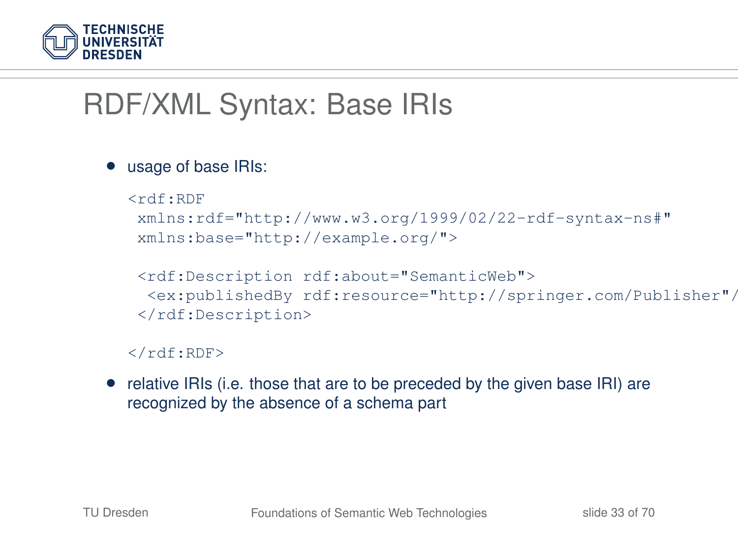# RDF/XML Syntax: Base IRIs

- usage of base IRIs:

```
<rdf:RDF
 xmlns:rdf="http://www.w3.org/1999/02/22-rdf-syntax-ns#"
 xmlns:base="http://example.org/">

 <rdf:Description rdf:about="SemanticWeb">
  <ex:publishedBy rdf:resource="http://springer.com/Publisher"/
 </rdf:Description>

</rdf:RDF>
```

- relative IRIs (i.e. those that are to be preceded by the given base IRI) are recognized by the absence of a schema part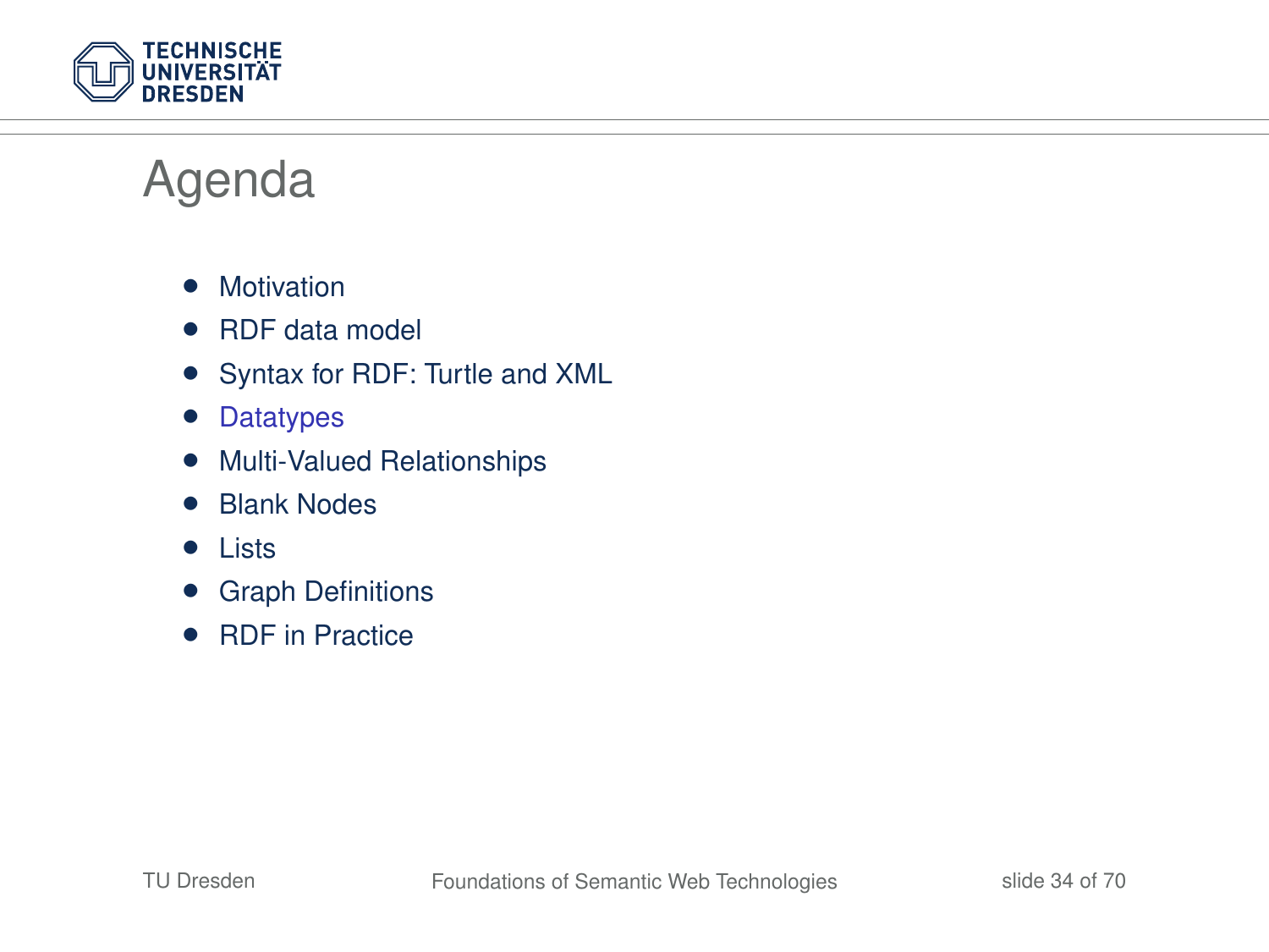# Agenda

- Motivation
- RDF data model
- Syntax for RDF: Turtle and XML
- Datatypes
- Multi-Valued Relationships
- Blank Nodes
- Lists
- Graph Definitions
- RDF in Practice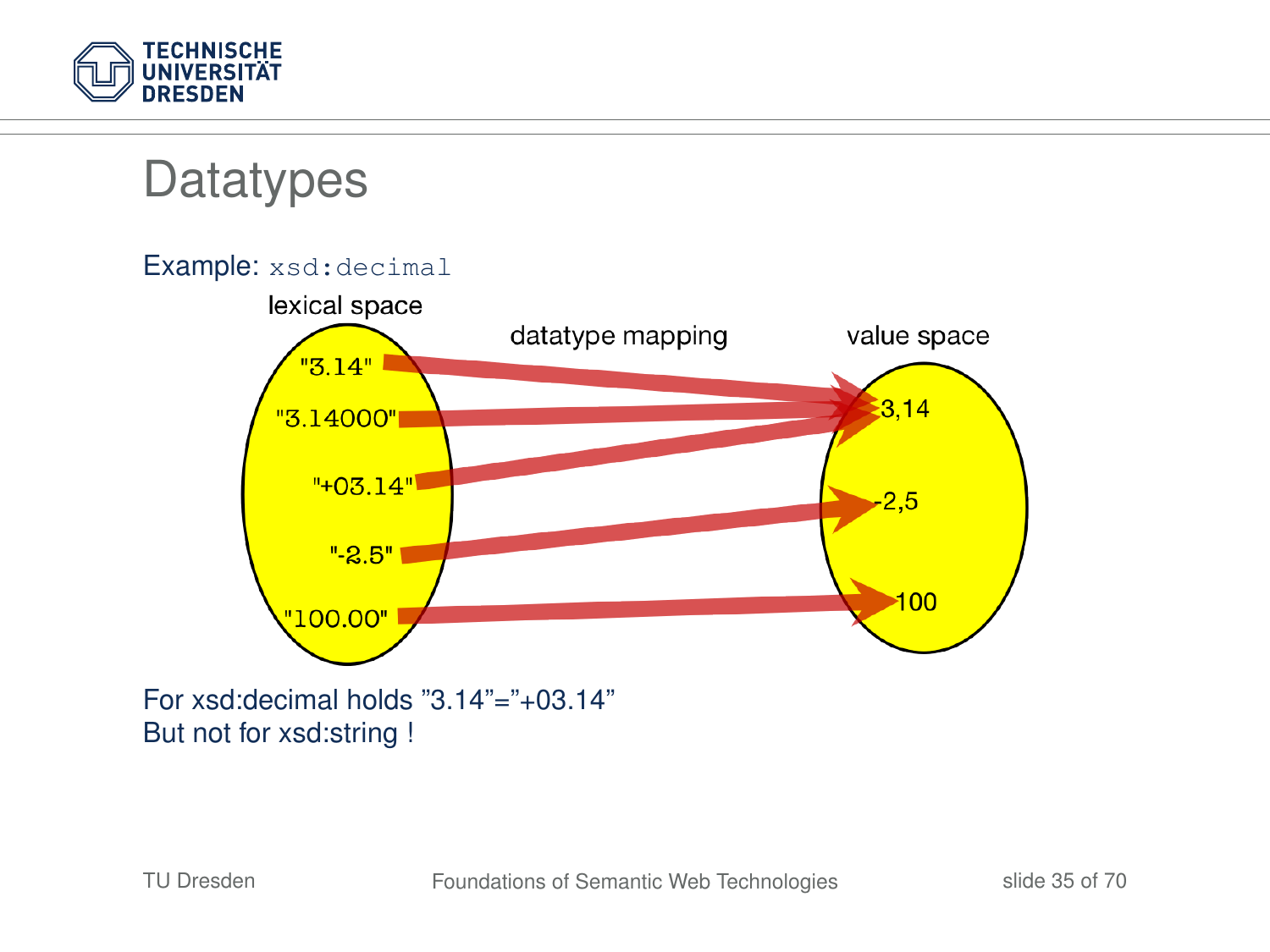# Datatypes

Example: `xsd:decimal`

lexical space — datatype mapping — value space

| lexical space | value space |
|---|---|
| "3.14" | 3,14 |
| "3.14000" | 3,14 |
| "+03.14" | 3,14 |
| "-2.5" | -2,5 |
| "100.00" | 100 |

For xsd:decimal holds ”3.14”=”+03.14”
But not for xsd:string !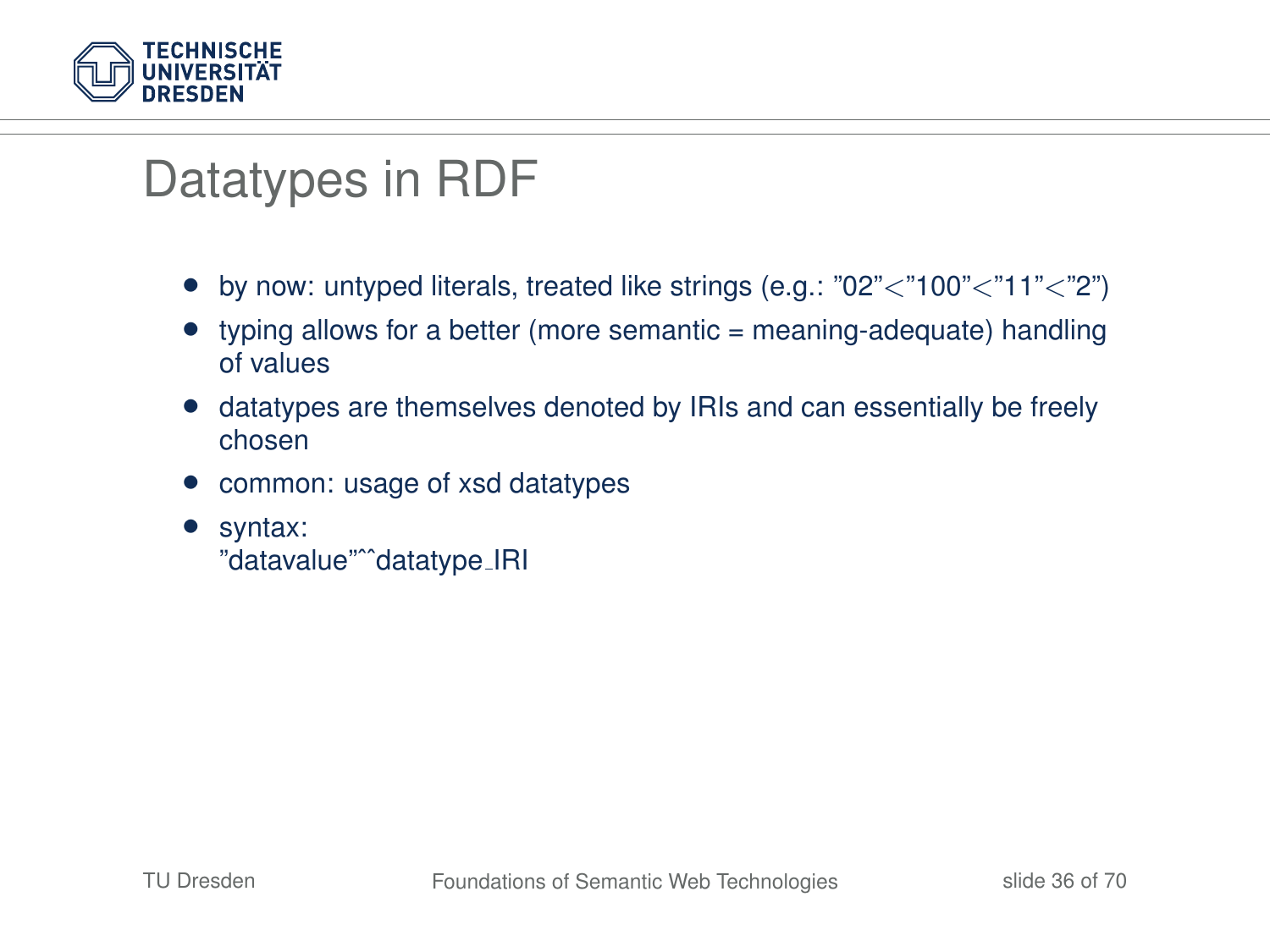# Datatypes in RDF

- by now: untyped literals, treated like strings (e.g.: "02"<"100"<"11"<"2")
- typing allows for a better (more semantic = meaning-adequate) handling of values
- datatypes are themselves denoted by IRIs and can essentially be freely chosen
- common: usage of xsd datatypes
- syntax:
  "datavalue"^^datatype_IRI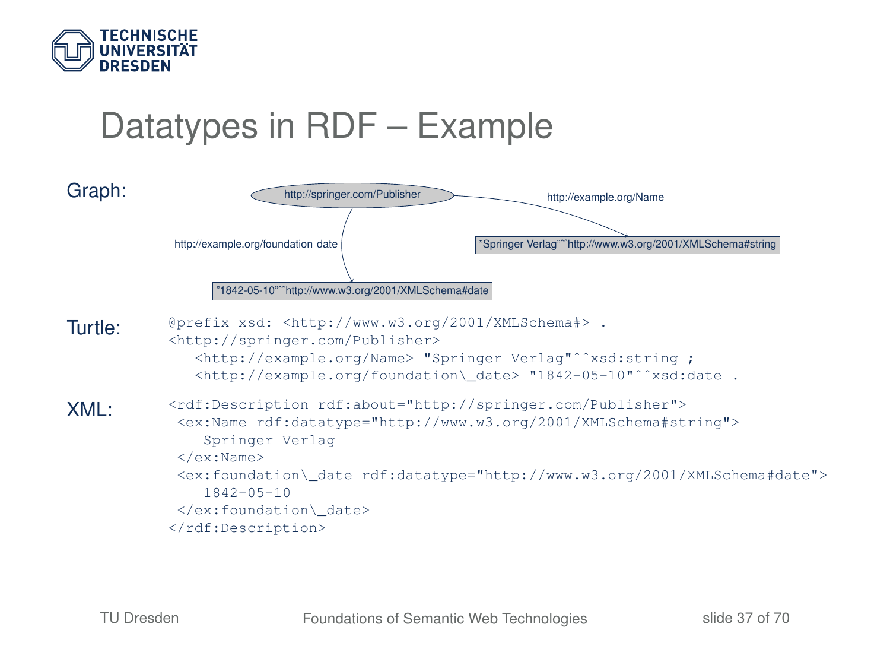# Datatypes in RDF – Example

Graph:

http://springer.com/Publisher

http://example.org/Name → "Springer Verlag"^^http://www.w3.org/2001/XMLSchema#string

http://example.org/foundation_date → "1842-05-10"^^http://www.w3.org/2001/XMLSchema#date

Turtle:

```
@prefix xsd: <http://www.w3.org/2001/XMLSchema#> .
<http://springer.com/Publisher>
   <http://example.org/Name> "Springer Verlag"^^xsd:string ;
   <http://example.org/foundation\_date> "1842-05-10"^^xsd:date .
```

XML:

```
<rdf:Description rdf:about="http://springer.com/Publisher">
 <ex:Name rdf:datatype="http://www.w3.org/2001/XMLSchema#string">
    Springer Verlag
 </ex:Name>
 <ex:foundation\_date rdf:datatype="http://www.w3.org/2001/XMLSchema#date">
    1842-05-10
 </ex:foundation\_date>
</rdf:Description>
```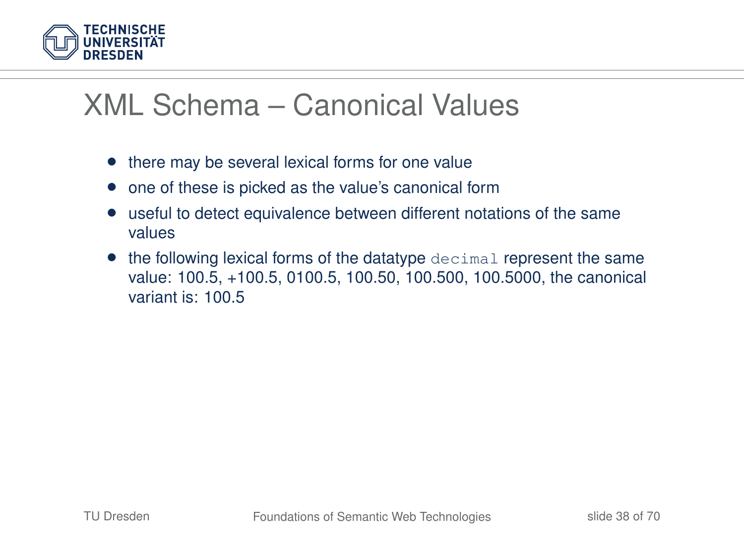# XML Schema – Canonical Values

- there may be several lexical forms for one value
- one of these is picked as the value's canonical form
- useful to detect equivalence between different notations of the same values
- the following lexical forms of the datatype `decimal` represent the same value: 100.5, +100.5, 0100.5, 100.50, 100.500, 100.5000, the canonical variant is: 100.5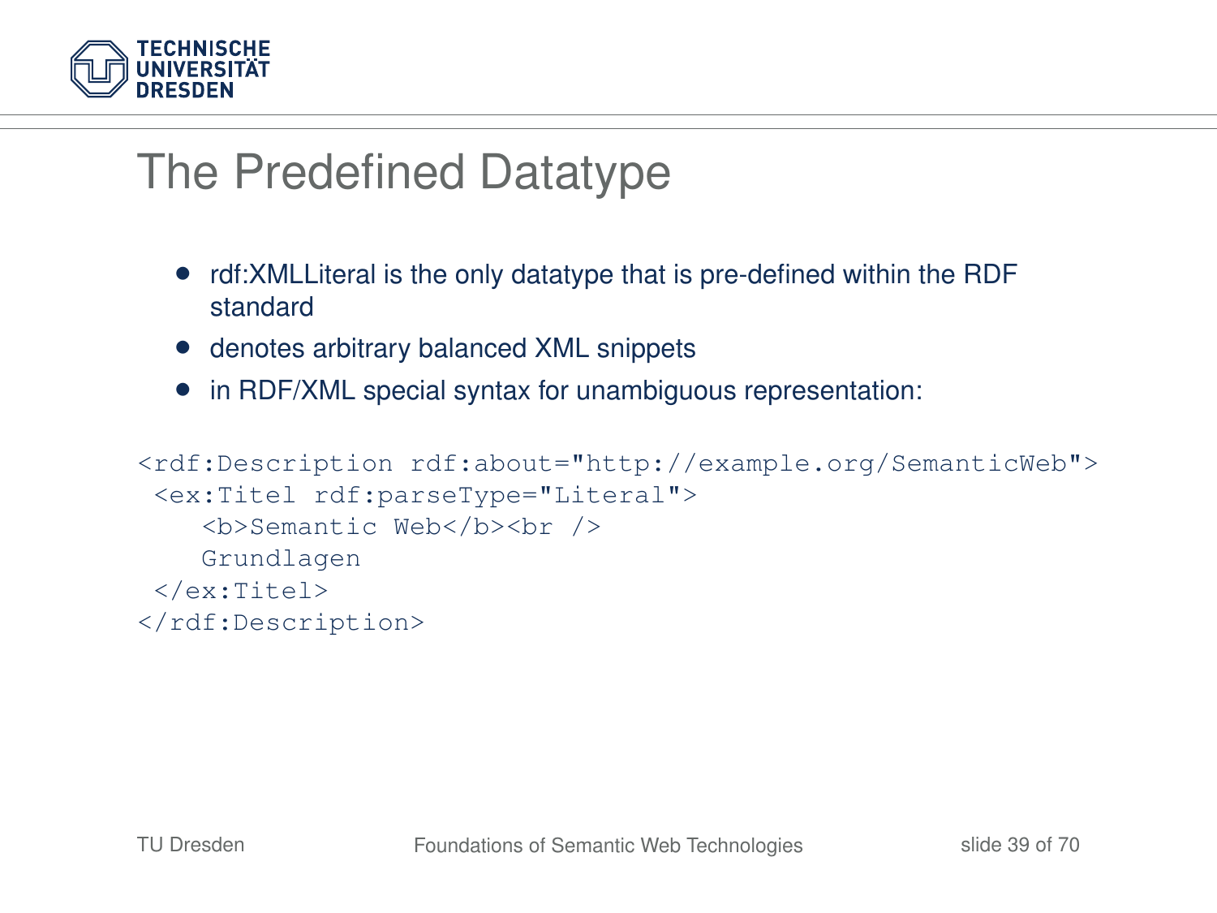# The Predefined Datatype

- rdf:XMLLiteral is the only datatype that is pre-defined within the RDF standard
- denotes arbitrary balanced XML snippets
- in RDF/XML special syntax for unambiguous representation:

```
<rdf:Description rdf:about="http://example.org/SemanticWeb">
 <ex:Titel rdf:parseType="Literal">
    <b>Semantic Web</b><br />
    Grundlagen
 </ex:Titel>
</rdf:Description>
```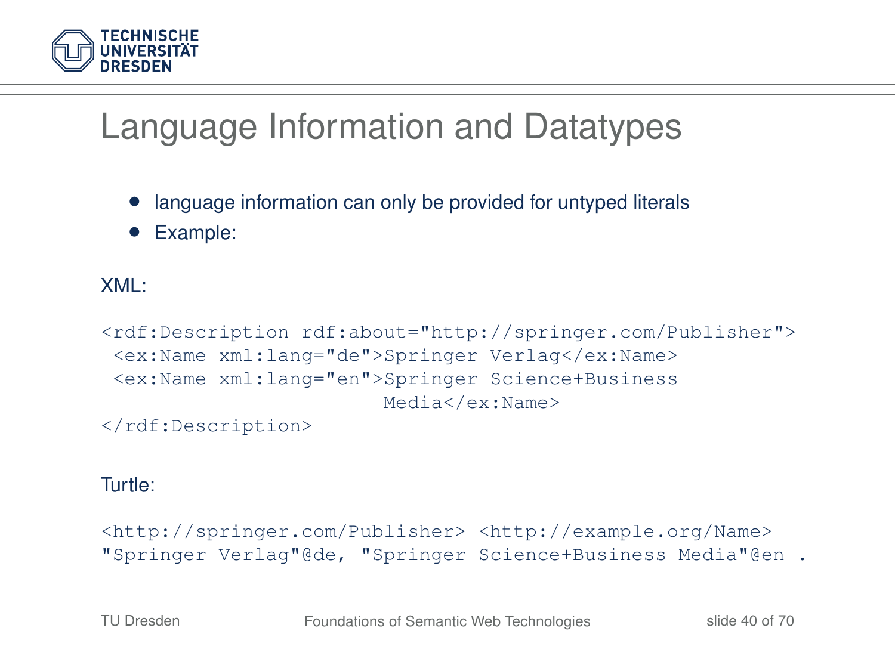# Language Information and Datatypes

- language information can only be provided for untyped literals
- Example:

XML:

```
<rdf:Description rdf:about="http://springer.com/Publisher">
 <ex:Name xml:lang="de">Springer Verlag</ex:Name>
 <ex:Name xml:lang="en">Springer Science+Business
                        Media</ex:Name>
</rdf:Description>
```

Turtle:

```
<http://springer.com/Publisher> <http://example.org/Name>
"Springer Verlag"@de, "Springer Science+Business Media"@en .
```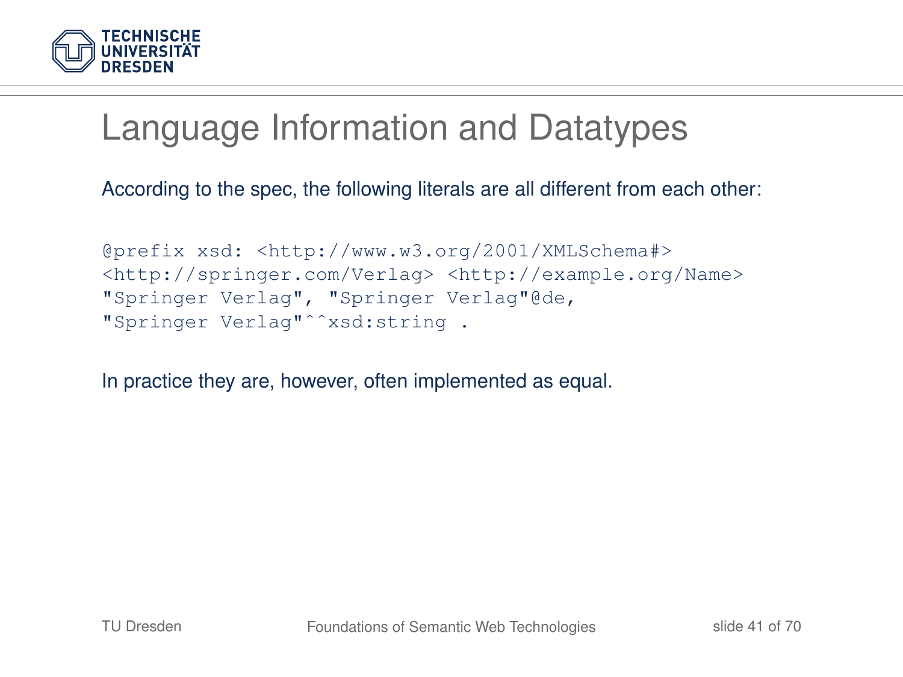# Language Information and Datatypes

According to the spec, the following literals are all different from each other:

```
@prefix xsd: <http://www.w3.org/2001/XMLSchema#>
<http://springer.com/Verlag> <http://example.org/Name>
"Springer Verlag", "Springer Verlag"@de,
"Springer Verlag"^^xsd:string .
```

In practice they are, however, often implemented as equal.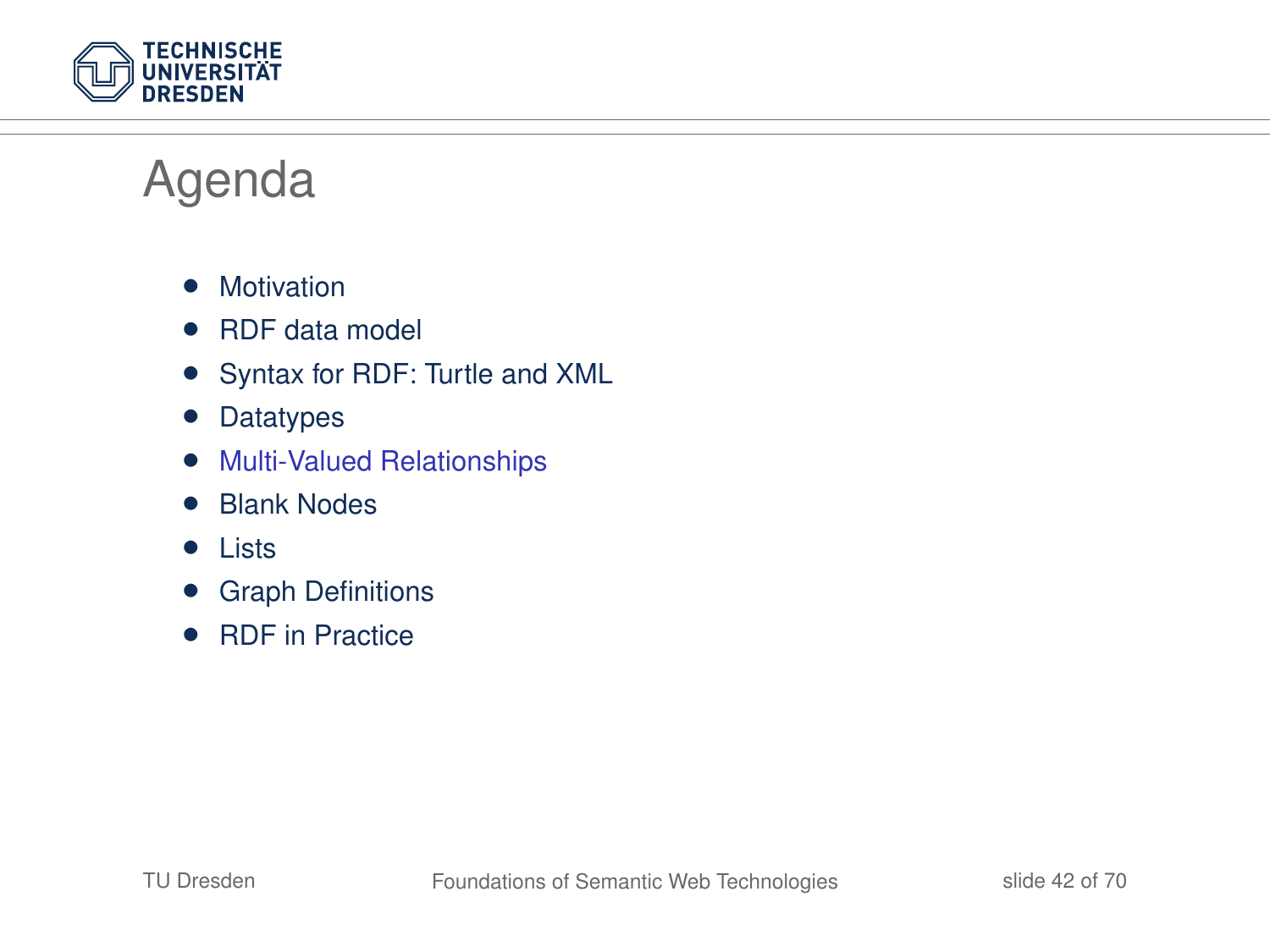# Agenda

- Motivation
- RDF data model
- Syntax for RDF: Turtle and XML
- Datatypes
- Multi-Valued Relationships
- Blank Nodes
- Lists
- Graph Definitions
- RDF in Practice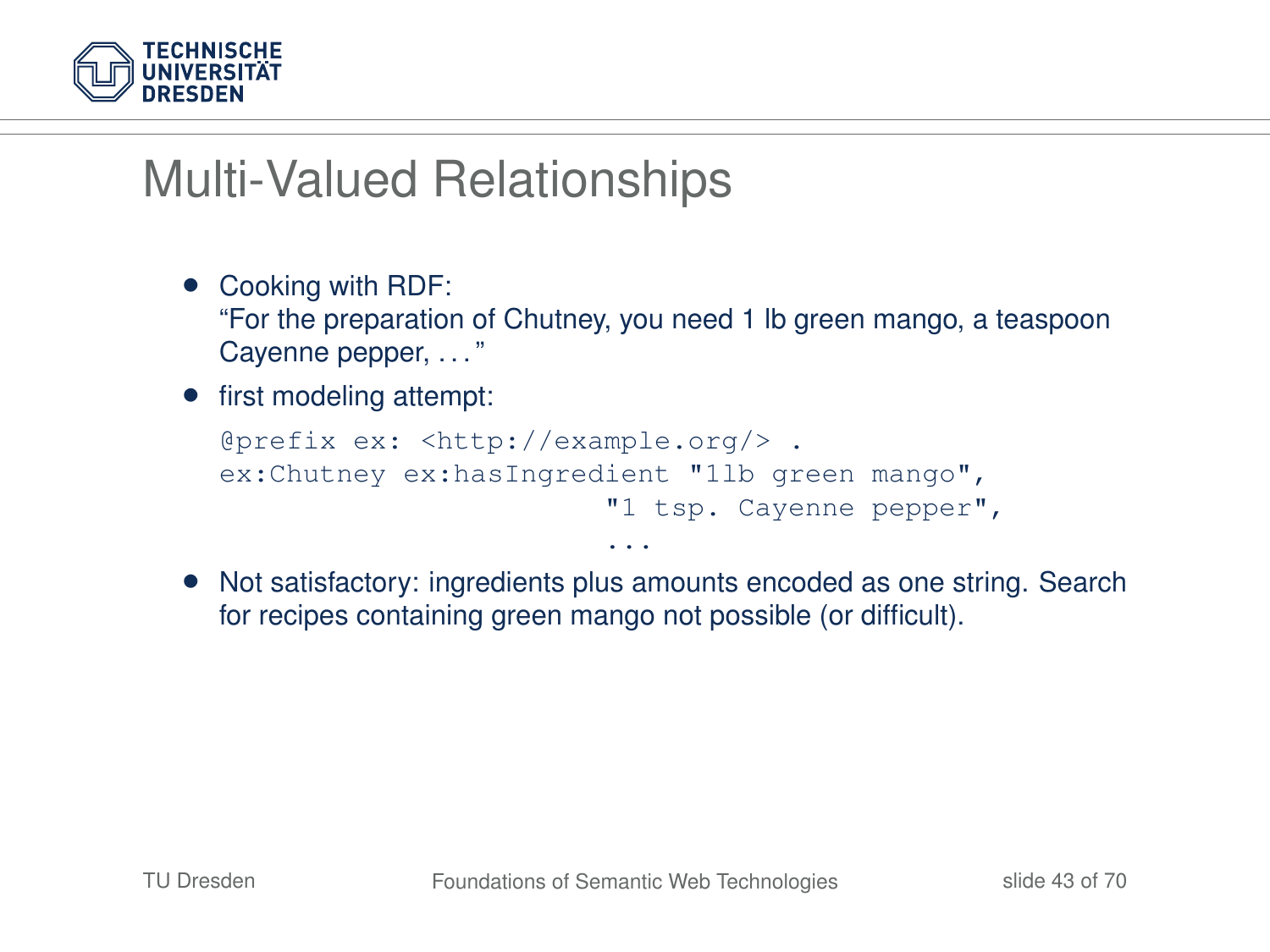# Multi-Valued Relationships

- Cooking with RDF:
  "For the preparation of Chutney, you need 1 lb green mango, a teaspoon Cayenne pepper, . . . "
- first modeling attempt:

```
@prefix ex: <http://example.org/> .
ex:Chutney ex:hasIngredient "1lb green mango",
                            "1 tsp. Cayenne pepper",
                            ...
```

- Not satisfactory: ingredients plus amounts encoded as one string. Search for recipes containing green mango not possible (or difficult).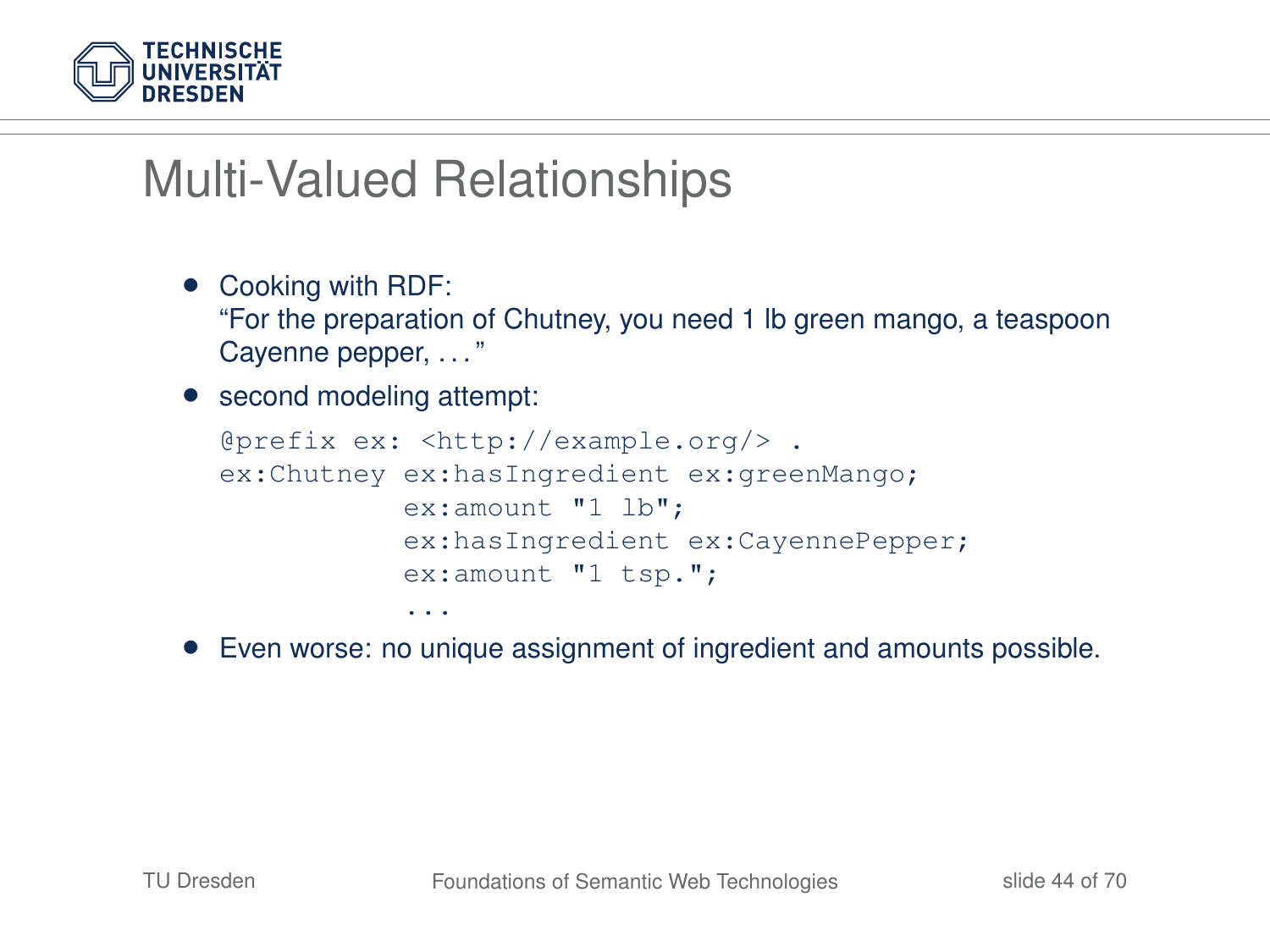# Multi-Valued Relationships

- Cooking with RDF:
  "For the preparation of Chutney, you need 1 lb green mango, a teaspoon Cayenne pepper, . . . "
- second modeling attempt:

```
@prefix ex: <http://example.org/> .
ex:Chutney ex:hasIngredient ex:greenMango;
           ex:amount "1 lb";
           ex:hasIngredient ex:CayennePepper;
           ex:amount "1 tsp.";
           ...
```

- Even worse: no unique assignment of ingredient and amounts possible.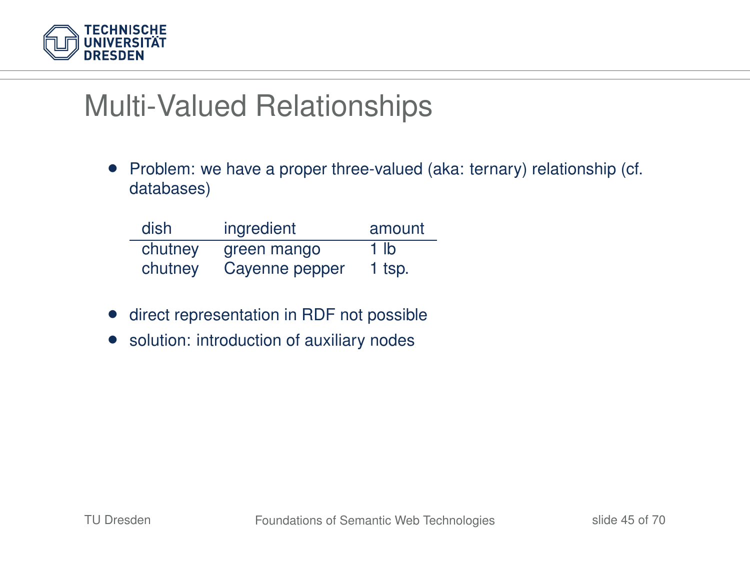# Multi-Valued Relationships

- Problem: we have a proper three-valued (aka: ternary) relationship (cf. databases)

| dish | ingredient | amount |
|---|---|---|
| chutney | green mango | 1 lb |
| chutney | Cayenne pepper | 1 tsp. |

- direct representation in RDF not possible
- solution: introduction of auxiliary nodes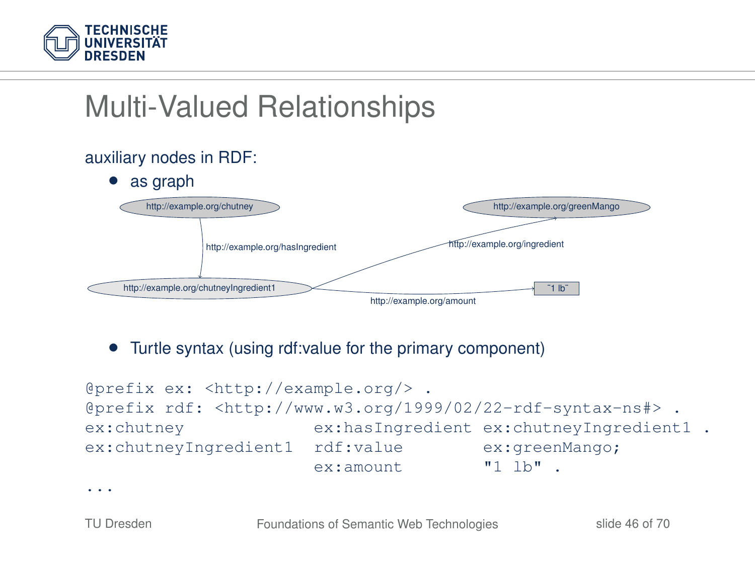# Multi-Valued Relationships

auxiliary nodes in RDF:

- as graph

http://example.org/chutney

http://example.org/hasIngredient

http://example.org/chutneyIngredient1

http://example.org/ingredient

http://example.org/greenMango

http://example.org/amount

"1 lb"

- Turtle syntax (using rdf:value for the primary component)

```
@prefix ex: <http://example.org/> .
@prefix rdf: <http://www.w3.org/1999/02/22-rdf-syntax-ns#> .
ex:chutney              ex:hasIngredient ex:chutneyIngredient1 .
ex:chutneyIngredient1   rdf:value        ex:greenMango;
                        ex:amount        "1 lb" .
...
```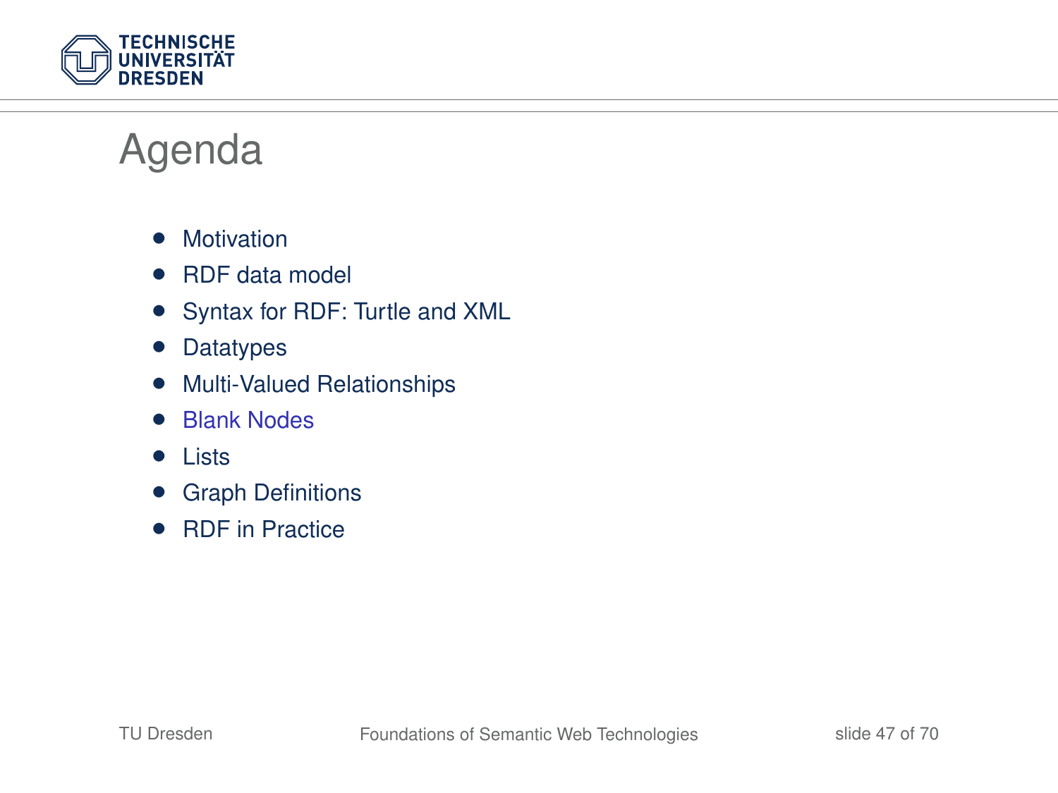# Agenda

- Motivation
- RDF data model
- Syntax for RDF: Turtle and XML
- Datatypes
- Multi-Valued Relationships
- Blank Nodes
- Lists
- Graph Definitions
- RDF in Practice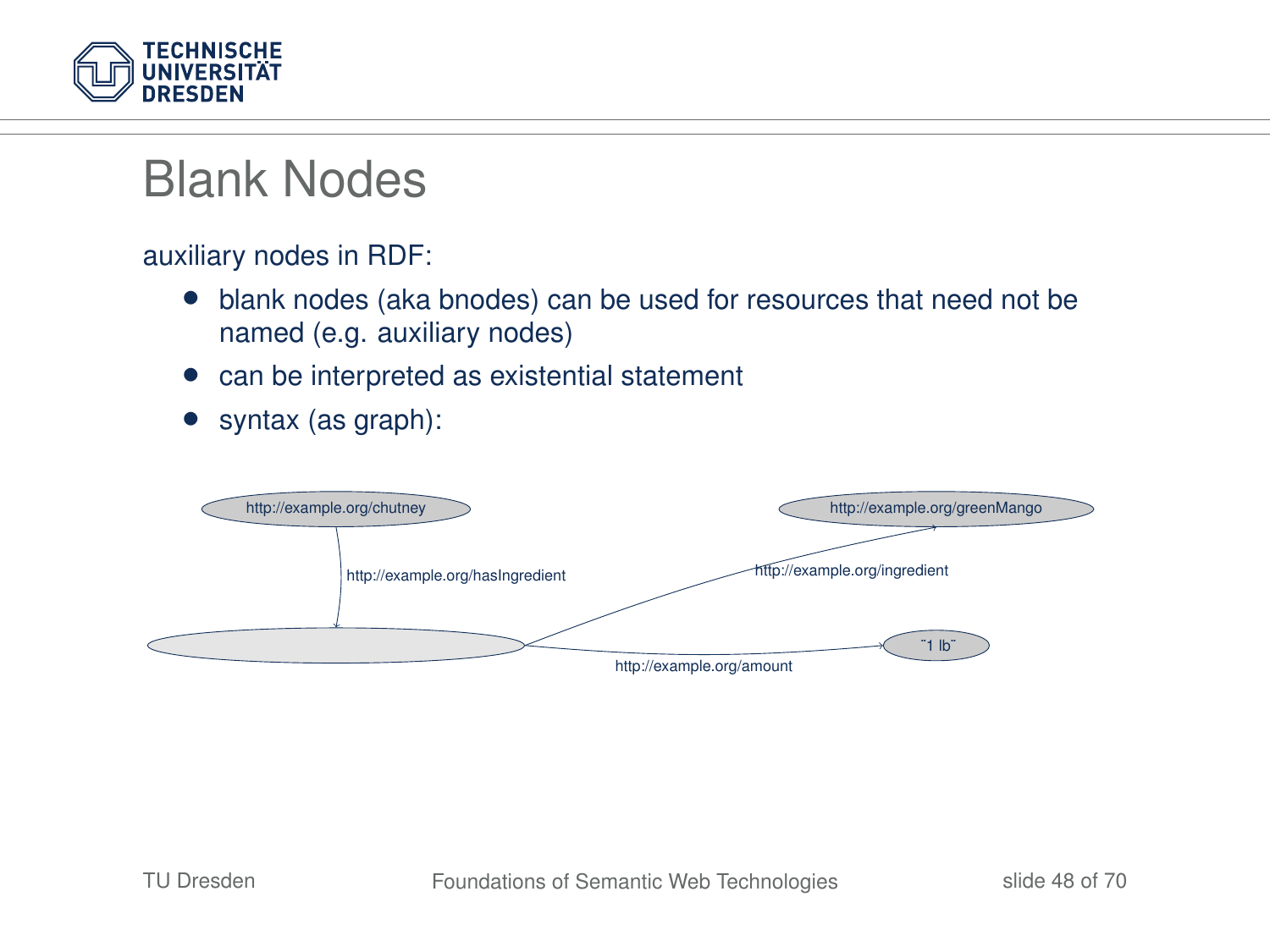# Blank Nodes

auxiliary nodes in RDF:

- blank nodes (aka bnodes) can be used for resources that need not be named (e.g. auxiliary nodes)
- can be interpreted as existential statement
- syntax (as graph):

http://example.org/chutney

http://example.org/hasIngredient

http://example.org/greenMango

http://example.org/ingredient

"1 lb"

http://example.org/amount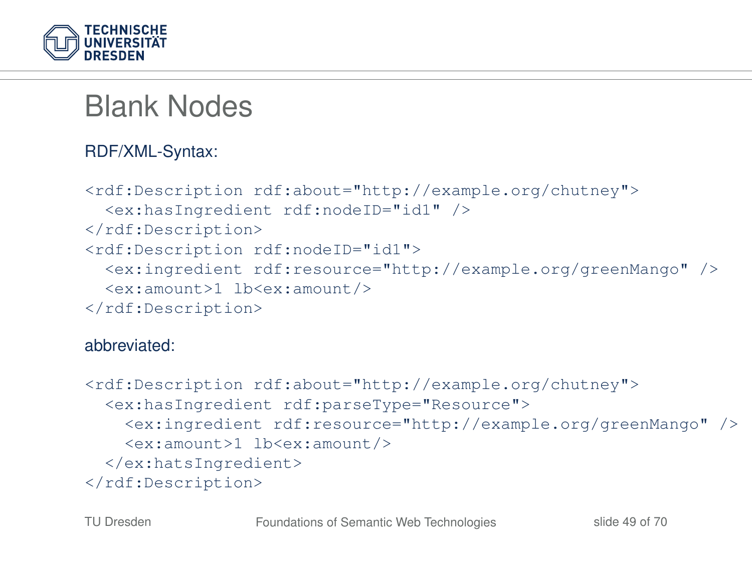# Blank Nodes

RDF/XML-Syntax:

```
<rdf:Description rdf:about="http://example.org/chutney">
  <ex:hasIngredient rdf:nodeID="id1" />
</rdf:Description>
<rdf:Description rdf:nodeID="id1">
  <ex:ingredient rdf:resource="http://example.org/greenMango" />
  <ex:amount>1 lb<ex:amount/>
</rdf:Description>
```

abbreviated:

```
<rdf:Description rdf:about="http://example.org/chutney">
  <ex:hasIngredient rdf:parseType="Resource">
    <ex:ingredient rdf:resource="http://example.org/greenMango" />
    <ex:amount>1 lb<ex:amount/>
  </ex:hatsIngredient>
</rdf:Description>
```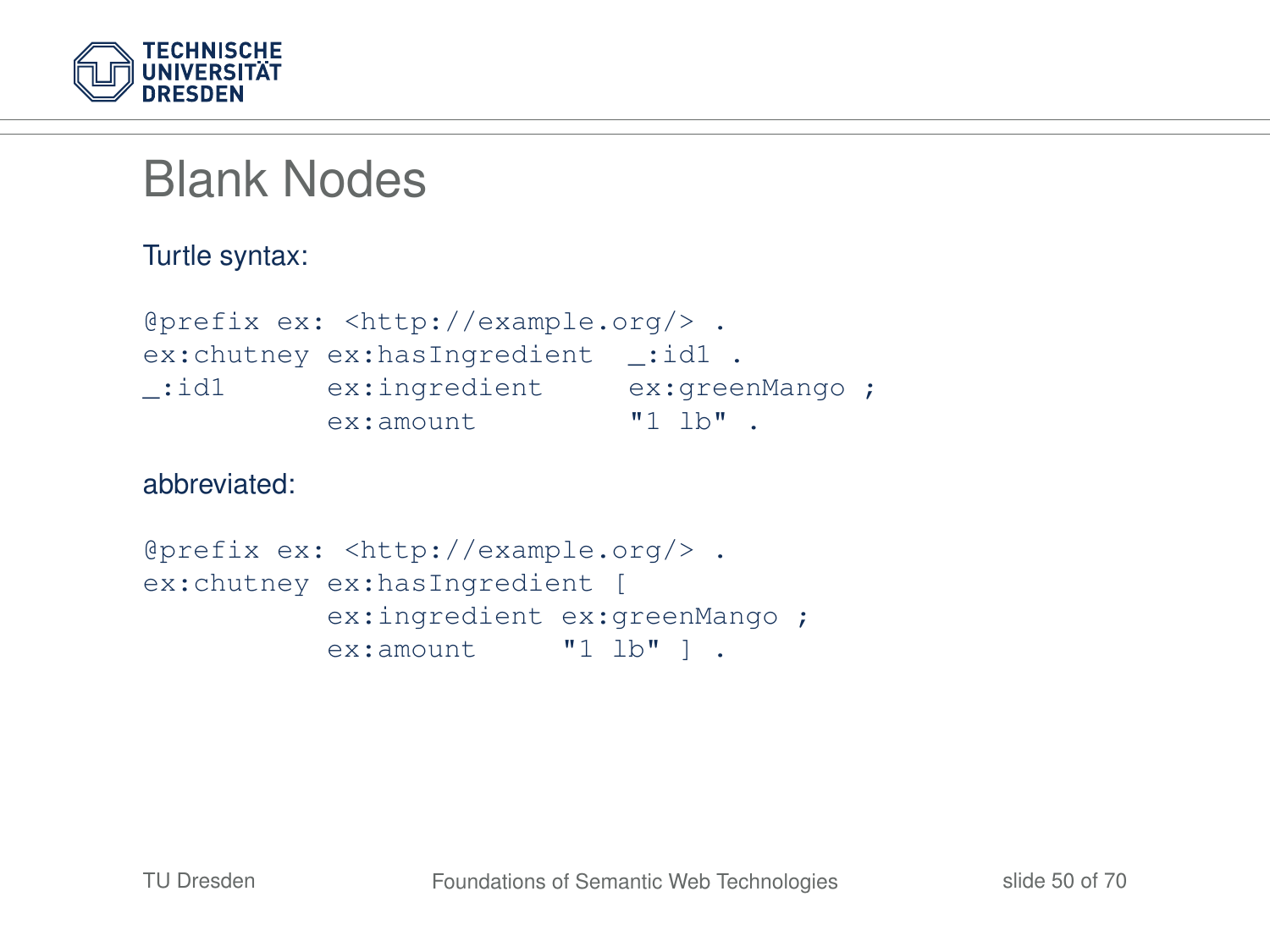# Blank Nodes

Turtle syntax:

```
@prefix ex: <http://example.org/> .
ex:chutney ex:hasIngredient  _:id1 .
_:id1      ex:ingredient     ex:greenMango ;
           ex:amount         "1 lb" .
```

abbreviated:

```
@prefix ex: <http://example.org/> .
ex:chutney ex:hasIngredient [
           ex:ingredient ex:greenMango ;
           ex:amount     "1 lb" ] .
```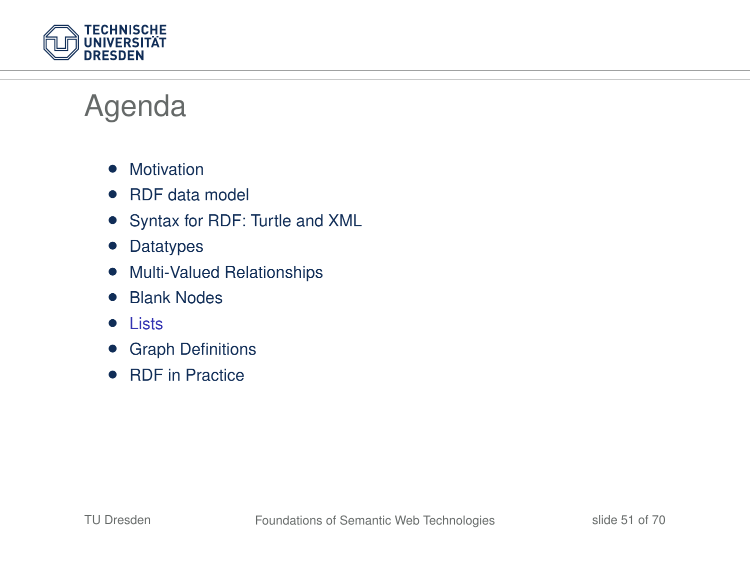# Agenda

- Motivation
- RDF data model
- Syntax for RDF: Turtle and XML
- Datatypes
- Multi-Valued Relationships
- Blank Nodes
- Lists
- Graph Definitions
- RDF in Practice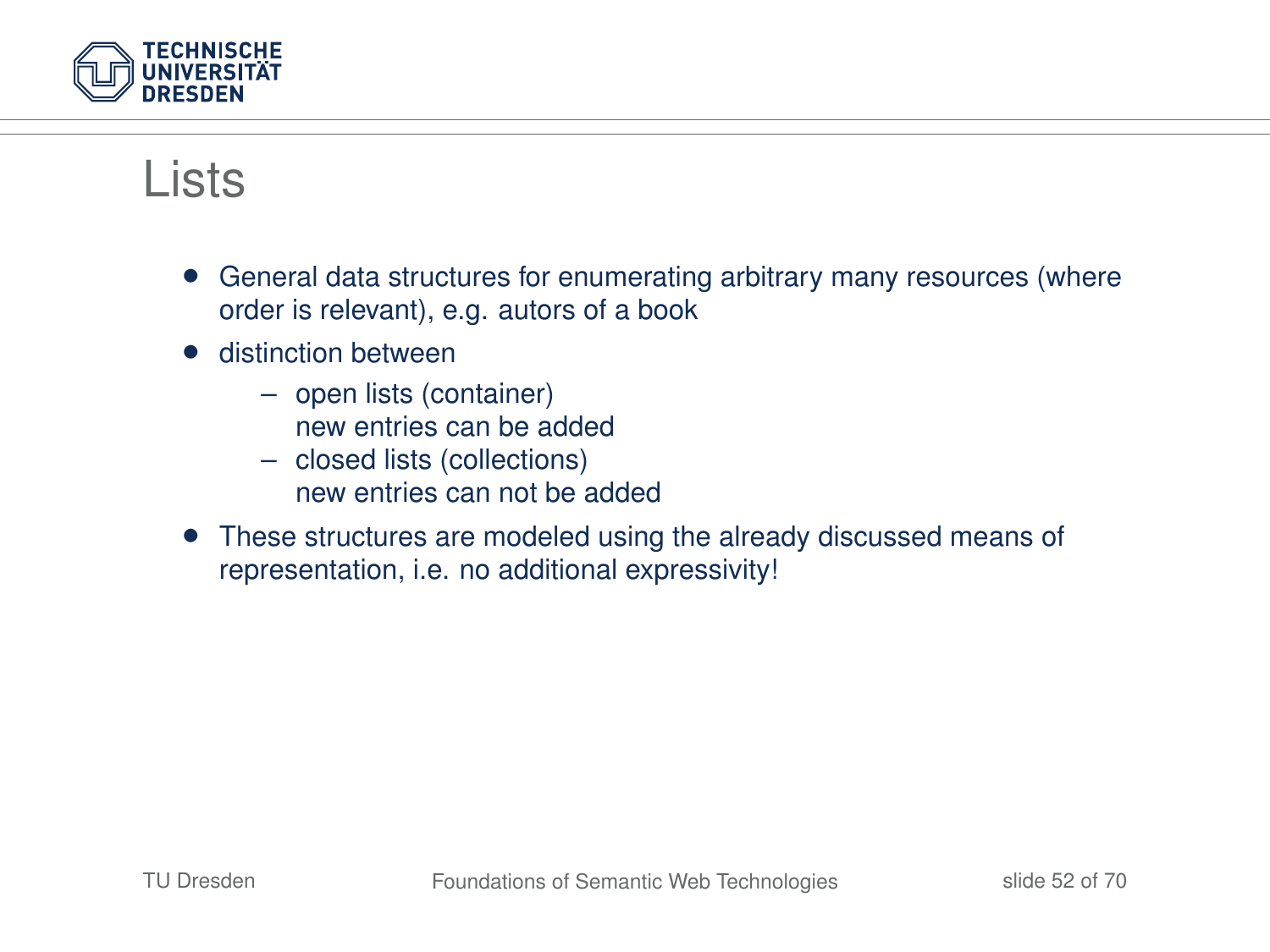# Lists

- General data structures for enumerating arbitrary many resources (where order is relevant), e.g. autors of a book
- distinction between
  - open lists (container)
    new entries can be added
  - closed lists (collections)
    new entries can not be added
- These structures are modeled using the already discussed means of representation, i.e. no additional expressivity!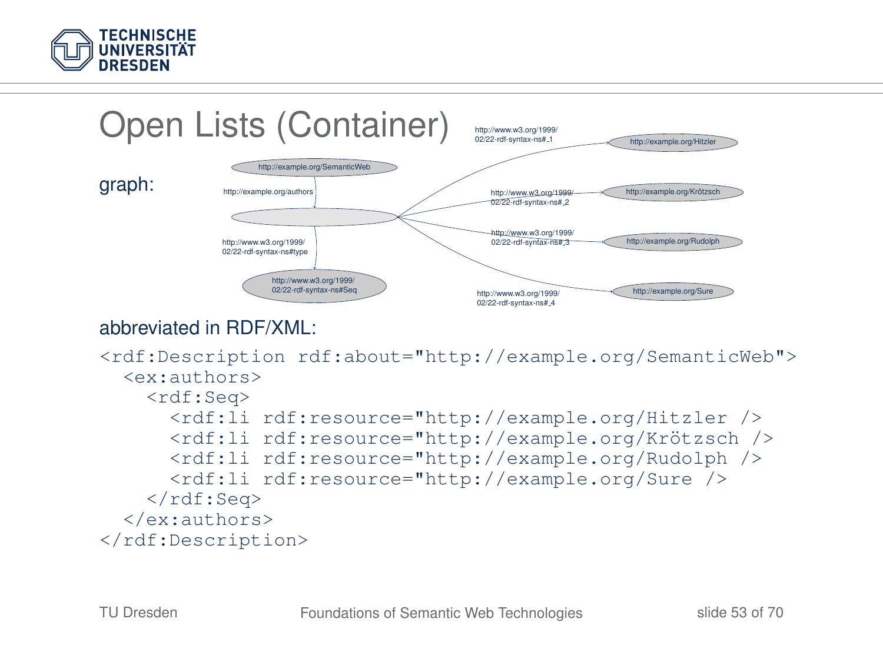# Open Lists (Container)

graph:

http://example.org/SemanticWeb

http://example.org/authors

http://www.w3.org/1999/02/22-rdf-syntax-ns#type

http://www.w3.org/1999/02/22-rdf-syntax-ns#Seq

http://www.w3.org/1999/02/22-rdf-syntax-ns#_1 — http://example.org/Hitzler

http://www.w3.org/1999/02/22-rdf-syntax-ns#_2 — http://example.org/Krötzsch

http://www.w3.org/1999/02/22-rdf-syntax-ns#_3 — http://example.org/Rudolph

http://www.w3.org/1999/02/22-rdf-syntax-ns#_4 — http://example.org/Sure

abbreviated in RDF/XML:

```
<rdf:Description rdf:about="http://example.org/SemanticWeb">
  <ex:authors>
    <rdf:Seq>
      <rdf:li rdf:resource="http://example.org/Hitzler />
      <rdf:li rdf:resource="http://example.org/Krötzsch />
      <rdf:li rdf:resource="http://example.org/Rudolph />
      <rdf:li rdf:resource="http://example.org/Sure />
    </rdf:Seq>
  </ex:authors>
</rdf:Description>
```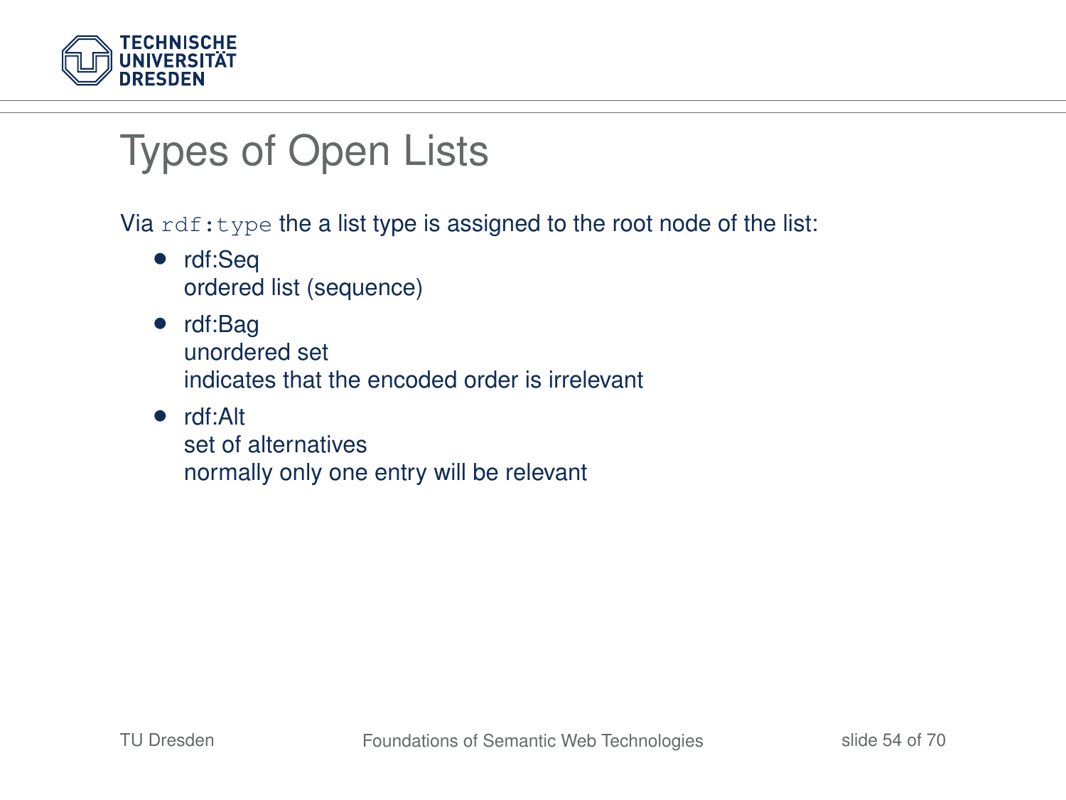# Types of Open Lists

Via `rdf:type` the a list type is assigned to the root node of the list:

- rdf:Seq
  ordered list (sequence)
- rdf:Bag
  unordered set
  indicates that the encoded order is irrelevant
- rdf:Alt
  set of alternatives
  normally only one entry will be relevant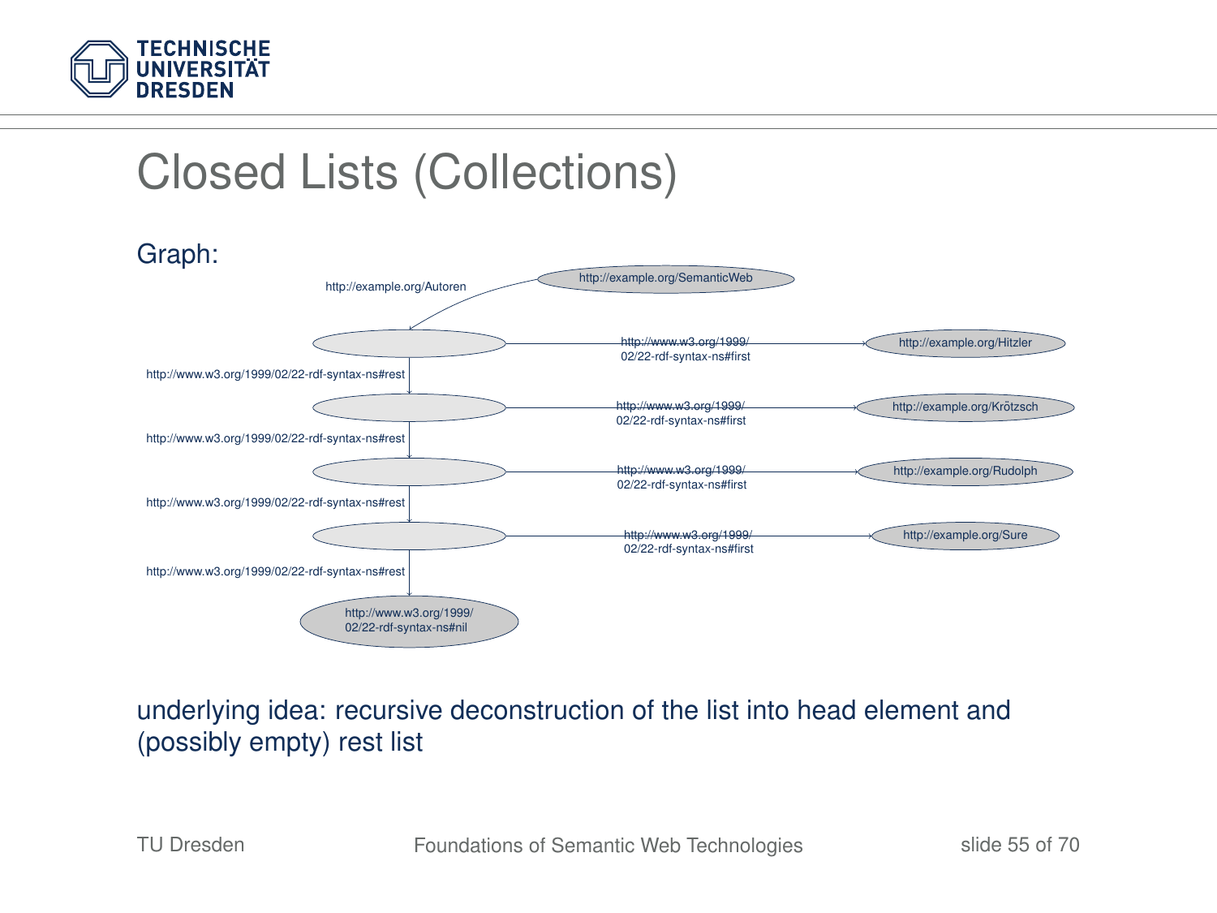# Closed Lists (Collections)

Graph:

http://example.org/SemanticWeb

http://example.org/Autoren

http://www.w3.org/1999/02/22-rdf-syntax-ns#first

http://example.org/Hitzler

http://www.w3.org/1999/02/22-rdf-syntax-ns#rest

http://www.w3.org/1999/02/22-rdf-syntax-ns#first

http://example.org/Krötzsch

http://www.w3.org/1999/02/22-rdf-syntax-ns#rest

http://www.w3.org/1999/02/22-rdf-syntax-ns#first

http://example.org/Rudolph

http://www.w3.org/1999/02/22-rdf-syntax-ns#rest

http://www.w3.org/1999/02/22-rdf-syntax-ns#first

http://example.org/Sure

http://www.w3.org/1999/02/22-rdf-syntax-ns#rest

http://www.w3.org/1999/02/22-rdf-syntax-ns#nil

underlying idea: recursive deconstruction of the list into head element and (possibly empty) rest list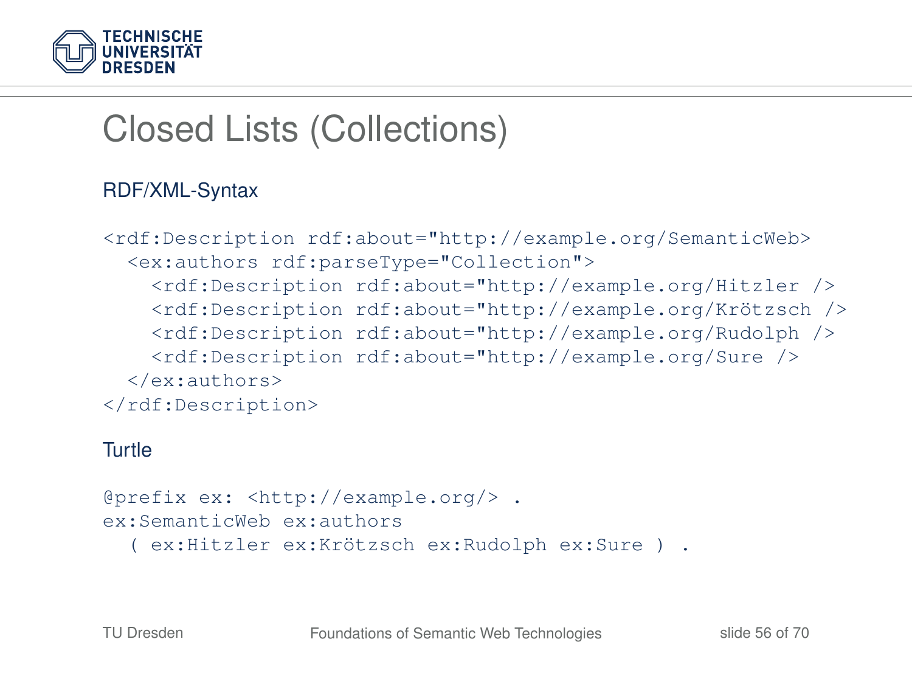# Closed Lists (Collections)

RDF/XML-Syntax

```
<rdf:Description rdf:about="http://example.org/SemanticWeb>
  <ex:authors rdf:parseType="Collection">
    <rdf:Description rdf:about="http://example.org/Hitzler />
    <rdf:Description rdf:about="http://example.org/Krötzsch />
    <rdf:Description rdf:about="http://example.org/Rudolph />
    <rdf:Description rdf:about="http://example.org/Sure />
  </ex:authors>
</rdf:Description>
```

Turtle

```
@prefix ex: <http://example.org/> .
ex:SemanticWeb ex:authors
  ( ex:Hitzler ex:Krötzsch ex:Rudolph ex:Sure ) .
```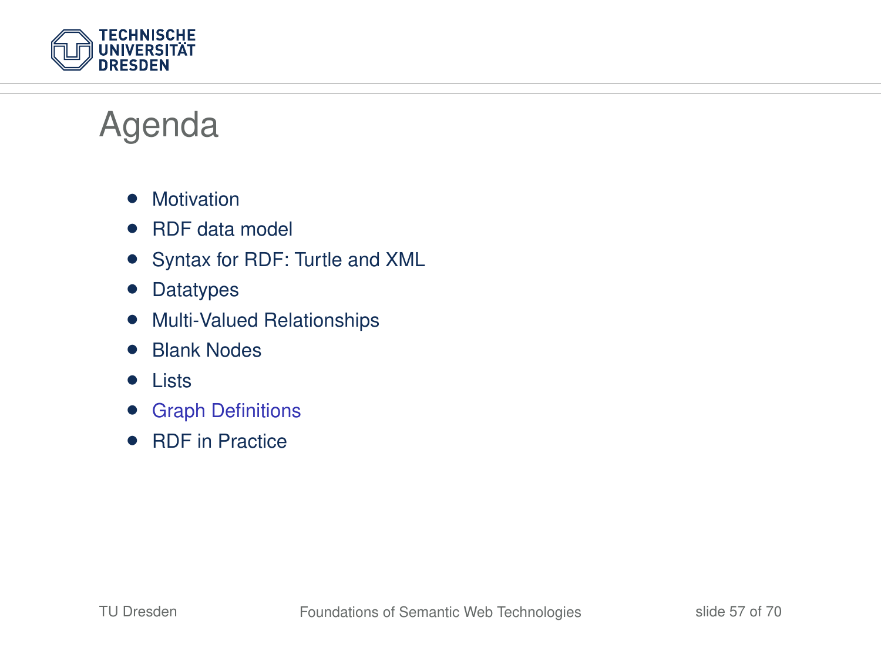# Agenda

- Motivation
- RDF data model
- Syntax for RDF: Turtle and XML
- Datatypes
- Multi-Valued Relationships
- Blank Nodes
- Lists
- Graph Definitions
- RDF in Practice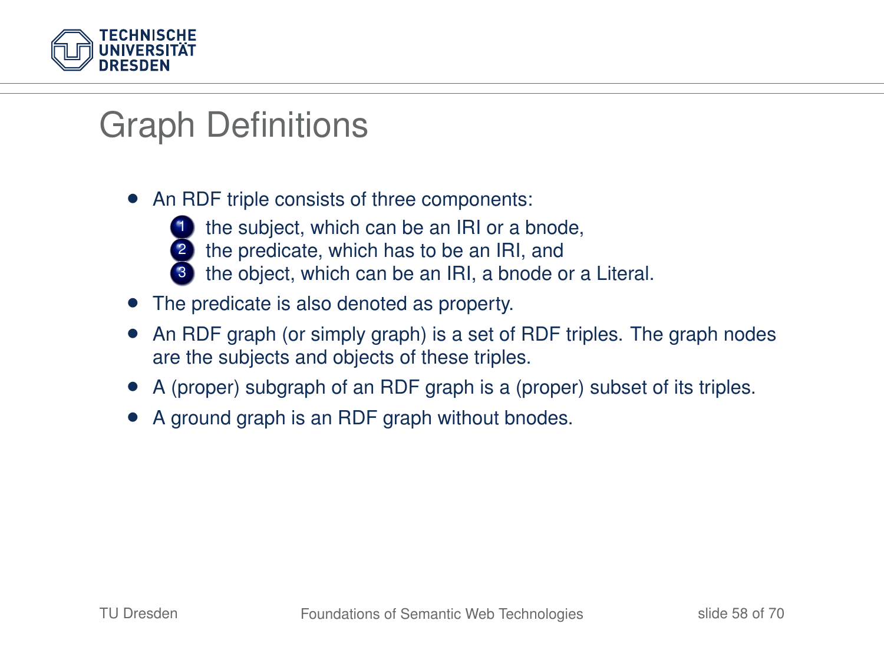# Graph Definitions

- An RDF triple consists of three components:
  1. the subject, which can be an IRI or a bnode,
  2. the predicate, which has to be an IRI, and
  3. the object, which can be an IRI, a bnode or a Literal.
- The predicate is also denoted as property.
- An RDF graph (or simply graph) is a set of RDF triples. The graph nodes are the subjects and objects of these triples.
- A (proper) subgraph of an RDF graph is a (proper) subset of its triples.
- A ground graph is an RDF graph without bnodes.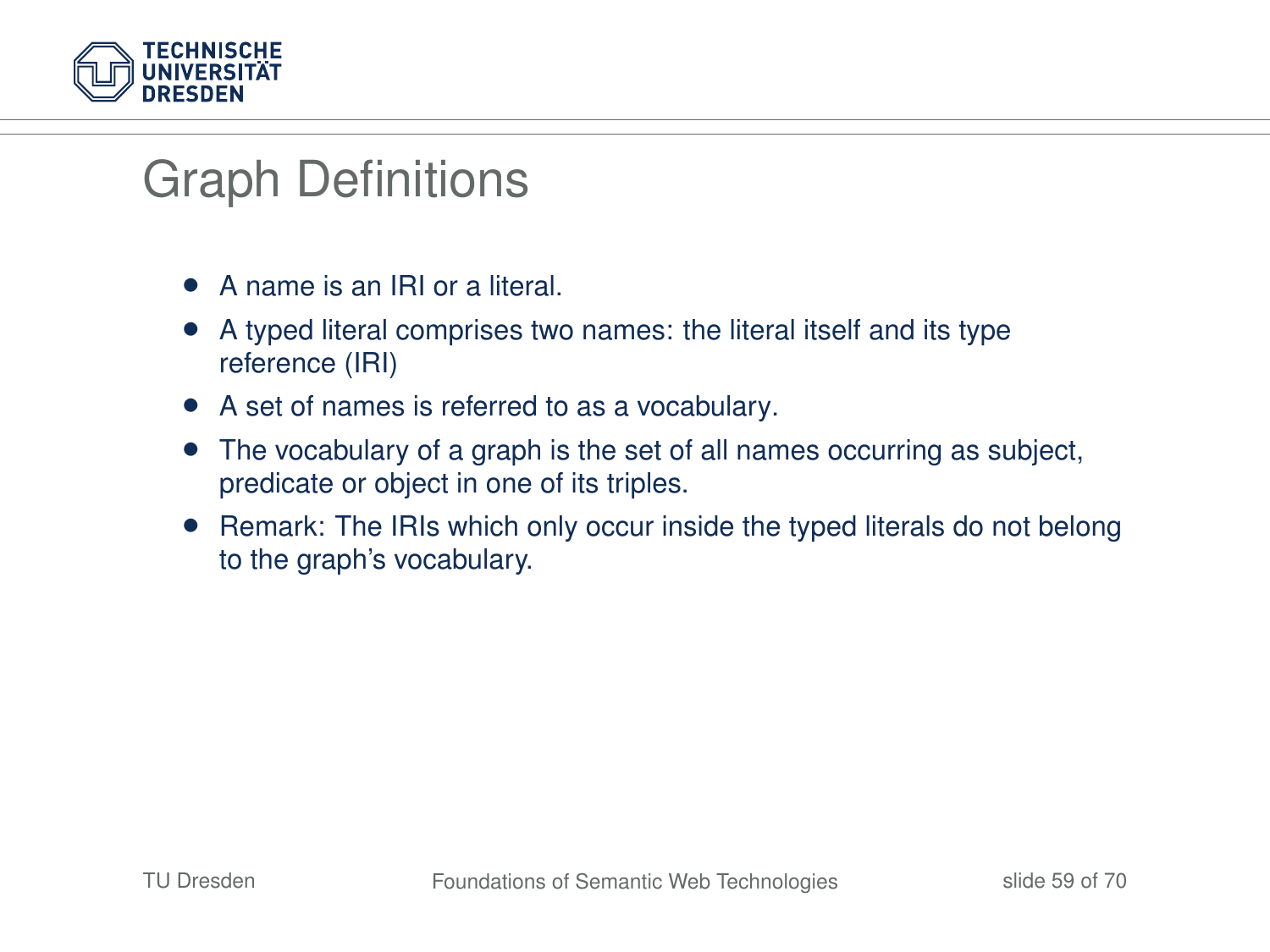# Graph Definitions

- A name is an IRI or a literal.
- A typed literal comprises two names: the literal itself and its type reference (IRI)
- A set of names is referred to as a vocabulary.
- The vocabulary of a graph is the set of all names occurring as subject, predicate or object in one of its triples.
- Remark: The IRIs which only occur inside the typed literals do not belong to the graph's vocabulary.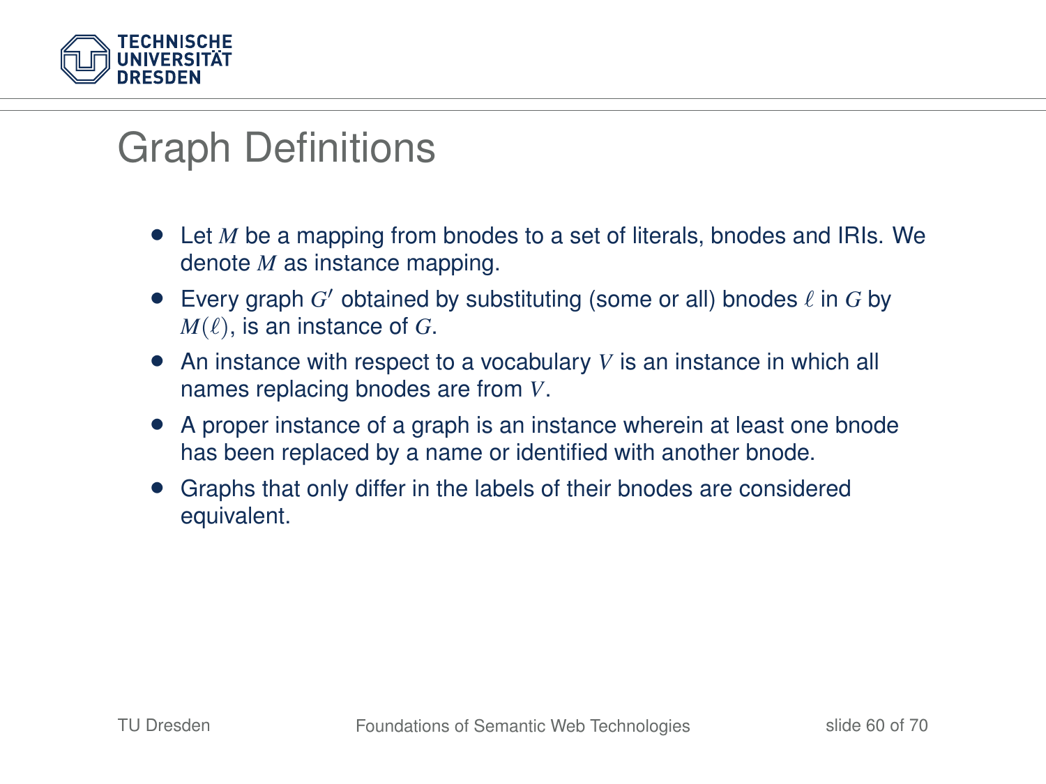# Graph Definitions

- Let $M$ be a mapping from bnodes to a set of literals, bnodes and IRIs. We denote $M$ as instance mapping.
- Every graph $G'$ obtained by substituting (some or all) bnodes $\ell$ in $G$ by $M(\ell)$, is an instance of $G$.
- An instance with respect to a vocabulary $V$ is an instance in which all names replacing bnodes are from $V$.
- A proper instance of a graph is an instance wherein at least one bnode has been replaced by a name or identified with another bnode.
- Graphs that only differ in the labels of their bnodes are considered equivalent.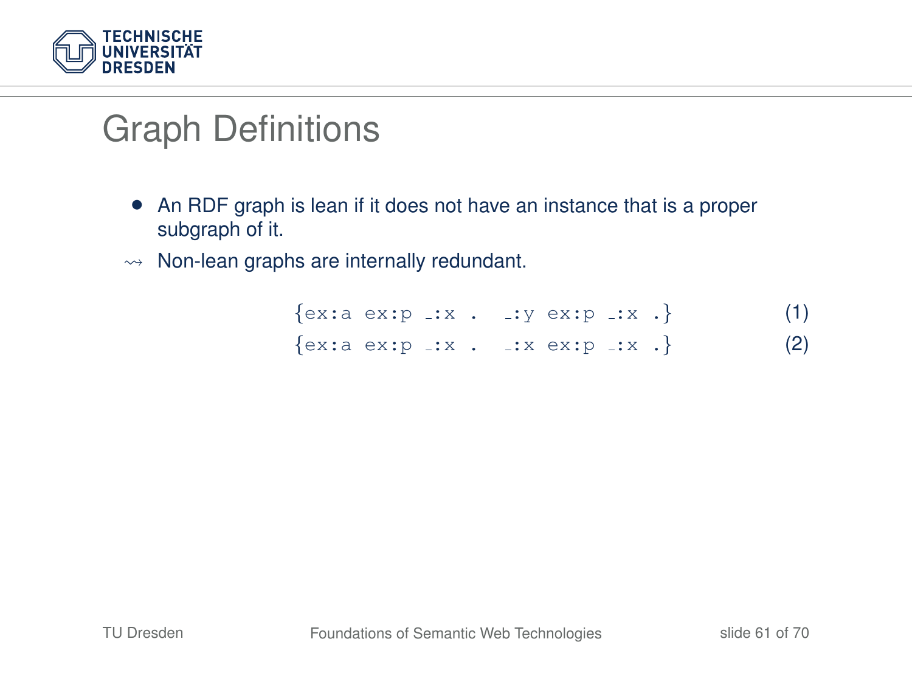# Graph Definitions

- An RDF graph is lean if it does not have an instance that is a proper subgraph of it.

⇝ Non-lean graphs are internally redundant.

```
{ex:a ex:p _:x .  _:y ex:p _:x .}    (1)
{ex:a ex:p _:x .  _:x ex:p _:x .}    (2)
```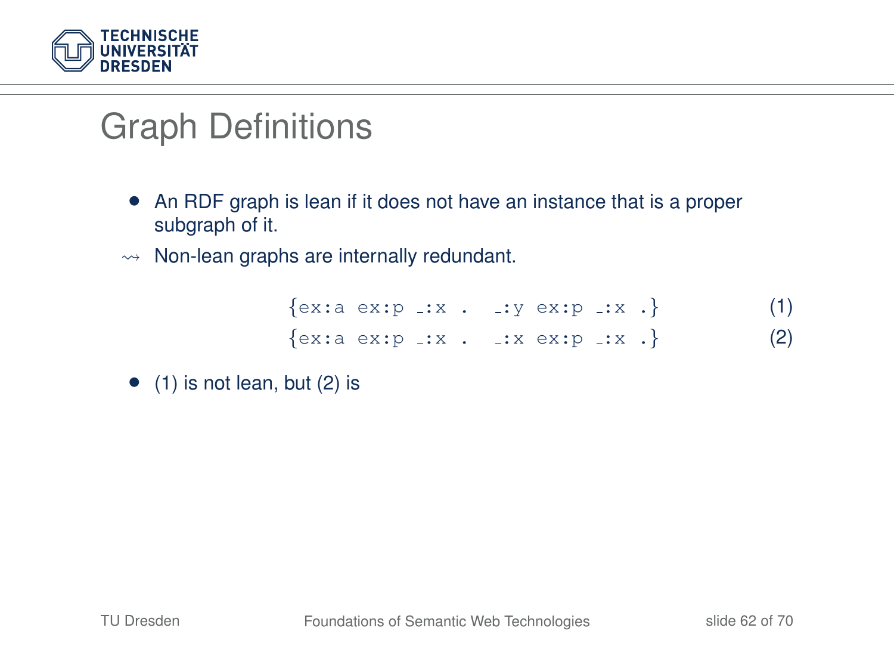# Graph Definitions

- An RDF graph is lean if it does not have an instance that is a proper subgraph of it.

⇝ Non-lean graphs are internally redundant.

$$\{\texttt{ex:a ex:p \_:x . \_:y ex:p \_:x .}\} \quad (1)$$

$$\{\texttt{ex:a ex:p \_:x . \_:x ex:p \_:x .}\} \quad (2)$$

- (1) is not lean, but (2) is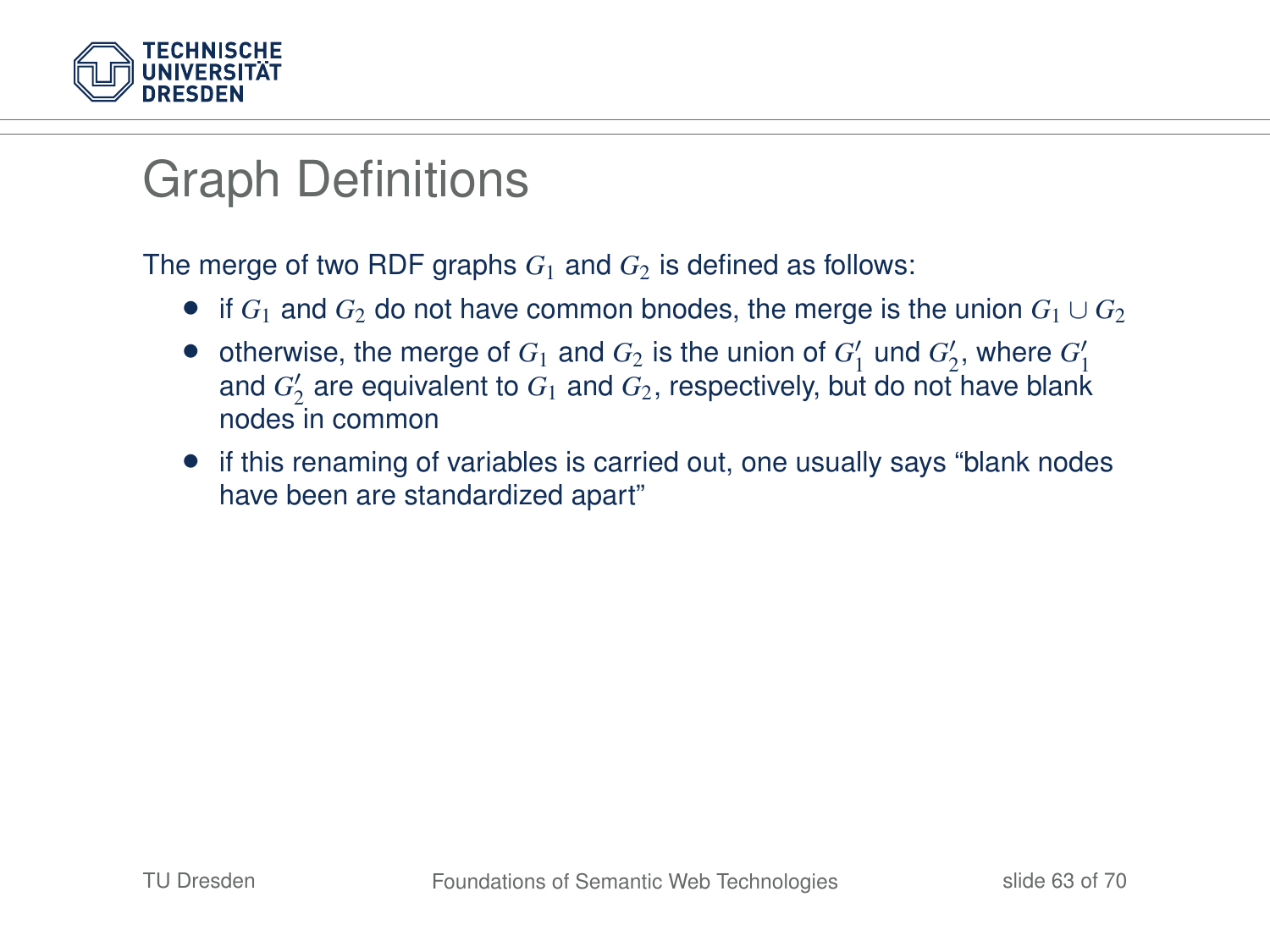# Graph Definitions

The merge of two RDF graphs $G_1$ and $G_2$ is defined as follows:

- if $G_1$ and $G_2$ do not have common bnodes, the merge is the union $G_1 \cup G_2$
- otherwise, the merge of $G_1$ and $G_2$ is the union of $G_1'$ und $G_2'$, where $G_1'$ and $G_2'$ are equivalent to $G_1$ and $G_2$, respectively, but do not have blank nodes in common
- if this renaming of variables is carried out, one usually says "blank nodes have been are standardized apart"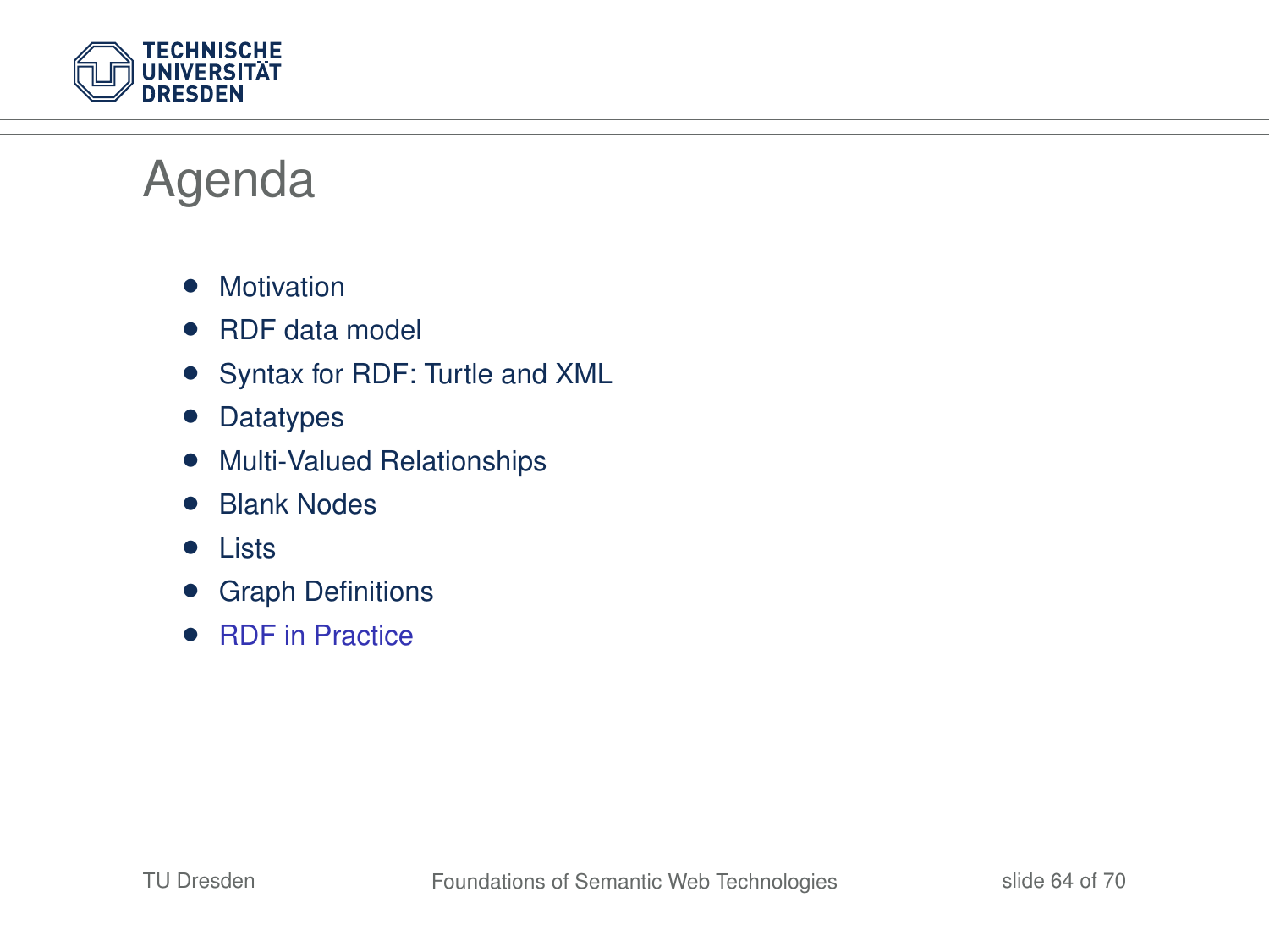# Agenda

- Motivation
- RDF data model
- Syntax for RDF: Turtle and XML
- Datatypes
- Multi-Valued Relationships
- Blank Nodes
- Lists
- Graph Definitions
- RDF in Practice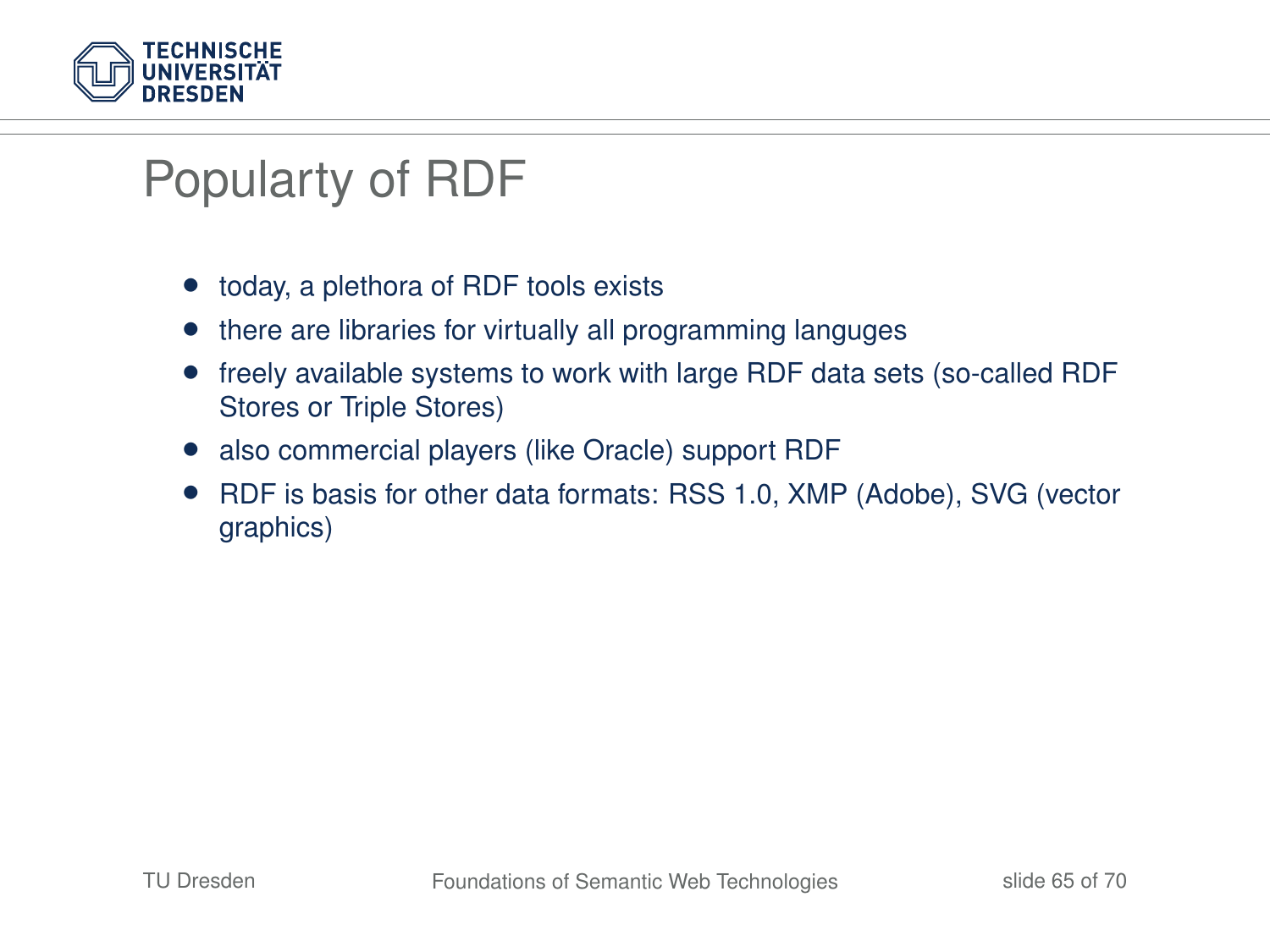# Popularty of RDF

- today, a plethora of RDF tools exists
- there are libraries for virtually all programming languges
- freely available systems to work with large RDF data sets (so-called RDF Stores or Triple Stores)
- also commercial players (like Oracle) support RDF
- RDF is basis for other data formats: RSS 1.0, XMP (Adobe), SVG (vector graphics)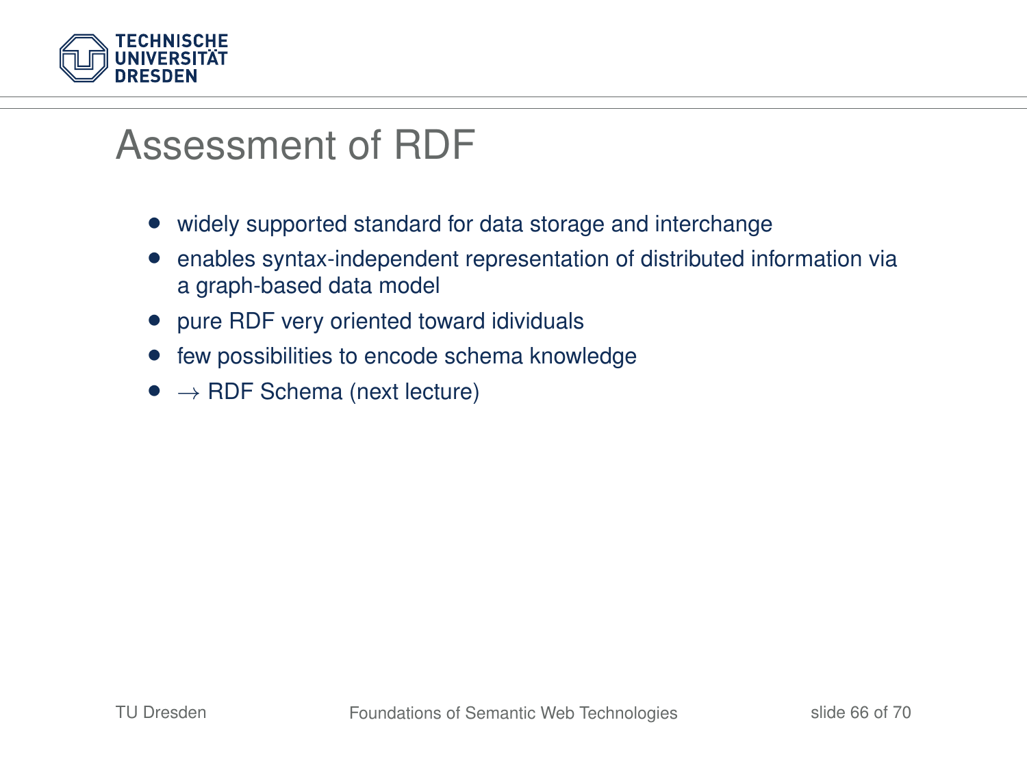# Assessment of RDF

- widely supported standard for data storage and interchange
- enables syntax-independent representation of distributed information via a graph-based data model
- pure RDF very oriented toward idividuals
- few possibilities to encode schema knowledge
- $\rightarrow$ RDF Schema (next lecture)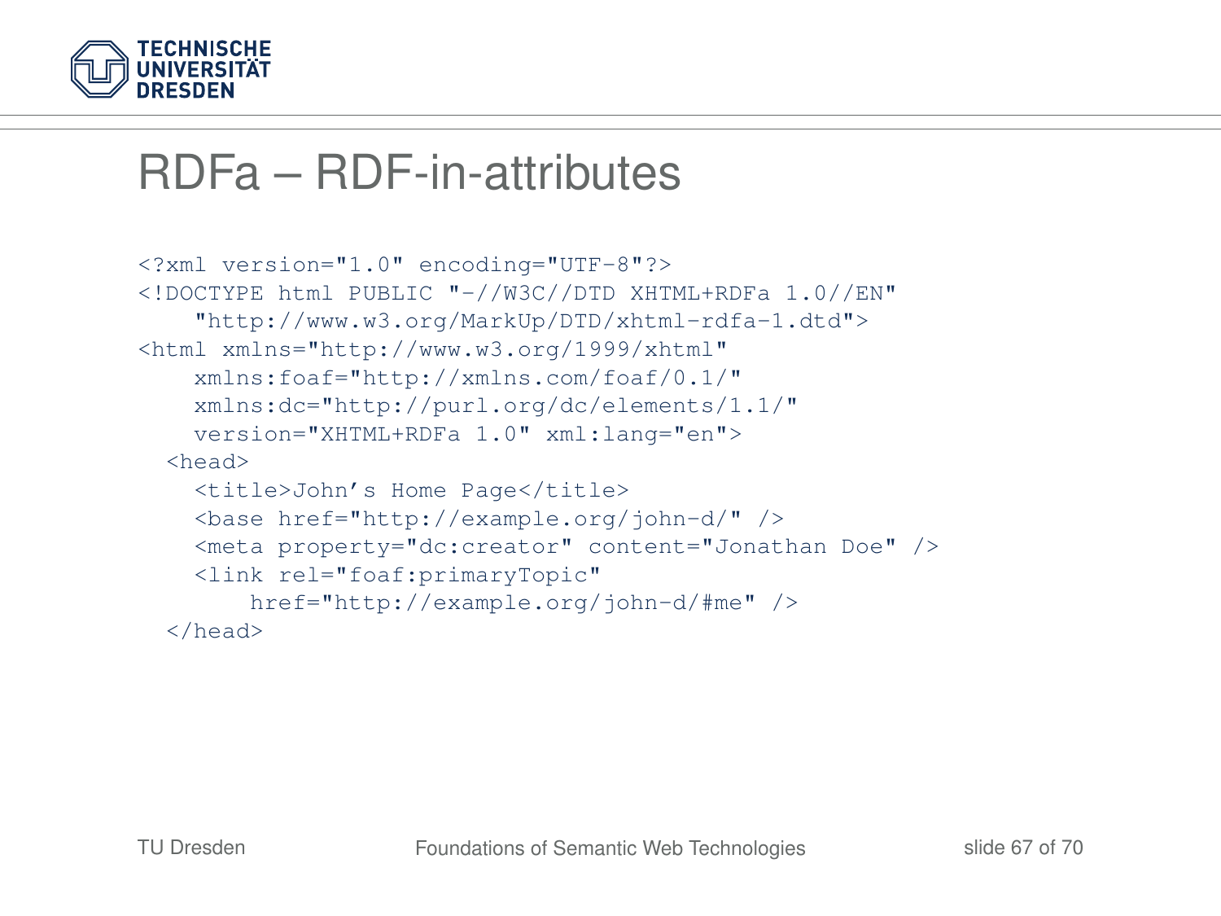# RDFa – RDF-in-attributes

```
<?xml version="1.0" encoding="UTF-8"?>
<!DOCTYPE html PUBLIC "-//W3C//DTD XHTML+RDFa 1.0//EN"
    "http://www.w3.org/MarkUp/DTD/xhtml-rdfa-1.dtd">
<html xmlns="http://www.w3.org/1999/xhtml"
    xmlns:foaf="http://xmlns.com/foaf/0.1/"
    xmlns:dc="http://purl.org/dc/elements/1.1/"
    version="XHTML+RDFa 1.0" xml:lang="en">
  <head>
    <title>John's Home Page</title>
    <base href="http://example.org/john-d/" />
    <meta property="dc:creator" content="Jonathan Doe" />
    <link rel="foaf:primaryTopic"
        href="http://example.org/john-d/#me" />
  </head>
```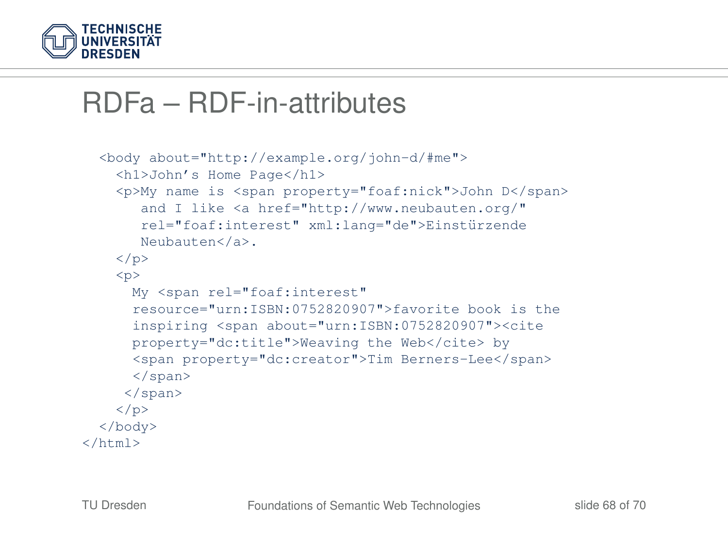# RDFa – RDF-in-attributes

```
  <body about="http://example.org/john-d/#me">
    <h1>John’s Home Page</h1>
    <p>My name is <span property="foaf:nick">John D</span>
       and I like <a href="http://www.neubauten.org/"
       rel="foaf:interest" xml:lang="de">Einstürzende
       Neubauten</a>.
    </p>
    <p>
      My <span rel="foaf:interest"
      resource="urn:ISBN:0752820907">favorite book is the
      inspiring <span about="urn:ISBN:0752820907"><cite
      property="dc:title">Weaving the Web</cite> by
      <span property="dc:creator">Tim Berners-Lee</span>
      </span>
     </span>
    </p>
  </body>
</html>
```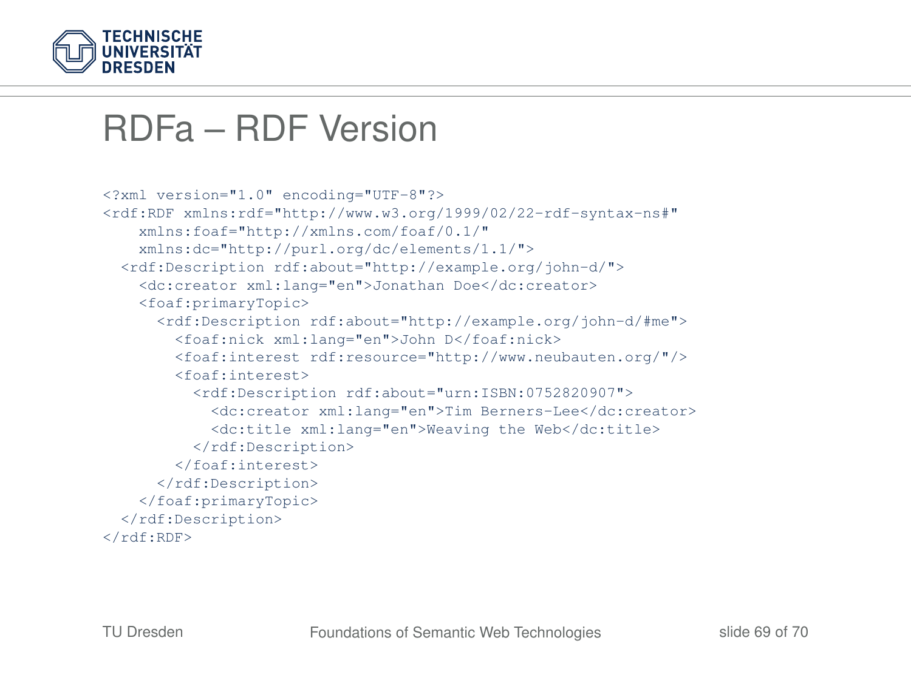# RDFa – RDF Version

```
<?xml version="1.0" encoding="UTF-8"?>
<rdf:RDF xmlns:rdf="http://www.w3.org/1999/02/22-rdf-syntax-ns#"
    xmlns:foaf="http://xmlns.com/foaf/0.1/"
    xmlns:dc="http://purl.org/dc/elements/1.1/">
  <rdf:Description rdf:about="http://example.org/john-d/">
    <dc:creator xml:lang="en">Jonathan Doe</dc:creator>
    <foaf:primaryTopic>
      <rdf:Description rdf:about="http://example.org/john-d/#me">
        <foaf:nick xml:lang="en">John D</foaf:nick>
        <foaf:interest rdf:resource="http://www.neubauten.org/"/>
        <foaf:interest>
          <rdf:Description rdf:about="urn:ISBN:0752820907">
            <dc:creator xml:lang="en">Tim Berners-Lee</dc:creator>
            <dc:title xml:lang="en">Weaving the Web</dc:title>
          </rdf:Description>
        </foaf:interest>
      </rdf:Description>
    </foaf:primaryTopic>
  </rdf:Description>
</rdf:RDF>
```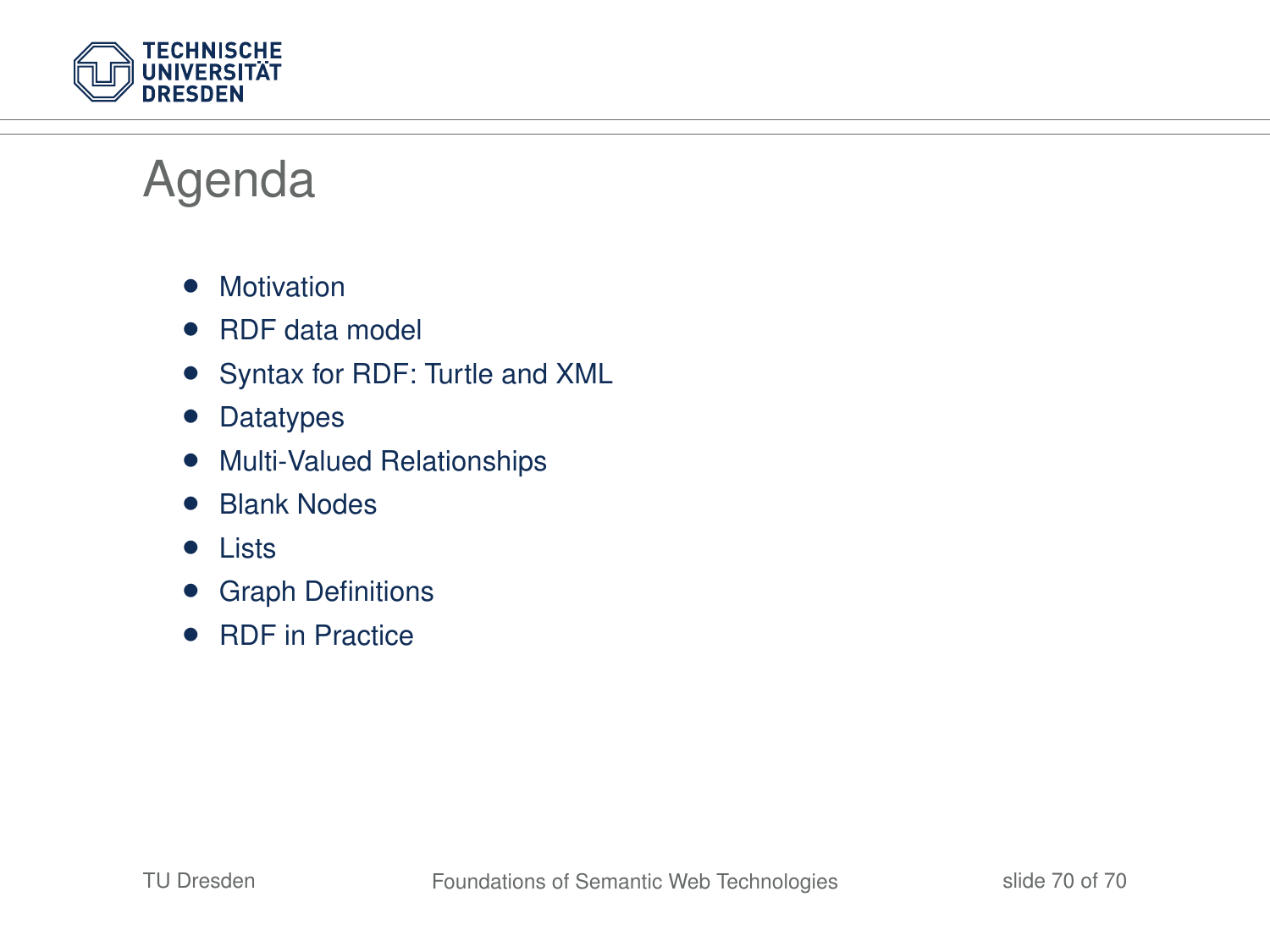# Agenda

- Motivation
- RDF data model
- Syntax for RDF: Turtle and XML
- Datatypes
- Multi-Valued Relationships
- Blank Nodes
- Lists
- Graph Definitions
- RDF in Practice